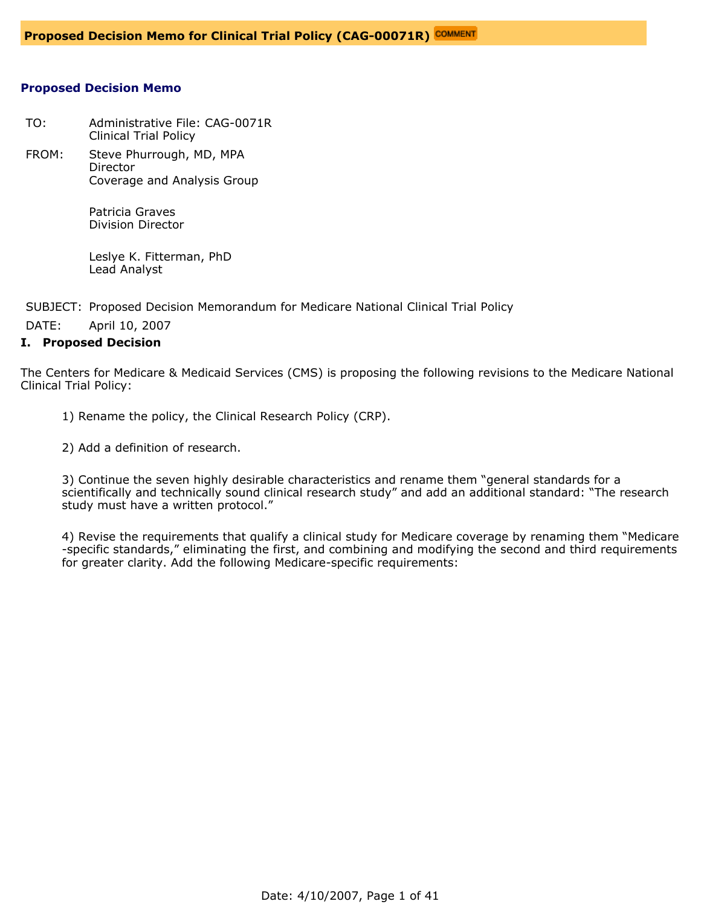# Proposed Decision Memo for Clinical Trial Policy (CAG-00071R)

## Proposed Decision Memo

| | |
|---|---|
| TO: | Administrative File: CAG-0071R<br>Clinical Trial Policy |
| FROM: | Steve Phurrough, MD, MPA<br>Director<br>Coverage and Analysis Group<br><br>Patricia Graves<br>Division Director<br><br>Leslye K. Fitterman, PhD<br>Lead Analyst |
| SUBJECT: | Proposed Decision Memorandum for Medicare National Clinical Trial Policy |
| DATE: | April 10, 2007 |

### I. Proposed Decision

The Centers for Medicare & Medicaid Services (CMS) is proposing the following revisions to the Medicare National Clinical Trial Policy:

1) Rename the policy, the Clinical Research Policy (CRP).

2) Add a definition of research.

3) Continue the seven highly desirable characteristics and rename them "general standards for a scientifically and technically sound clinical research study" and add an additional standard: "The research study must have a written protocol."

4) Revise the requirements that qualify a clinical study for Medicare coverage by renaming them "Medicare-specific standards," eliminating the first, and combining and modifying the second and third requirements for greater clarity. Add the following Medicare-specific requirements: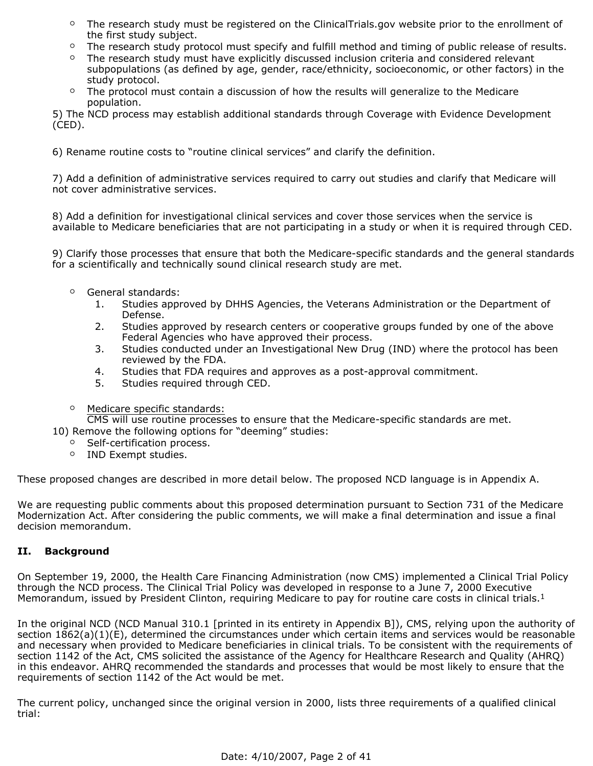- The research study must be registered on the ClinicalTrials.gov website prior to the enrollment of the first study subject.
- The research study protocol must specify and fulfill method and timing of public release of results.
- The research study must have explicitly discussed inclusion criteria and considered relevant subpopulations (as defined by age, gender, race/ethnicity, socioeconomic, or other factors) in the study protocol.
- The protocol must contain a discussion of how the results will generalize to the Medicare population.

5) The NCD process may establish additional standards through Coverage with Evidence Development (CED).

6) Rename routine costs to "routine clinical services" and clarify the definition.

7) Add a definition of administrative services required to carry out studies and clarify that Medicare will not cover administrative services.

8) Add a definition for investigational clinical services and cover those services when the service is available to Medicare beneficiaries that are not participating in a study or when it is required through CED.

9) Clarify those processes that ensure that both the Medicare-specific standards and the general standards for a scientifically and technically sound clinical research study are met.

- General standards:
  1. Studies approved by DHHS Agencies, the Veterans Administration or the Department of Defense.
  2. Studies approved by research centers or cooperative groups funded by one of the above Federal Agencies who have approved their process.
  3. Studies conducted under an Investigational New Drug (IND) where the protocol has been reviewed by the FDA.
  4. Studies that FDA requires and approves as a post-approval commitment.
  5. Studies required through CED.

- Medicare specific standards:
  CMS will use routine processes to ensure that the Medicare-specific standards are met.

10) Remove the following options for "deeming" studies:
- Self-certification process.
- IND Exempt studies.

These proposed changes are described in more detail below. The proposed NCD language is in Appendix A.

We are requesting public comments about this proposed determination pursuant to Section 731 of the Medicare Modernization Act. After considering the public comments, we will make a final determination and issue a final decision memorandum.

## II. Background

On September 19, 2000, the Health Care Financing Administration (now CMS) implemented a Clinical Trial Policy through the NCD process. The Clinical Trial Policy was developed in response to a June 7, 2000 Executive Memorandum, issued by President Clinton, requiring Medicare to pay for routine care costs in clinical trials.[1]

In the original NCD (NCD Manual 310.1 [printed in its entirety in Appendix B]), CMS, relying upon the authority of section 1862(a)(1)(E), determined the circumstances under which certain items and services would be reasonable and necessary when provided to Medicare beneficiaries in clinical trials. To be consistent with the requirements of section 1142 of the Act, CMS solicited the assistance of the Agency for Healthcare Research and Quality (AHRQ) in this endeavor. AHRQ recommended the standards and processes that would be most likely to ensure that the requirements of section 1142 of the Act would be met.

The current policy, unchanged since the original version in 2000, lists three requirements of a qualified clinical trial: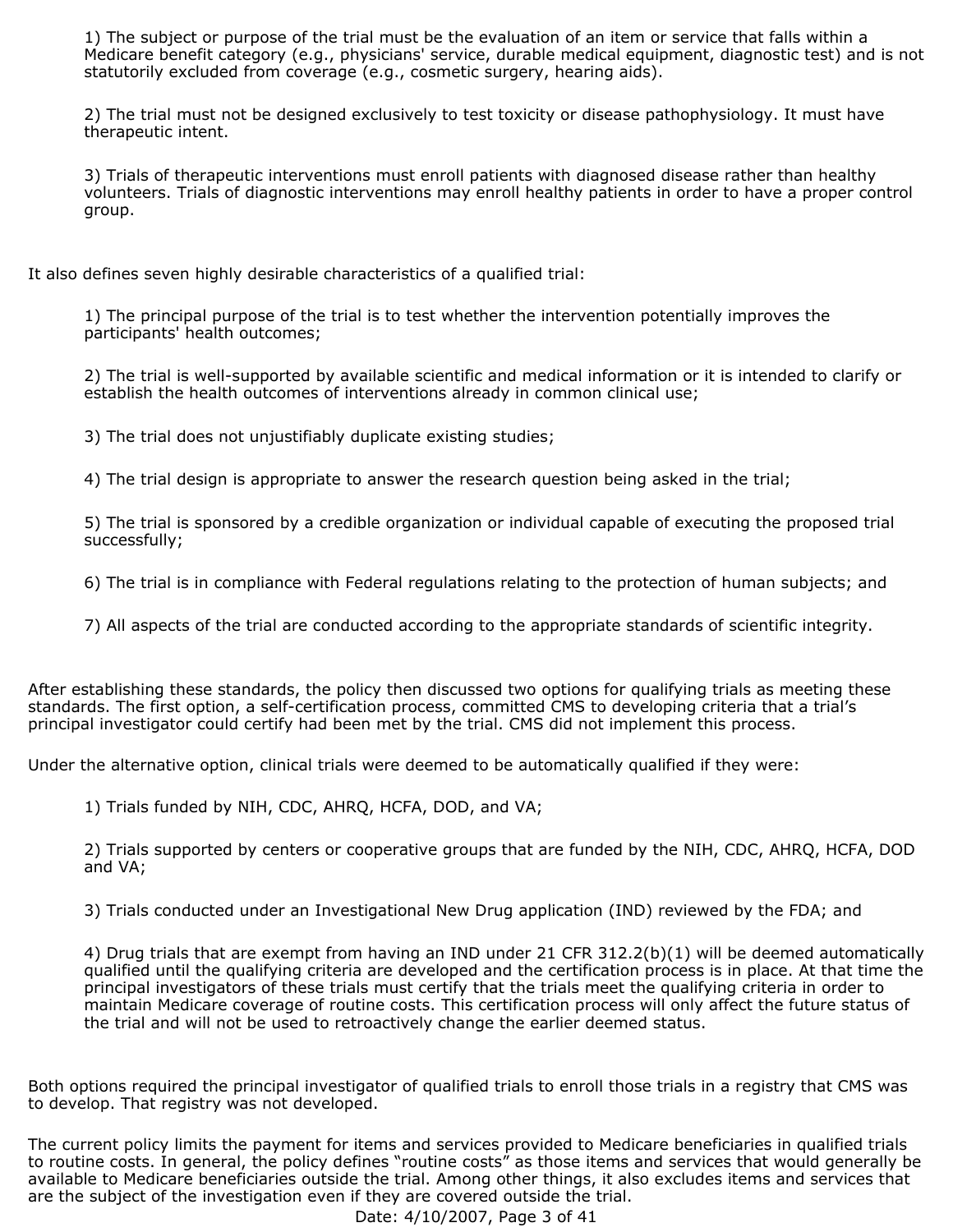1) The subject or purpose of the trial must be the evaluation of an item or service that falls within a Medicare benefit category (e.g., physicians' service, durable medical equipment, diagnostic test) and is not statutorily excluded from coverage (e.g., cosmetic surgery, hearing aids).

2) The trial must not be designed exclusively to test toxicity or disease pathophysiology. It must have therapeutic intent.

3) Trials of therapeutic interventions must enroll patients with diagnosed disease rather than healthy volunteers. Trials of diagnostic interventions may enroll healthy patients in order to have a proper control group.

It also defines seven highly desirable characteristics of a qualified trial:

1) The principal purpose of the trial is to test whether the intervention potentially improves the participants' health outcomes;

2) The trial is well-supported by available scientific and medical information or it is intended to clarify or establish the health outcomes of interventions already in common clinical use;

3) The trial does not unjustifiably duplicate existing studies;

4) The trial design is appropriate to answer the research question being asked in the trial;

5) The trial is sponsored by a credible organization or individual capable of executing the proposed trial successfully;

6) The trial is in compliance with Federal regulations relating to the protection of human subjects; and

7) All aspects of the trial are conducted according to the appropriate standards of scientific integrity.

After establishing these standards, the policy then discussed two options for qualifying trials as meeting these standards. The first option, a self-certification process, committed CMS to developing criteria that a trial's principal investigator could certify had been met by the trial. CMS did not implement this process.

Under the alternative option, clinical trials were deemed to be automatically qualified if they were:

1) Trials funded by NIH, CDC, AHRQ, HCFA, DOD, and VA;

2) Trials supported by centers or cooperative groups that are funded by the NIH, CDC, AHRQ, HCFA, DOD and VA;

3) Trials conducted under an Investigational New Drug application (IND) reviewed by the FDA; and

4) Drug trials that are exempt from having an IND under 21 CFR 312.2(b)(1) will be deemed automatically qualified until the qualifying criteria are developed and the certification process is in place. At that time the principal investigators of these trials must certify that the trials meet the qualifying criteria in order to maintain Medicare coverage of routine costs. This certification process will only affect the future status of the trial and will not be used to retroactively change the earlier deemed status.

Both options required the principal investigator of qualified trials to enroll those trials in a registry that CMS was to develop. That registry was not developed.

The current policy limits the payment for items and services provided to Medicare beneficiaries in qualified trials to routine costs. In general, the policy defines "routine costs" as those items and services that would generally be available to Medicare beneficiaries outside the trial. Among other things, it also excludes items and services that are the subject of the investigation even if they are covered outside the trial.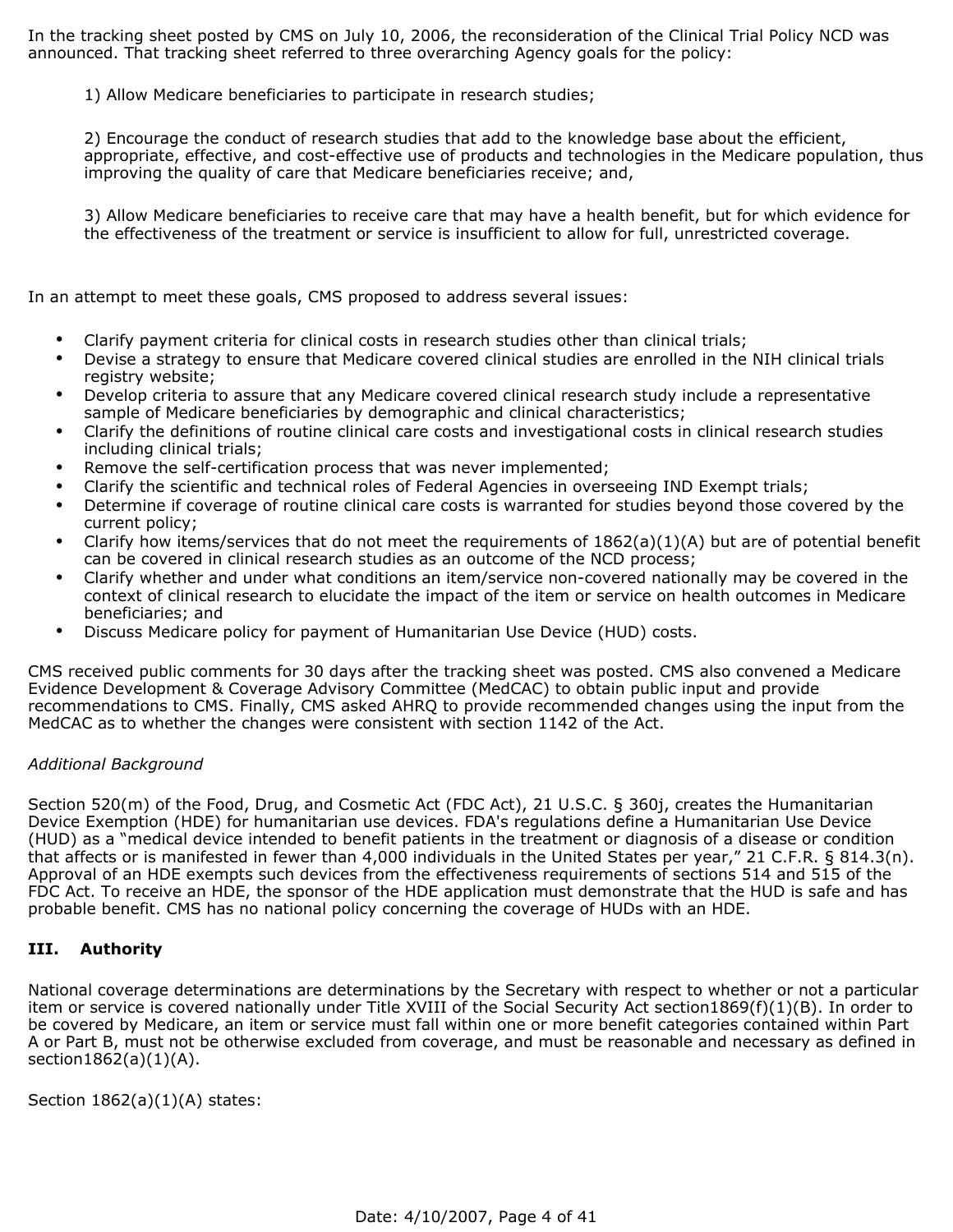In the tracking sheet posted by CMS on July 10, 2006, the reconsideration of the Clinical Trial Policy NCD was announced. That tracking sheet referred to three overarching Agency goals for the policy:

1) Allow Medicare beneficiaries to participate in research studies;

2) Encourage the conduct of research studies that add to the knowledge base about the efficient, appropriate, effective, and cost-effective use of products and technologies in the Medicare population, thus improving the quality of care that Medicare beneficiaries receive; and,

3) Allow Medicare beneficiaries to receive care that may have a health benefit, but for which evidence for the effectiveness of the treatment or service is insufficient to allow for full, unrestricted coverage.

In an attempt to meet these goals, CMS proposed to address several issues:

- Clarify payment criteria for clinical costs in research studies other than clinical trials;
- Devise a strategy to ensure that Medicare covered clinical studies are enrolled in the NIH clinical trials registry website;
- Develop criteria to assure that any Medicare covered clinical research study include a representative sample of Medicare beneficiaries by demographic and clinical characteristics;
- Clarify the definitions of routine clinical care costs and investigational costs in clinical research studies including clinical trials;
- Remove the self-certification process that was never implemented;
- Clarify the scientific and technical roles of Federal Agencies in overseeing IND Exempt trials;
- Determine if coverage of routine clinical care costs is warranted for studies beyond those covered by the current policy;
- Clarify how items/services that do not meet the requirements of 1862(a)(1)(A) but are of potential benefit can be covered in clinical research studies as an outcome of the NCD process;
- Clarify whether and under what conditions an item/service non-covered nationally may be covered in the context of clinical research to elucidate the impact of the item or service on health outcomes in Medicare beneficiaries; and
- Discuss Medicare policy for payment of Humanitarian Use Device (HUD) costs.

CMS received public comments for 30 days after the tracking sheet was posted. CMS also convened a Medicare Evidence Development & Coverage Advisory Committee (MedCAC) to obtain public input and provide recommendations to CMS. Finally, CMS asked AHRQ to provide recommended changes using the input from the MedCAC as to whether the changes were consistent with section 1142 of the Act.

*Additional Background*

Section 520(m) of the Food, Drug, and Cosmetic Act (FDC Act), 21 U.S.C. § 360j, creates the Humanitarian Device Exemption (HDE) for humanitarian use devices. FDA's regulations define a Humanitarian Use Device (HUD) as a "medical device intended to benefit patients in the treatment or diagnosis of a disease or condition that affects or is manifested in fewer than 4,000 individuals in the United States per year," 21 C.F.R. § 814.3(n). Approval of an HDE exempts such devices from the effectiveness requirements of sections 514 and 515 of the FDC Act. To receive an HDE, the sponsor of the HDE application must demonstrate that the HUD is safe and has probable benefit. CMS has no national policy concerning the coverage of HUDs with an HDE.

## III. Authority

National coverage determinations are determinations by the Secretary with respect to whether or not a particular item or service is covered nationally under Title XVIII of the Social Security Act section1869(f)(1)(B). In order to be covered by Medicare, an item or service must fall within one or more benefit categories contained within Part A or Part B, must not be otherwise excluded from coverage, and must be reasonable and necessary as defined in section1862(a)(1)(A).

Section 1862(a)(1)(A) states: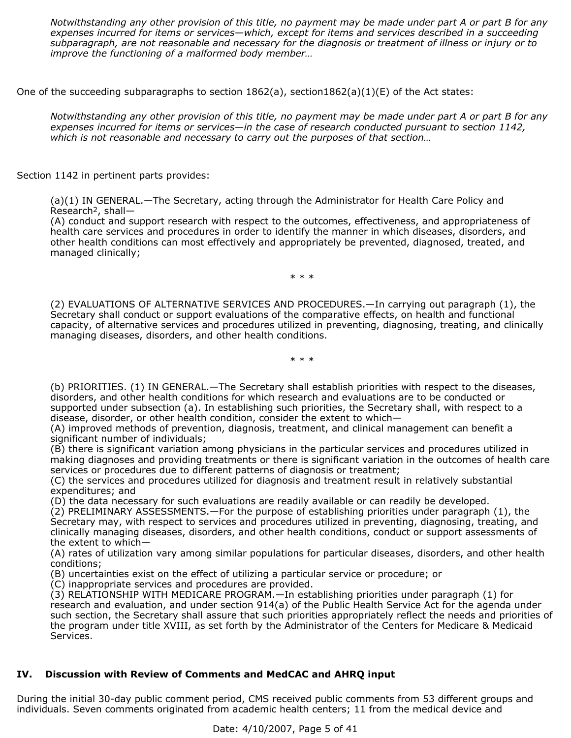> *Notwithstanding any other provision of this title, no payment may be made under part A or part B for any expenses incurred for items or services—which, except for items and services described in a succeeding subparagraph, are not reasonable and necessary for the diagnosis or treatment of illness or injury or to improve the functioning of a malformed body member…*

One of the succeeding subparagraphs to section 1862(a), section1862(a)(1)(E) of the Act states:

> *Notwithstanding any other provision of this title, no payment may be made under part A or part B for any expenses incurred for items or services—in the case of research conducted pursuant to section 1142, which is not reasonable and necessary to carry out the purposes of that section…*

Section 1142 in pertinent parts provides:

> (a)(1) IN GENERAL.—The Secretary, acting through the Administrator for Health Care Policy and Research[2], shall—
> (A) conduct and support research with respect to the outcomes, effectiveness, and appropriateness of health care services and procedures in order to identify the manner in which diseases, disorders, and other health conditions can most effectively and appropriately be prevented, diagnosed, treated, and managed clinically;
>
> \* \* \*
>
> (2) EVALUATIONS OF ALTERNATIVE SERVICES AND PROCEDURES.—In carrying out paragraph (1), the Secretary shall conduct or support evaluations of the comparative effects, on health and functional capacity, of alternative services and procedures utilized in preventing, diagnosing, treating, and clinically managing diseases, disorders, and other health conditions.
>
> \* \* \*
>
> (b) PRIORITIES. (1) IN GENERAL.—The Secretary shall establish priorities with respect to the diseases, disorders, and other health conditions for which research and evaluations are to be conducted or supported under subsection (a). In establishing such priorities, the Secretary shall, with respect to a disease, disorder, or other health condition, consider the extent to which—
> (A) improved methods of prevention, diagnosis, treatment, and clinical management can benefit a significant number of individuals;
> (B) there is significant variation among physicians in the particular services and procedures utilized in making diagnoses and providing treatments or there is significant variation in the outcomes of health care services or procedures due to different patterns of diagnosis or treatment;
> (C) the services and procedures utilized for diagnosis and treatment result in relatively substantial expenditures; and
> (D) the data necessary for such evaluations are readily available or can readily be developed.
> (2) PRELIMINARY ASSESSMENTS.—For the purpose of establishing priorities under paragraph (1), the Secretary may, with respect to services and procedures utilized in preventing, diagnosing, treating, and clinically managing diseases, disorders, and other health conditions, conduct or support assessments of the extent to which—
> (A) rates of utilization vary among similar populations for particular diseases, disorders, and other health conditions;
> (B) uncertainties exist on the effect of utilizing a particular service or procedure; or
> (C) inappropriate services and procedures are provided.
> (3) RELATIONSHIP WITH MEDICARE PROGRAM.—In establishing priorities under paragraph (1) for research and evaluation, and under section 914(a) of the Public Health Service Act for the agenda under such section, the Secretary shall assure that such priorities appropriately reflect the needs and priorities of the program under title XVIII, as set forth by the Administrator of the Centers for Medicare & Medicaid Services.

## IV. Discussion with Review of Comments and MedCAC and AHRQ input

During the initial 30-day public comment period, CMS received public comments from 53 different groups and individuals. Seven comments originated from academic health centers; 11 from the medical device and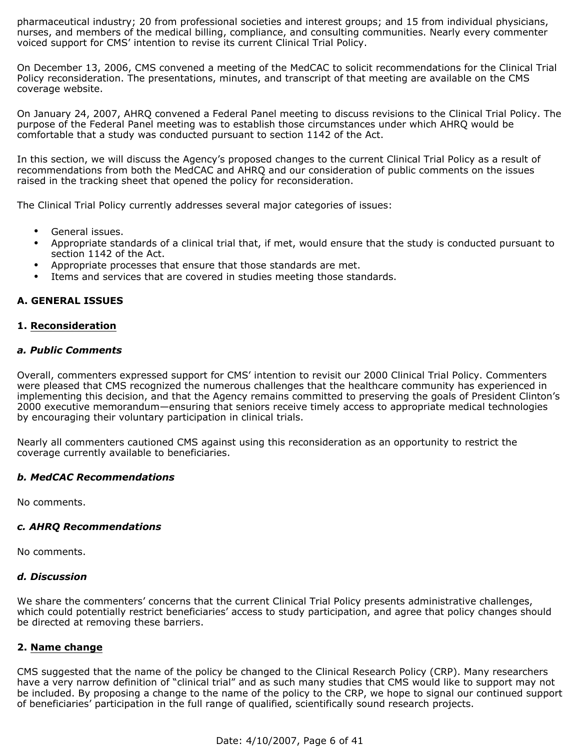pharmaceutical industry; 20 from professional societies and interest groups; and 15 from individual physicians, nurses, and members of the medical billing, compliance, and consulting communities. Nearly every commenter voiced support for CMS' intention to revise its current Clinical Trial Policy.

On December 13, 2006, CMS convened a meeting of the MedCAC to solicit recommendations for the Clinical Trial Policy reconsideration. The presentations, minutes, and transcript of that meeting are available on the CMS coverage website.

On January 24, 2007, AHRQ convened a Federal Panel meeting to discuss revisions to the Clinical Trial Policy. The purpose of the Federal Panel meeting was to establish those circumstances under which AHRQ would be comfortable that a study was conducted pursuant to section 1142 of the Act.

In this section, we will discuss the Agency's proposed changes to the current Clinical Trial Policy as a result of recommendations from both the MedCAC and AHRQ and our consideration of public comments on the issues raised in the tracking sheet that opened the policy for reconsideration.

The Clinical Trial Policy currently addresses several major categories of issues:

- General issues.
- Appropriate standards of a clinical trial that, if met, would ensure that the study is conducted pursuant to section 1142 of the Act.
- Appropriate processes that ensure that those standards are met.
- Items and services that are covered in studies meeting those standards.

### A. GENERAL ISSUES

#### 1. <u>Reconsideration</u>

***a. Public Comments***

Overall, commenters expressed support for CMS' intention to revisit our 2000 Clinical Trial Policy. Commenters were pleased that CMS recognized the numerous challenges that the healthcare community has experienced in implementing this decision, and that the Agency remains committed to preserving the goals of President Clinton's 2000 executive memorandum—ensuring that seniors receive timely access to appropriate medical technologies by encouraging their voluntary participation in clinical trials.

Nearly all commenters cautioned CMS against using this reconsideration as an opportunity to restrict the coverage currently available to beneficiaries.

***b. MedCAC Recommendations***

No comments.

***c. AHRQ Recommendations***

No comments.

***d. Discussion***

We share the commenters' concerns that the current Clinical Trial Policy presents administrative challenges, which could potentially restrict beneficiaries' access to study participation, and agree that policy changes should be directed at removing these barriers.

#### 2. <u>Name change</u>

CMS suggested that the name of the policy be changed to the Clinical Research Policy (CRP). Many researchers have a very narrow definition of "clinical trial" and as such many studies that CMS would like to support may not be included. By proposing a change to the name of the policy to the CRP, we hope to signal our continued support of beneficiaries' participation in the full range of qualified, scientifically sound research projects.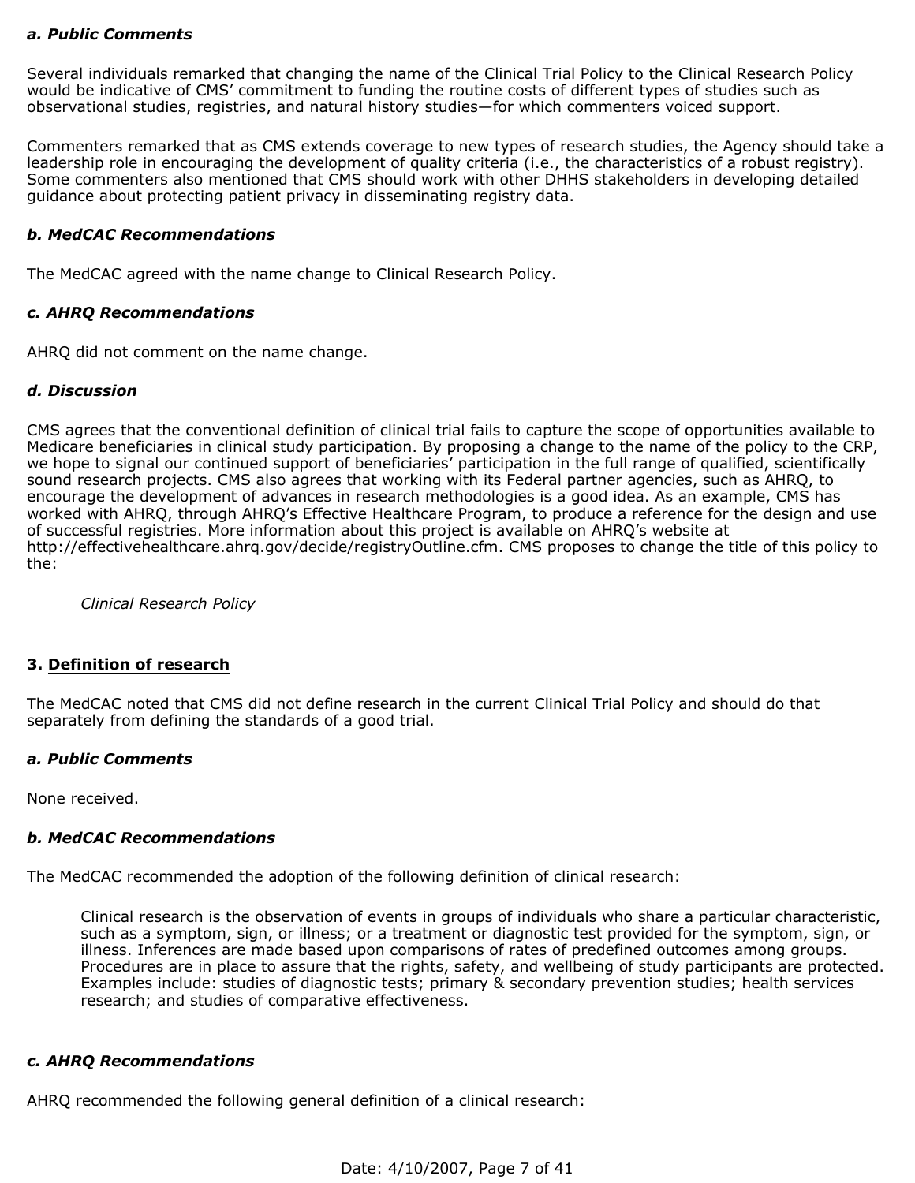***a. Public Comments***

Several individuals remarked that changing the name of the Clinical Trial Policy to the Clinical Research Policy would be indicative of CMS' commitment to funding the routine costs of different types of studies such as observational studies, registries, and natural history studies—for which commenters voiced support.

Commenters remarked that as CMS extends coverage to new types of research studies, the Agency should take a leadership role in encouraging the development of quality criteria (i.e., the characteristics of a robust registry). Some commenters also mentioned that CMS should work with other DHHS stakeholders in developing detailed guidance about protecting patient privacy in disseminating registry data.

***b. MedCAC Recommendations***

The MedCAC agreed with the name change to Clinical Research Policy.

***c. AHRQ Recommendations***

AHRQ did not comment on the name change.

***d. Discussion***

CMS agrees that the conventional definition of clinical trial fails to capture the scope of opportunities available to Medicare beneficiaries in clinical study participation. By proposing a change to the name of the policy to the CRP, we hope to signal our continued support of beneficiaries' participation in the full range of qualified, scientifically sound research projects. CMS also agrees that working with its Federal partner agencies, such as AHRQ, to encourage the development of advances in research methodologies is a good idea. As an example, CMS has worked with AHRQ, through AHRQ's Effective Healthcare Program, to produce a reference for the design and use of successful registries. More information about this project is available on AHRQ's website at http://effectivehealthcare.ahrq.gov/decide/registryOutline.cfm. CMS proposes to change the title of this policy to the:

> *Clinical Research Policy*

### 3. <u>Definition of research</u>

The MedCAC noted that CMS did not define research in the current Clinical Trial Policy and should do that separately from defining the standards of a good trial.

***a. Public Comments***

None received.

***b. MedCAC Recommendations***

The MedCAC recommended the adoption of the following definition of clinical research:

> Clinical research is the observation of events in groups of individuals who share a particular characteristic, such as a symptom, sign, or illness; or a treatment or diagnostic test provided for the symptom, sign, or illness. Inferences are made based upon comparisons of rates of predefined outcomes among groups. Procedures are in place to assure that the rights, safety, and wellbeing of study participants are protected. Examples include: studies of diagnostic tests; primary & secondary prevention studies; health services research; and studies of comparative effectiveness.

***c. AHRQ Recommendations***

AHRQ recommended the following general definition of a clinical research: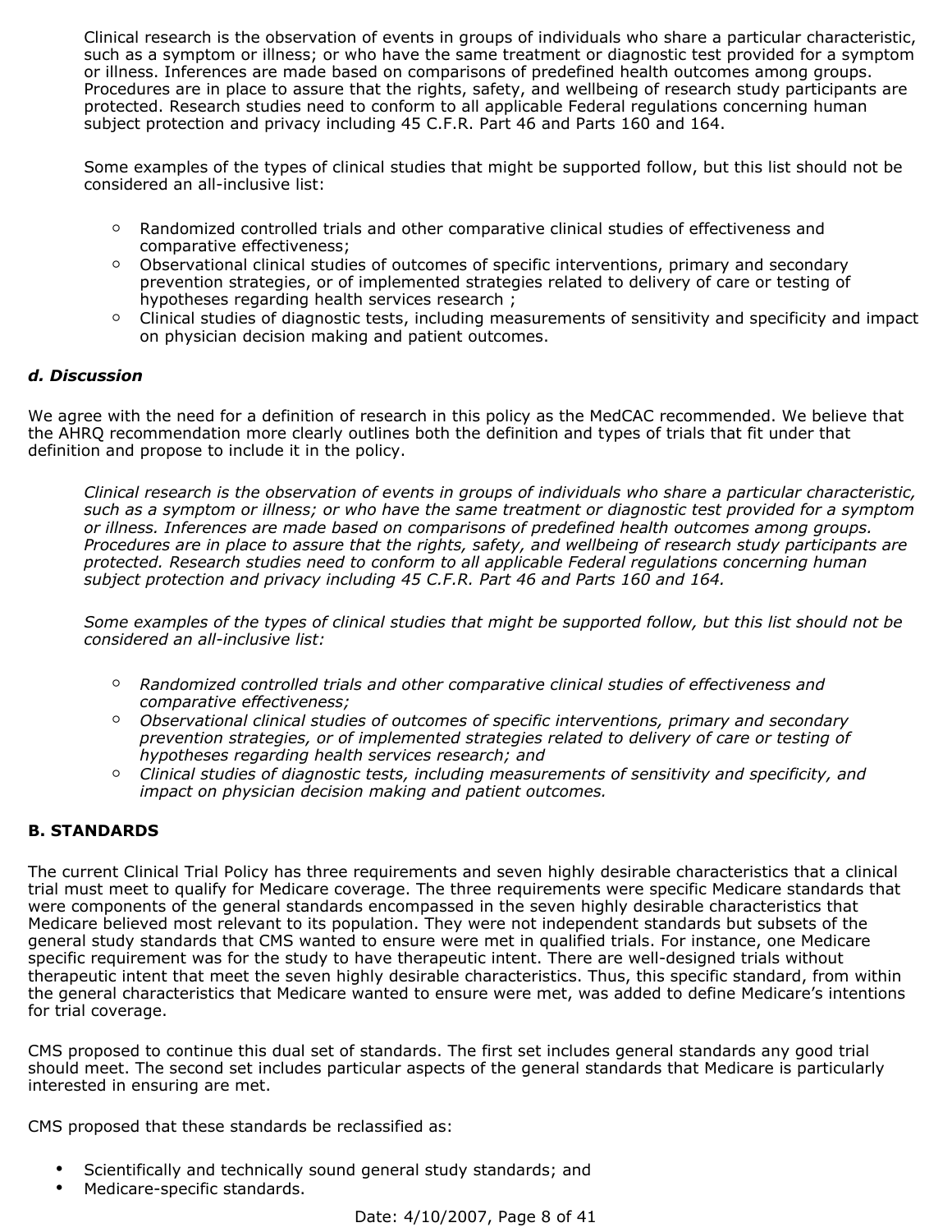Clinical research is the observation of events in groups of individuals who share a particular characteristic, such as a symptom or illness; or who have the same treatment or diagnostic test provided for a symptom or illness. Inferences are made based on comparisons of predefined health outcomes among groups. Procedures are in place to assure that the rights, safety, and wellbeing of research study participants are protected. Research studies need to conform to all applicable Federal regulations concerning human subject protection and privacy including 45 C.F.R. Part 46 and Parts 160 and 164.

Some examples of the types of clinical studies that might be supported follow, but this list should not be considered an all-inclusive list:

- Randomized controlled trials and other comparative clinical studies of effectiveness and comparative effectiveness;
- Observational clinical studies of outcomes of specific interventions, primary and secondary prevention strategies, or of implemented strategies related to delivery of care or testing of hypotheses regarding health services research ;
- Clinical studies of diagnostic tests, including measurements of sensitivity and specificity and impact on physician decision making and patient outcomes.

### *d. Discussion*

We agree with the need for a definition of research in this policy as the MedCAC recommended. We believe that the AHRQ recommendation more clearly outlines both the definition and types of trials that fit under that definition and propose to include it in the policy.

*Clinical research is the observation of events in groups of individuals who share a particular characteristic, such as a symptom or illness; or who have the same treatment or diagnostic test provided for a symptom or illness. Inferences are made based on comparisons of predefined health outcomes among groups. Procedures are in place to assure that the rights, safety, and wellbeing of research study participants are protected. Research studies need to conform to all applicable Federal regulations concerning human subject protection and privacy including 45 C.F.R. Part 46 and Parts 160 and 164.*

*Some examples of the types of clinical studies that might be supported follow, but this list should not be considered an all-inclusive list:*

- *Randomized controlled trials and other comparative clinical studies of effectiveness and comparative effectiveness;*
- *Observational clinical studies of outcomes of specific interventions, primary and secondary prevention strategies, or of implemented strategies related to delivery of care or testing of hypotheses regarding health services research; and*
- *Clinical studies of diagnostic tests, including measurements of sensitivity and specificity, and impact on physician decision making and patient outcomes.*

## B. STANDARDS

The current Clinical Trial Policy has three requirements and seven highly desirable characteristics that a clinical trial must meet to qualify for Medicare coverage. The three requirements were specific Medicare standards that were components of the general standards encompassed in the seven highly desirable characteristics that Medicare believed most relevant to its population. They were not independent standards but subsets of the general study standards that CMS wanted to ensure were met in qualified trials. For instance, one Medicare specific requirement was for the study to have therapeutic intent. There are well-designed trials without therapeutic intent that meet the seven highly desirable characteristics. Thus, this specific standard, from within the general characteristics that Medicare wanted to ensure were met, was added to define Medicare's intentions for trial coverage.

CMS proposed to continue this dual set of standards. The first set includes general standards any good trial should meet. The second set includes particular aspects of the general standards that Medicare is particularly interested in ensuring are met.

CMS proposed that these standards be reclassified as:

- Scientifically and technically sound general study standards; and
- Medicare-specific standards.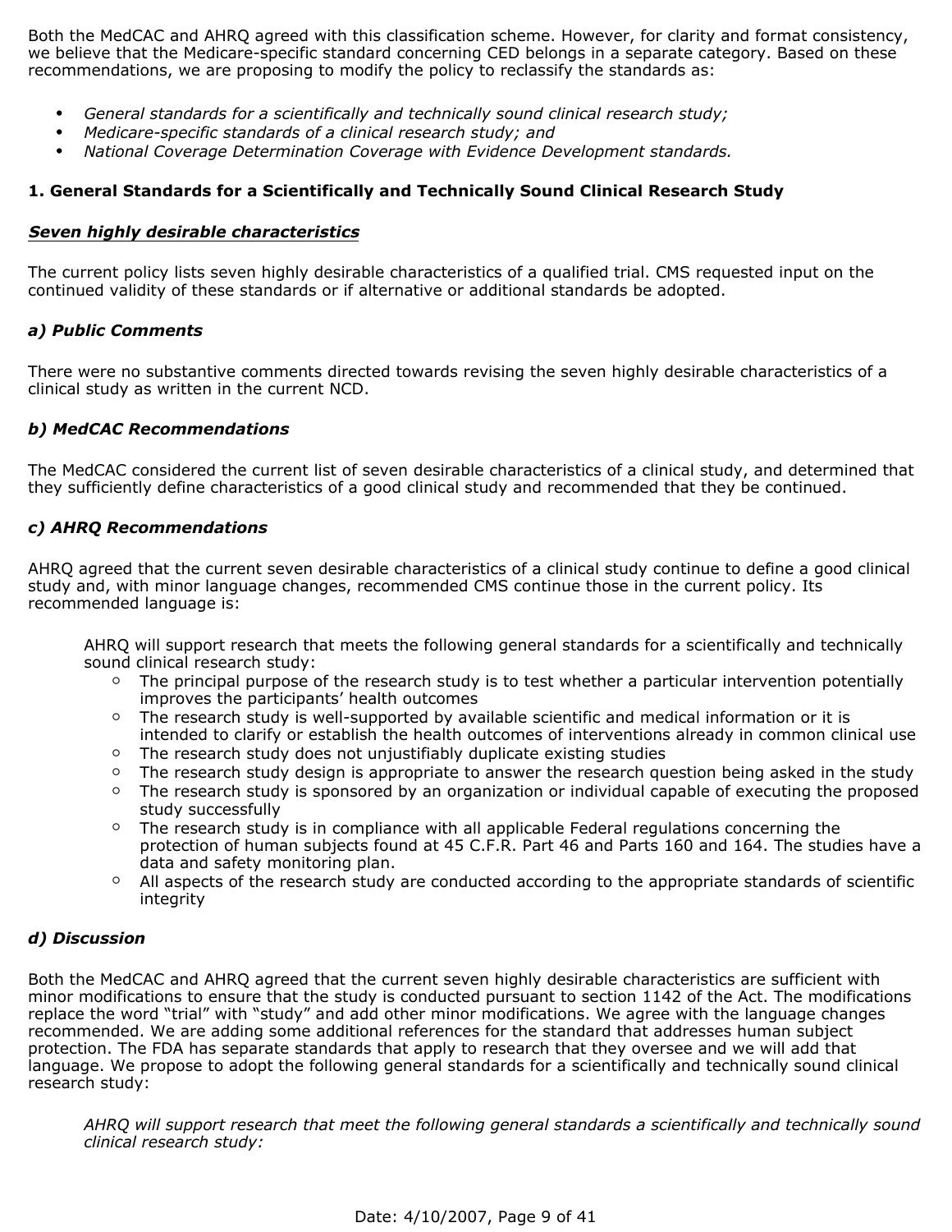Both the MedCAC and AHRQ agreed with this classification scheme. However, for clarity and format consistency, we believe that the Medicare-specific standard concerning CED belongs in a separate category. Based on these recommendations, we are proposing to modify the policy to reclassify the standards as:

- *General standards for a scientifically and technically sound clinical research study;*
- *Medicare-specific standards of a clinical research study; and*
- *National Coverage Determination Coverage with Evidence Development standards.*

**1. General Standards for a Scientifically and Technically Sound Clinical Research Study**

***Seven highly desirable characteristics***

The current policy lists seven highly desirable characteristics of a qualified trial. CMS requested input on the continued validity of these standards or if alternative or additional standards be adopted.

***a) Public Comments***

There were no substantive comments directed towards revising the seven highly desirable characteristics of a clinical study as written in the current NCD.

***b) MedCAC Recommendations***

The MedCAC considered the current list of seven desirable characteristics of a clinical study, and determined that they sufficiently define characteristics of a good clinical study and recommended that they be continued.

***c) AHRQ Recommendations***

AHRQ agreed that the current seven desirable characteristics of a clinical study continue to define a good clinical study and, with minor language changes, recommended CMS continue those in the current policy. Its recommended language is:

> AHRQ will support research that meets the following general standards for a scientifically and technically sound clinical research study:
>
> - The principal purpose of the research study is to test whether a particular intervention potentially improves the participants' health outcomes
> - The research study is well-supported by available scientific and medical information or it is intended to clarify or establish the health outcomes of interventions already in common clinical use
> - The research study does not unjustifiably duplicate existing studies
> - The research study design is appropriate to answer the research question being asked in the study
> - The research study is sponsored by an organization or individual capable of executing the proposed study successfully
> - The research study is in compliance with all applicable Federal regulations concerning the protection of human subjects found at 45 C.F.R. Part 46 and Parts 160 and 164. The studies have a data and safety monitoring plan.
> - All aspects of the research study are conducted according to the appropriate standards of scientific integrity

***d) Discussion***

Both the MedCAC and AHRQ agreed that the current seven highly desirable characteristics are sufficient with minor modifications to ensure that the study is conducted pursuant to section 1142 of the Act. The modifications replace the word "trial" with "study" and add other minor modifications. We agree with the language changes recommended. We are adding some additional references for the standard that addresses human subject protection. The FDA has separate standards that apply to research that they oversee and we will add that language. We propose to adopt the following general standards for a scientifically and technically sound clinical research study:

> *AHRQ will support research that meet the following general standards a scientifically and technically sound clinical research study:*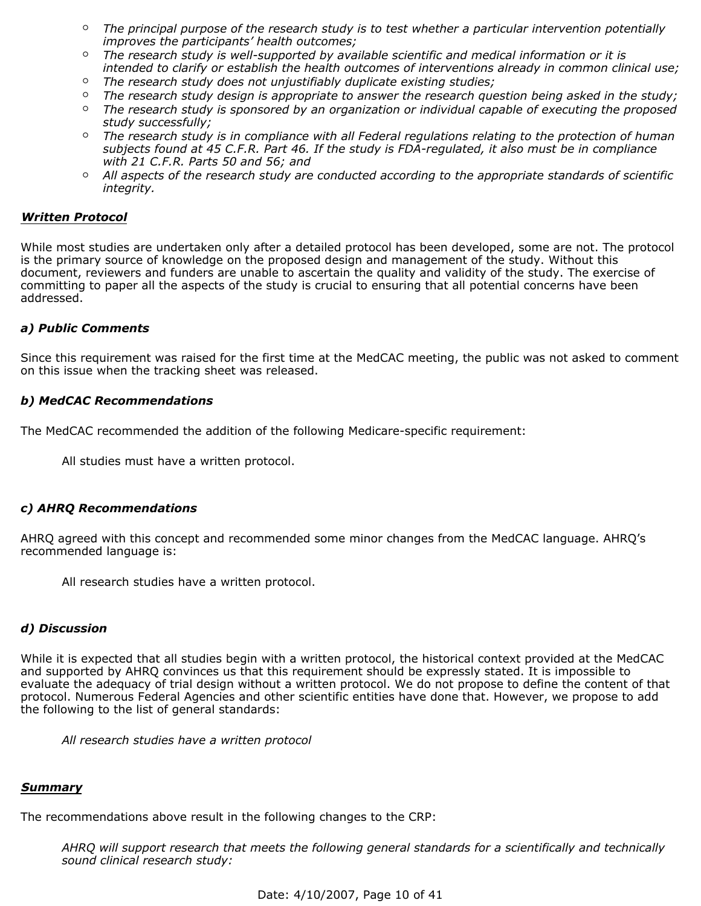- *The principal purpose of the research study is to test whether a particular intervention potentially improves the participants' health outcomes;*
- *The research study is well-supported by available scientific and medical information or it is intended to clarify or establish the health outcomes of interventions already in common clinical use;*
- *The research study does not unjustifiably duplicate existing studies;*
- *The research study design is appropriate to answer the research question being asked in the study;*
- *The research study is sponsored by an organization or individual capable of executing the proposed study successfully;*
- *The research study is in compliance with all Federal regulations relating to the protection of human subjects found at 45 C.F.R. Part 46. If the study is FDA-regulated, it also must be in compliance with 21 C.F.R. Parts 50 and 56; and*
- *All aspects of the research study are conducted according to the appropriate standards of scientific integrity.*

***Written Protocol***

While most studies are undertaken only after a detailed protocol has been developed, some are not. The protocol is the primary source of knowledge on the proposed design and management of the study. Without this document, reviewers and funders are unable to ascertain the quality and validity of the study. The exercise of committing to paper all the aspects of the study is crucial to ensuring that all potential concerns have been addressed.

***a) Public Comments***

Since this requirement was raised for the first time at the MedCAC meeting, the public was not asked to comment on this issue when the tracking sheet was released.

***b) MedCAC Recommendations***

The MedCAC recommended the addition of the following Medicare-specific requirement:

> All studies must have a written protocol.

***c) AHRQ Recommendations***

AHRQ agreed with this concept and recommended some minor changes from the MedCAC language. AHRQ's recommended language is:

> All research studies have a written protocol.

***d) Discussion***

While it is expected that all studies begin with a written protocol, the historical context provided at the MedCAC and supported by AHRQ convinces us that this requirement should be expressly stated. It is impossible to evaluate the adequacy of trial design without a written protocol. We do not propose to define the content of that protocol. Numerous Federal Agencies and other scientific entities have done that. However, we propose to add the following to the list of general standards:

> *All research studies have a written protocol*

***Summary***

The recommendations above result in the following changes to the CRP:

> *AHRQ will support research that meets the following general standards for a scientifically and technically sound clinical research study:*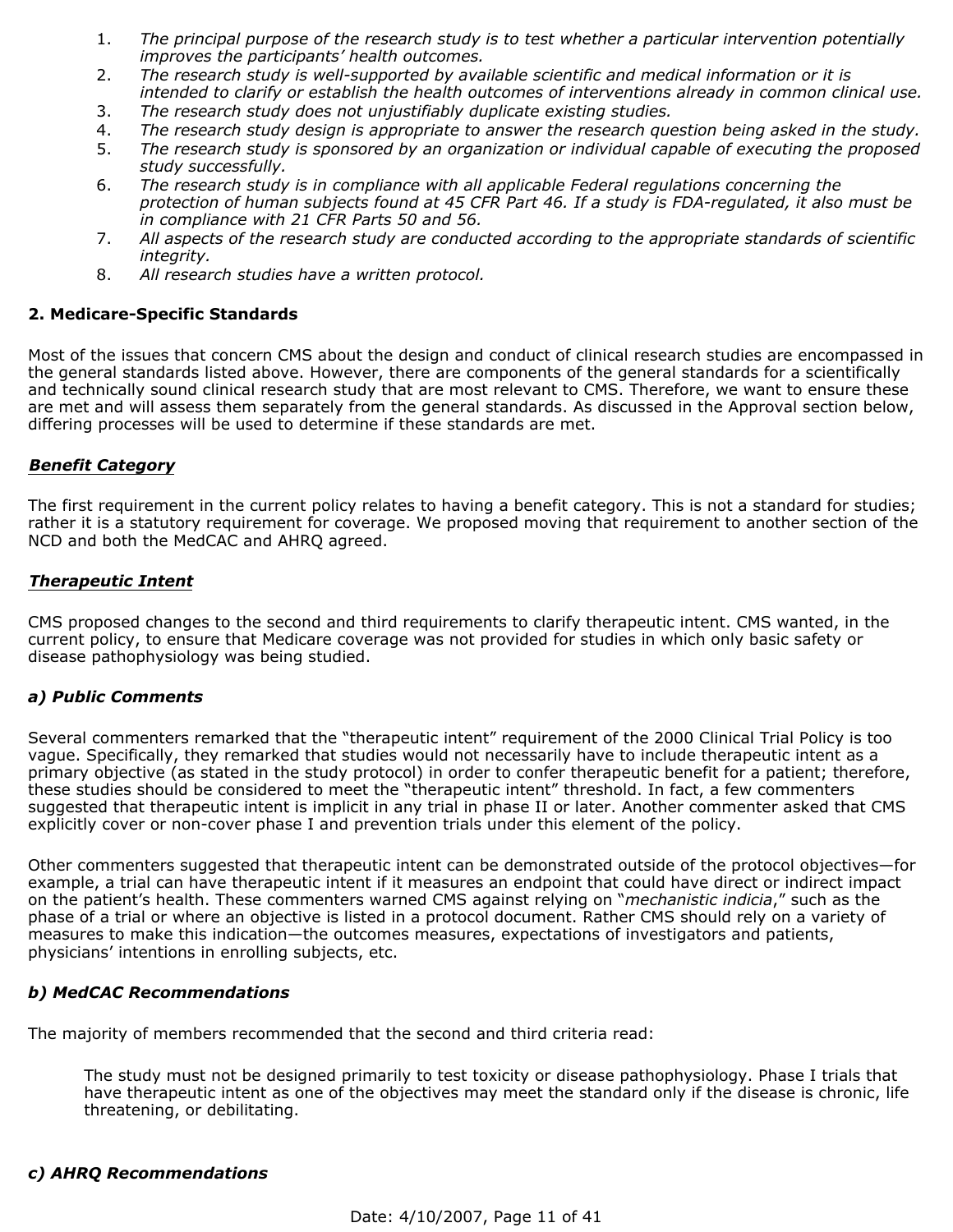1. *The principal purpose of the research study is to test whether a particular intervention potentially improves the participants' health outcomes.*
2. *The research study is well-supported by available scientific and medical information or it is intended to clarify or establish the health outcomes of interventions already in common clinical use.*
3. *The research study does not unjustifiably duplicate existing studies.*
4. *The research study design is appropriate to answer the research question being asked in the study.*
5. *The research study is sponsored by an organization or individual capable of executing the proposed study successfully.*
6. *The research study is in compliance with all applicable Federal regulations concerning the protection of human subjects found at 45 CFR Part 46. If a study is FDA-regulated, it also must be in compliance with 21 CFR Parts 50 and 56.*
7. *All aspects of the research study are conducted according to the appropriate standards of scientific integrity.*
8. *All research studies have a written protocol.*

### 2. Medicare-Specific Standards

Most of the issues that concern CMS about the design and conduct of clinical research studies are encompassed in the general standards listed above. However, there are components of the general standards for a scientifically and technically sound clinical research study that are most relevant to CMS. Therefore, we want to ensure these are met and will assess them separately from the general standards. As discussed in the Approval section below, differing processes will be used to determine if these standards are met.

#### ***Benefit Category***

The first requirement in the current policy relates to having a benefit category. This is not a standard for studies; rather it is a statutory requirement for coverage. We proposed moving that requirement to another section of the NCD and both the MedCAC and AHRQ agreed.

#### ***Therapeutic Intent***

CMS proposed changes to the second and third requirements to clarify therapeutic intent. CMS wanted, in the current policy, to ensure that Medicare coverage was not provided for studies in which only basic safety or disease pathophysiology was being studied.

#### ***a) Public Comments***

Several commenters remarked that the "therapeutic intent" requirement of the 2000 Clinical Trial Policy is too vague. Specifically, they remarked that studies would not necessarily have to include therapeutic intent as a primary objective (as stated in the study protocol) in order to confer therapeutic benefit for a patient; therefore, these studies should be considered to meet the "therapeutic intent" threshold. In fact, a few commenters suggested that therapeutic intent is implicit in any trial in phase II or later. Another commenter asked that CMS explicitly cover or non-cover phase I and prevention trials under this element of the policy.

Other commenters suggested that therapeutic intent can be demonstrated outside of the protocol objectives—for example, a trial can have therapeutic intent if it measures an endpoint that could have direct or indirect impact on the patient's health. These commenters warned CMS against relying on "*mechanistic indicia*," such as the phase of a trial or where an objective is listed in a protocol document. Rather CMS should rely on a variety of measures to make this indication—the outcomes measures, expectations of investigators and patients, physicians' intentions in enrolling subjects, etc.

#### ***b) MedCAC Recommendations***

The majority of members recommended that the second and third criteria read:

> The study must not be designed primarily to test toxicity or disease pathophysiology. Phase I trials that have therapeutic intent as one of the objectives may meet the standard only if the disease is chronic, life threatening, or debilitating.

#### ***c) AHRQ Recommendations***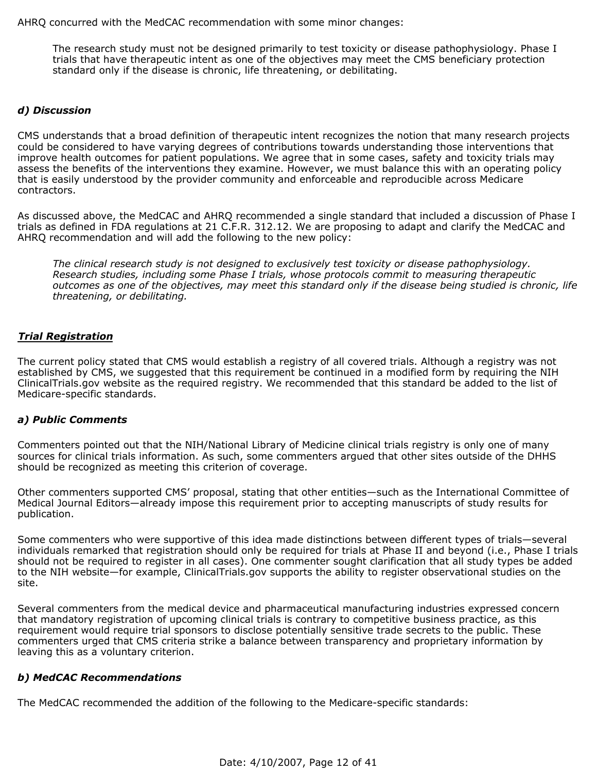AHRQ concurred with the MedCAC recommendation with some minor changes:

> The research study must not be designed primarily to test toxicity or disease pathophysiology. Phase I trials that have therapeutic intent as one of the objectives may meet the CMS beneficiary protection standard only if the disease is chronic, life threatening, or debilitating.

***d) Discussion***

CMS understands that a broad definition of therapeutic intent recognizes the notion that many research projects could be considered to have varying degrees of contributions towards understanding those interventions that improve health outcomes for patient populations. We agree that in some cases, safety and toxicity trials may assess the benefits of the interventions they examine. However, we must balance this with an operating policy that is easily understood by the provider community and enforceable and reproducible across Medicare contractors.

As discussed above, the MedCAC and AHRQ recommended a single standard that included a discussion of Phase I trials as defined in FDA regulations at 21 C.F.R. 312.12. We are proposing to adapt and clarify the MedCAC and AHRQ recommendation and will add the following to the new policy:

> *The clinical research study is not designed to exclusively test toxicity or disease pathophysiology. Research studies, including some Phase I trials, whose protocols commit to measuring therapeutic outcomes as one of the objectives, may meet this standard only if the disease being studied is chronic, life threatening, or debilitating.*

***<u>Trial Registration</u>***

The current policy stated that CMS would establish a registry of all covered trials. Although a registry was not established by CMS, we suggested that this requirement be continued in a modified form by requiring the NIH ClinicalTrials.gov website as the required registry. We recommended that this standard be added to the list of Medicare-specific standards.

***a) Public Comments***

Commenters pointed out that the NIH/National Library of Medicine clinical trials registry is only one of many sources for clinical trials information. As such, some commenters argued that other sites outside of the DHHS should be recognized as meeting this criterion of coverage.

Other commenters supported CMS' proposal, stating that other entities—such as the International Committee of Medical Journal Editors—already impose this requirement prior to accepting manuscripts of study results for publication.

Some commenters who were supportive of this idea made distinctions between different types of trials—several individuals remarked that registration should only be required for trials at Phase II and beyond (i.e., Phase I trials should not be required to register in all cases). One commenter sought clarification that all study types be added to the NIH website—for example, ClinicalTrials.gov supports the ability to register observational studies on the site.

Several commenters from the medical device and pharmaceutical manufacturing industries expressed concern that mandatory registration of upcoming clinical trials is contrary to competitive business practice, as this requirement would require trial sponsors to disclose potentially sensitive trade secrets to the public. These commenters urged that CMS criteria strike a balance between transparency and proprietary information by leaving this as a voluntary criterion.

***b) MedCAC Recommendations***

The MedCAC recommended the addition of the following to the Medicare-specific standards: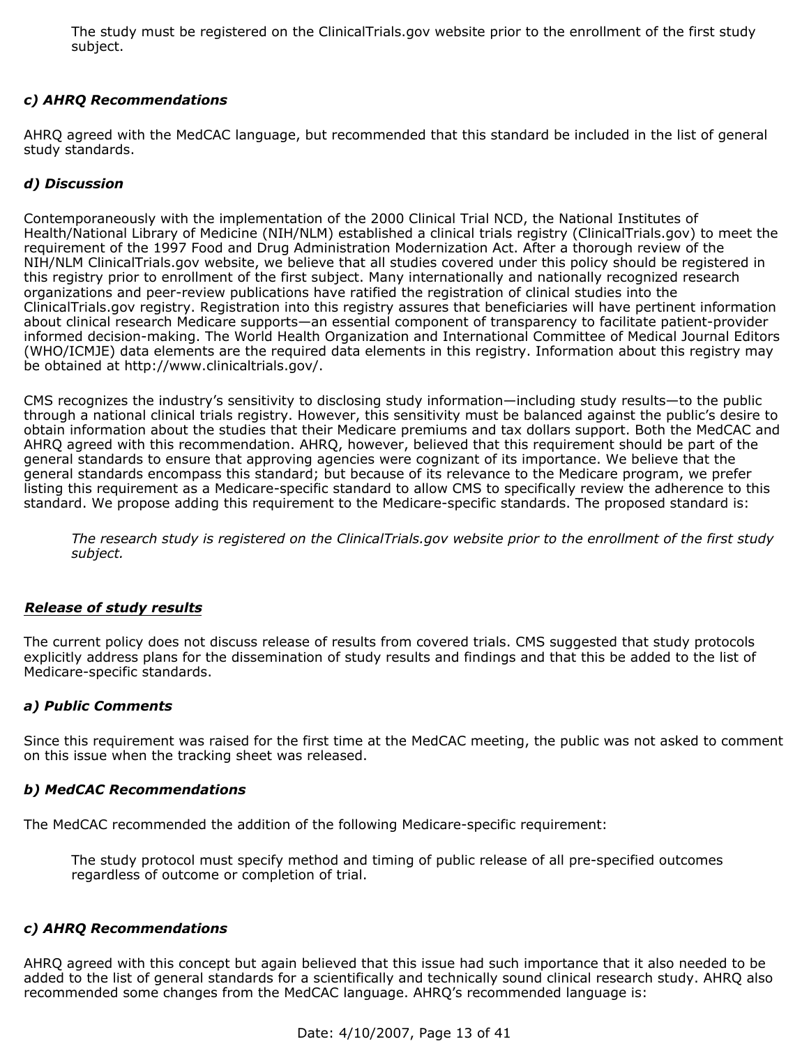> The study must be registered on the ClinicalTrials.gov website prior to the enrollment of the first study subject.

***c) AHRQ Recommendations***

AHRQ agreed with the MedCAC language, but recommended that this standard be included in the list of general study standards.

***d) Discussion***

Contemporaneously with the implementation of the 2000 Clinical Trial NCD, the National Institutes of Health/National Library of Medicine (NIH/NLM) established a clinical trials registry (ClinicalTrials.gov) to meet the requirement of the 1997 Food and Drug Administration Modernization Act. After a thorough review of the NIH/NLM ClinicalTrials.gov website, we believe that all studies covered under this policy should be registered in this registry prior to enrollment of the first subject. Many internationally and nationally recognized research organizations and peer-review publications have ratified the registration of clinical studies into the ClinicalTrials.gov registry. Registration into this registry assures that beneficiaries will have pertinent information about clinical research Medicare supports—an essential component of transparency to facilitate patient-provider informed decision-making. The World Health Organization and International Committee of Medical Journal Editors (WHO/ICMJE) data elements are the required data elements in this registry. Information about this registry may be obtained at http://www.clinicaltrials.gov/.

CMS recognizes the industry's sensitivity to disclosing study information—including study results—to the public through a national clinical trials registry. However, this sensitivity must be balanced against the public's desire to obtain information about the studies that their Medicare premiums and tax dollars support. Both the MedCAC and AHRQ agreed with this recommendation. AHRQ, however, believed that this requirement should be part of the general standards to ensure that approving agencies were cognizant of its importance. We believe that the general standards encompass this standard; but because of its relevance to the Medicare program, we prefer listing this requirement as a Medicare-specific standard to allow CMS to specifically review the adherence to this standard. We propose adding this requirement to the Medicare-specific standards. The proposed standard is:

> *The research study is registered on the ClinicalTrials.gov website prior to the enrollment of the first study subject.*

***<u>Release of study results</u>***

The current policy does not discuss release of results from covered trials. CMS suggested that study protocols explicitly address plans for the dissemination of study results and findings and that this be added to the list of Medicare-specific standards.

***a) Public Comments***

Since this requirement was raised for the first time at the MedCAC meeting, the public was not asked to comment on this issue when the tracking sheet was released.

***b) MedCAC Recommendations***

The MedCAC recommended the addition of the following Medicare-specific requirement:

> The study protocol must specify method and timing of public release of all pre-specified outcomes regardless of outcome or completion of trial.

***c) AHRQ Recommendations***

AHRQ agreed with this concept but again believed that this issue had such importance that it also needed to be added to the list of general standards for a scientifically and technically sound clinical research study. AHRQ also recommended some changes from the MedCAC language. AHRQ's recommended language is: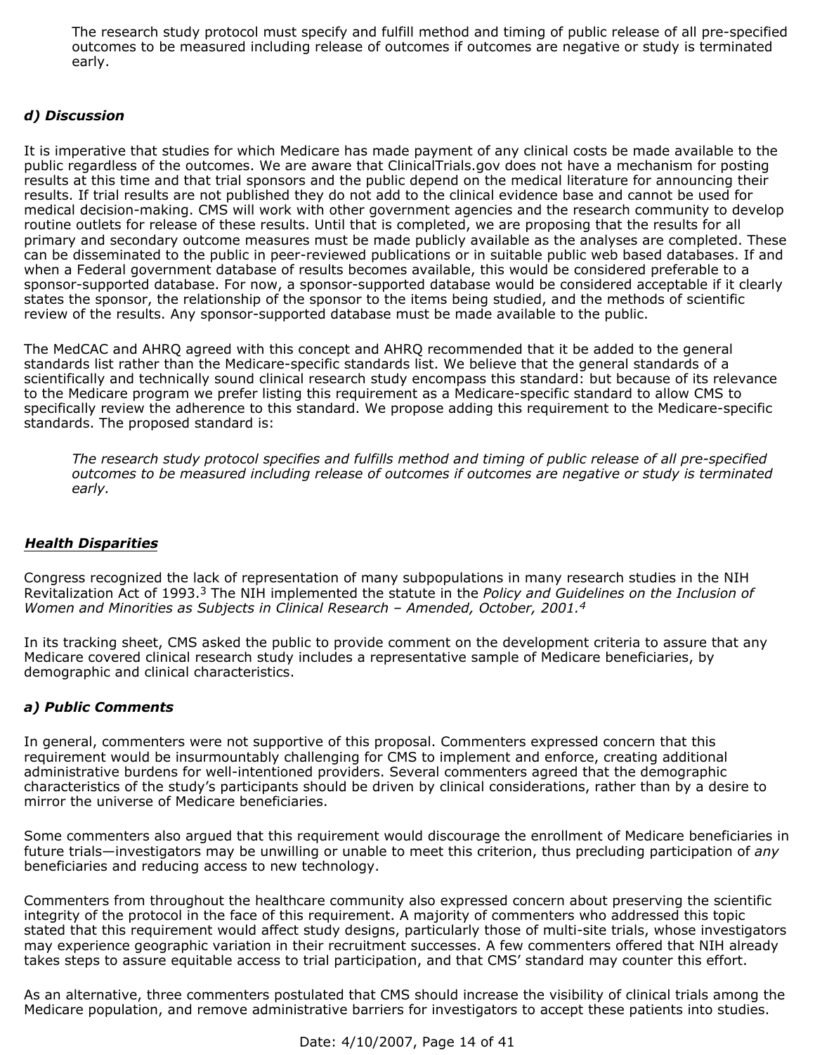The research study protocol must specify and fulfill method and timing of public release of all pre-specified outcomes to be measured including release of outcomes if outcomes are negative or study is terminated early.

### *d) Discussion*

It is imperative that studies for which Medicare has made payment of any clinical costs be made available to the public regardless of the outcomes. We are aware that ClinicalTrials.gov does not have a mechanism for posting results at this time and that trial sponsors and the public depend on the medical literature for announcing their results. If trial results are not published they do not add to the clinical evidence base and cannot be used for medical decision-making. CMS will work with other government agencies and the research community to develop routine outlets for release of these results. Until that is completed, we are proposing that the results for all primary and secondary outcome measures must be made publicly available as the analyses are completed. These can be disseminated to the public in peer-reviewed publications or in suitable public web based databases. If and when a Federal government database of results becomes available, this would be considered preferable to a sponsor-supported database. For now, a sponsor-supported database would be considered acceptable if it clearly states the sponsor, the relationship of the sponsor to the items being studied, and the methods of scientific review of the results. Any sponsor-supported database must be made available to the public.

The MedCAC and AHRQ agreed with this concept and AHRQ recommended that it be added to the general standards list rather than the Medicare-specific standards list. We believe that the general standards of a scientifically and technically sound clinical research study encompass this standard: but because of its relevance to the Medicare program we prefer listing this requirement as a Medicare-specific standard to allow CMS to specifically review the adherence to this standard. We propose adding this requirement to the Medicare-specific standards. The proposed standard is:

> *The research study protocol specifies and fulfills method and timing of public release of all pre-specified outcomes to be measured including release of outcomes if outcomes are negative or study is terminated early.*

## ***Health Disparities***

Congress recognized the lack of representation of many subpopulations in many research studies in the NIH Revitalization Act of 1993.[3] The NIH implemented the statute in the *Policy and Guidelines on the Inclusion of Women and Minorities as Subjects in Clinical Research – Amended, October, 2001.*[4]

In its tracking sheet, CMS asked the public to provide comment on the development criteria to assure that any Medicare covered clinical research study includes a representative sample of Medicare beneficiaries, by demographic and clinical characteristics.

### *a) Public Comments*

In general, commenters were not supportive of this proposal. Commenters expressed concern that this requirement would be insurmountably challenging for CMS to implement and enforce, creating additional administrative burdens for well-intentioned providers. Several commenters agreed that the demographic characteristics of the study's participants should be driven by clinical considerations, rather than by a desire to mirror the universe of Medicare beneficiaries.

Some commenters also argued that this requirement would discourage the enrollment of Medicare beneficiaries in future trials—investigators may be unwilling or unable to meet this criterion, thus precluding participation of *any* beneficiaries and reducing access to new technology.

Commenters from throughout the healthcare community also expressed concern about preserving the scientific integrity of the protocol in the face of this requirement. A majority of commenters who addressed this topic stated that this requirement would affect study designs, particularly those of multi-site trials, whose investigators may experience geographic variation in their recruitment successes. A few commenters offered that NIH already takes steps to assure equitable access to trial participation, and that CMS' standard may counter this effort.

As an alternative, three commenters postulated that CMS should increase the visibility of clinical trials among the Medicare population, and remove administrative barriers for investigators to accept these patients into studies.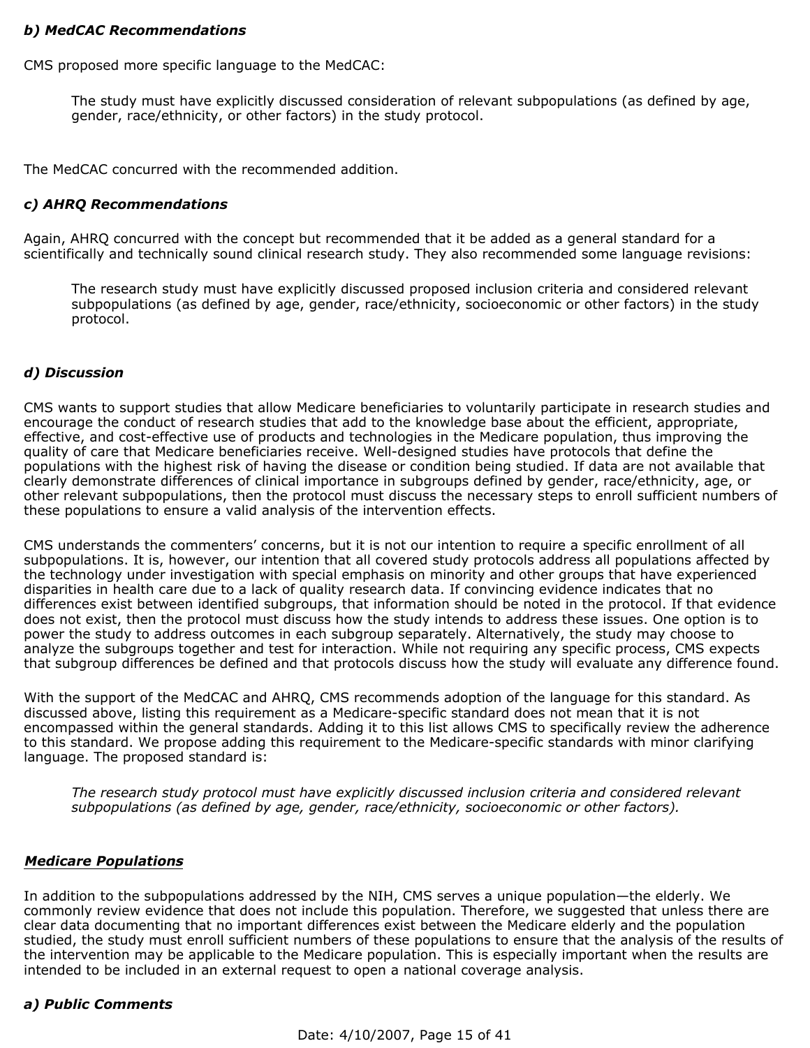***b) MedCAC Recommendations***

CMS proposed more specific language to the MedCAC:

> The study must have explicitly discussed consideration of relevant subpopulations (as defined by age, gender, race/ethnicity, or other factors) in the study protocol.

The MedCAC concurred with the recommended addition.

***c) AHRQ Recommendations***

Again, AHRQ concurred with the concept but recommended that it be added as a general standard for a scientifically and technically sound clinical research study. They also recommended some language revisions:

> The research study must have explicitly discussed proposed inclusion criteria and considered relevant subpopulations (as defined by age, gender, race/ethnicity, socioeconomic or other factors) in the study protocol.

***d) Discussion***

CMS wants to support studies that allow Medicare beneficiaries to voluntarily participate in research studies and encourage the conduct of research studies that add to the knowledge base about the efficient, appropriate, effective, and cost-effective use of products and technologies in the Medicare population, thus improving the quality of care that Medicare beneficiaries receive. Well-designed studies have protocols that define the populations with the highest risk of having the disease or condition being studied. If data are not available that clearly demonstrate differences of clinical importance in subgroups defined by gender, race/ethnicity, age, or other relevant subpopulations, then the protocol must discuss the necessary steps to enroll sufficient numbers of these populations to ensure a valid analysis of the intervention effects.

CMS understands the commenters' concerns, but it is not our intention to require a specific enrollment of all subpopulations. It is, however, our intention that all covered study protocols address all populations affected by the technology under investigation with special emphasis on minority and other groups that have experienced disparities in health care due to a lack of quality research data. If convincing evidence indicates that no differences exist between identified subgroups, that information should be noted in the protocol. If that evidence does not exist, then the protocol must discuss how the study intends to address these issues. One option is to power the study to address outcomes in each subgroup separately. Alternatively, the study may choose to analyze the subgroups together and test for interaction. While not requiring any specific process, CMS expects that subgroup differences be defined and that protocols discuss how the study will evaluate any difference found.

With the support of the MedCAC and AHRQ, CMS recommends adoption of the language for this standard. As discussed above, listing this requirement as a Medicare-specific standard does not mean that it is not encompassed within the general standards. Adding it to this list allows CMS to specifically review the adherence to this standard. We propose adding this requirement to the Medicare-specific standards with minor clarifying language. The proposed standard is:

> *The research study protocol must have explicitly discussed inclusion criteria and considered relevant subpopulations (as defined by age, gender, race/ethnicity, socioeconomic or other factors).*

***<u>Medicare Populations</u>***

In addition to the subpopulations addressed by the NIH, CMS serves a unique population—the elderly. We commonly review evidence that does not include this population. Therefore, we suggested that unless there are clear data documenting that no important differences exist between the Medicare elderly and the population studied, the study must enroll sufficient numbers of these populations to ensure that the analysis of the results of the intervention may be applicable to the Medicare population. This is especially important when the results are intended to be included in an external request to open a national coverage analysis.

***a) Public Comments***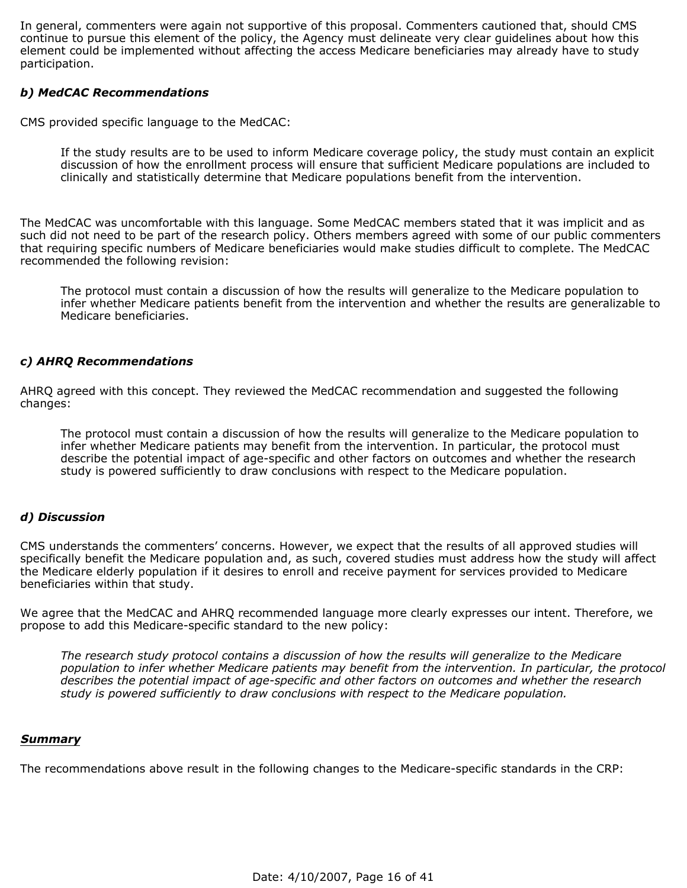In general, commenters were again not supportive of this proposal. Commenters cautioned that, should CMS continue to pursue this element of the policy, the Agency must delineate very clear guidelines about how this element could be implemented without affecting the access Medicare beneficiaries may already have to study participation.

### *b) MedCAC Recommendations*

CMS provided specific language to the MedCAC:

> If the study results are to be used to inform Medicare coverage policy, the study must contain an explicit discussion of how the enrollment process will ensure that sufficient Medicare populations are included to clinically and statistically determine that Medicare populations benefit from the intervention.

The MedCAC was uncomfortable with this language. Some MedCAC members stated that it was implicit and as such did not need to be part of the research policy. Others members agreed with some of our public commenters that requiring specific numbers of Medicare beneficiaries would make studies difficult to complete. The MedCAC recommended the following revision:

> The protocol must contain a discussion of how the results will generalize to the Medicare population to infer whether Medicare patients benefit from the intervention and whether the results are generalizable to Medicare beneficiaries.

### *c) AHRQ Recommendations*

AHRQ agreed with this concept. They reviewed the MedCAC recommendation and suggested the following changes:

> The protocol must contain a discussion of how the results will generalize to the Medicare population to infer whether Medicare patients may benefit from the intervention. In particular, the protocol must describe the potential impact of age-specific and other factors on outcomes and whether the research study is powered sufficiently to draw conclusions with respect to the Medicare population.

### *d) Discussion*

CMS understands the commenters' concerns. However, we expect that the results of all approved studies will specifically benefit the Medicare population and, as such, covered studies must address how the study will affect the Medicare elderly population if it desires to enroll and receive payment for services provided to Medicare beneficiaries within that study.

We agree that the MedCAC and AHRQ recommended language more clearly expresses our intent. Therefore, we propose to add this Medicare-specific standard to the new policy:

> *The research study protocol contains a discussion of how the results will generalize to the Medicare population to infer whether Medicare patients may benefit from the intervention. In particular, the protocol describes the potential impact of age-specific and other factors on outcomes and whether the research study is powered sufficiently to draw conclusions with respect to the Medicare population.*

## ***Summary***

The recommendations above result in the following changes to the Medicare-specific standards in the CRP: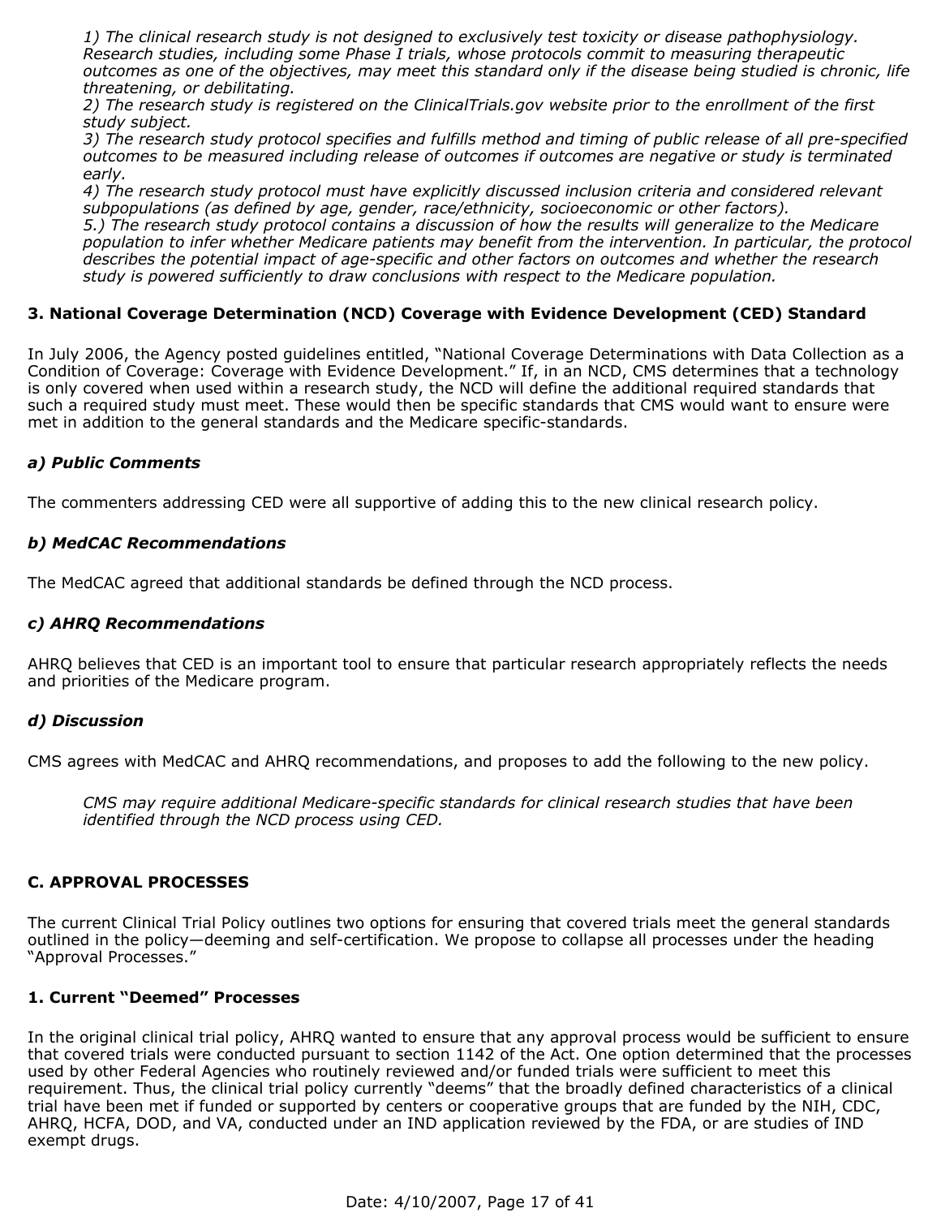*1) The clinical research study is not designed to exclusively test toxicity or disease pathophysiology. Research studies, including some Phase I trials, whose protocols commit to measuring therapeutic outcomes as one of the objectives, may meet this standard only if the disease being studied is chronic, life threatening, or debilitating.*
*2) The research study is registered on the ClinicalTrials.gov website prior to the enrollment of the first study subject.*
*3) The research study protocol specifies and fulfills method and timing of public release of all pre-specified outcomes to be measured including release of outcomes if outcomes are negative or study is terminated early.*
*4) The research study protocol must have explicitly discussed inclusion criteria and considered relevant subpopulations (as defined by age, gender, race/ethnicity, socioeconomic or other factors).*
*5.) The research study protocol contains a discussion of how the results will generalize to the Medicare population to infer whether Medicare patients may benefit from the intervention. In particular, the protocol describes the potential impact of age-specific and other factors on outcomes and whether the research study is powered sufficiently to draw conclusions with respect to the Medicare population.*

### 3. National Coverage Determination (NCD) Coverage with Evidence Development (CED) Standard

In July 2006, the Agency posted guidelines entitled, "National Coverage Determinations with Data Collection as a Condition of Coverage: Coverage with Evidence Development." If, in an NCD, CMS determines that a technology is only covered when used within a research study, the NCD will define the additional required standards that such a required study must meet. These would then be specific standards that CMS would want to ensure were met in addition to the general standards and the Medicare specific-standards.

#### *a) Public Comments*

The commenters addressing CED were all supportive of adding this to the new clinical research policy.

#### *b) MedCAC Recommendations*

The MedCAC agreed that additional standards be defined through the NCD process.

#### *c) AHRQ Recommendations*

AHRQ believes that CED is an important tool to ensure that particular research appropriately reflects the needs and priorities of the Medicare program.

#### *d) Discussion*

CMS agrees with MedCAC and AHRQ recommendations, and proposes to add the following to the new policy.

*CMS may require additional Medicare-specific standards for clinical research studies that have been identified through the NCD process using CED.*

## C. APPROVAL PROCESSES

The current Clinical Trial Policy outlines two options for ensuring that covered trials meet the general standards outlined in the policy—deeming and self-certification. We propose to collapse all processes under the heading "Approval Processes."

### 1. Current "Deemed" Processes

In the original clinical trial policy, AHRQ wanted to ensure that any approval process would be sufficient to ensure that covered trials were conducted pursuant to section 1142 of the Act. One option determined that the processes used by other Federal Agencies who routinely reviewed and/or funded trials were sufficient to meet this requirement. Thus, the clinical trial policy currently "deems" that the broadly defined characteristics of a clinical trial have been met if funded or supported by centers or cooperative groups that are funded by the NIH, CDC, AHRQ, HCFA, DOD, and VA, conducted under an IND application reviewed by the FDA, or are studies of IND exempt drugs.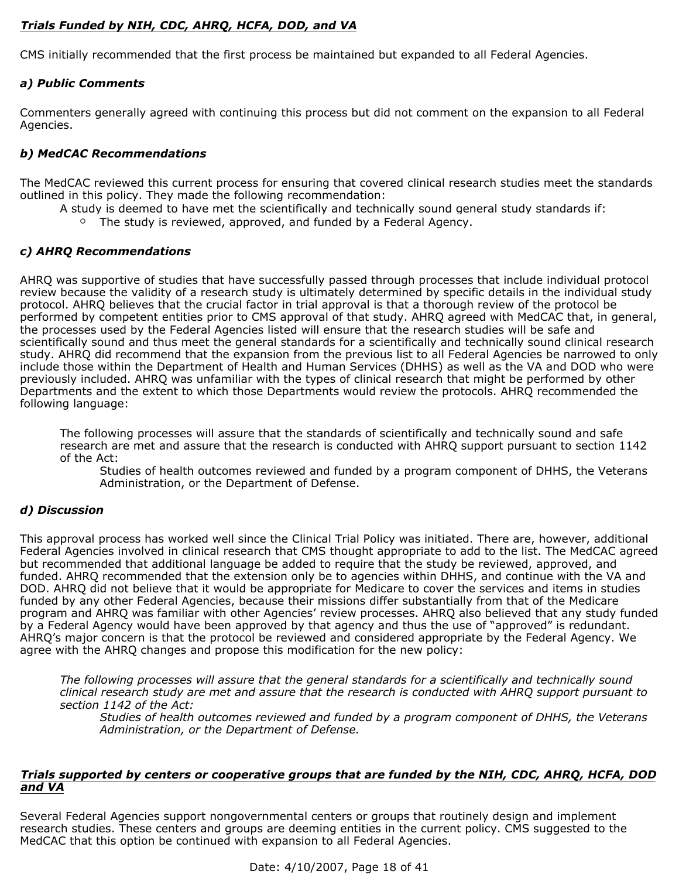***Trials Funded by NIH, CDC, AHRQ, HCFA, DOD, and VA***

CMS initially recommended that the first process be maintained but expanded to all Federal Agencies.

***a) Public Comments***

Commenters generally agreed with continuing this process but did not comment on the expansion to all Federal Agencies.

***b) MedCAC Recommendations***

The MedCAC reviewed this current process for ensuring that covered clinical research studies meet the standards outlined in this policy. They made the following recommendation:

> A study is deemed to have met the scientifically and technically sound general study standards if:
> - The study is reviewed, approved, and funded by a Federal Agency.

***c) AHRQ Recommendations***

AHRQ was supportive of studies that have successfully passed through processes that include individual protocol review because the validity of a research study is ultimately determined by specific details in the individual study protocol. AHRQ believes that the crucial factor in trial approval is that a thorough review of the protocol be performed by competent entities prior to CMS approval of that study. AHRQ agreed with MedCAC that, in general, the processes used by the Federal Agencies listed will ensure that the research studies will be safe and scientifically sound and thus meet the general standards for a scientifically and technically sound clinical research study. AHRQ did recommend that the expansion from the previous list to all Federal Agencies be narrowed to only include those within the Department of Health and Human Services (DHHS) as well as the VA and DOD who were previously included. AHRQ was unfamiliar with the types of clinical research that might be performed by other Departments and the extent to which those Departments would review the protocols. AHRQ recommended the following language:

> The following processes will assure that the standards of scientifically and technically sound and safe research are met and assure that the research is conducted with AHRQ support pursuant to section 1142 of the Act:
>
> > Studies of health outcomes reviewed and funded by a program component of DHHS, the Veterans Administration, or the Department of Defense.

***d) Discussion***

This approval process has worked well since the Clinical Trial Policy was initiated. There are, however, additional Federal Agencies involved in clinical research that CMS thought appropriate to add to the list. The MedCAC agreed but recommended that additional language be added to require that the study be reviewed, approved, and funded. AHRQ recommended that the extension only be to agencies within DHHS, and continue with the VA and DOD. AHRQ did not believe that it would be appropriate for Medicare to cover the services and items in studies funded by any other Federal Agencies, because their missions differ substantially from that of the Medicare program and AHRQ was familiar with other Agencies' review processes. AHRQ also believed that any study funded by a Federal Agency would have been approved by that agency and thus the use of "approved" is redundant. AHRQ's major concern is that the protocol be reviewed and considered appropriate by the Federal Agency. We agree with the AHRQ changes and propose this modification for the new policy:

> *The following processes will assure that the general standards for a scientifically and technically sound clinical research study are met and assure that the research is conducted with AHRQ support pursuant to section 1142 of the Act:*
>
> > *Studies of health outcomes reviewed and funded by a program component of DHHS, the Veterans Administration, or the Department of Defense.*

***Trials supported by centers or cooperative groups that are funded by the NIH, CDC, AHRQ, HCFA, DOD and VA***

Several Federal Agencies support nongovernmental centers or groups that routinely design and implement research studies. These centers and groups are deeming entities in the current policy. CMS suggested to the MedCAC that this option be continued with expansion to all Federal Agencies.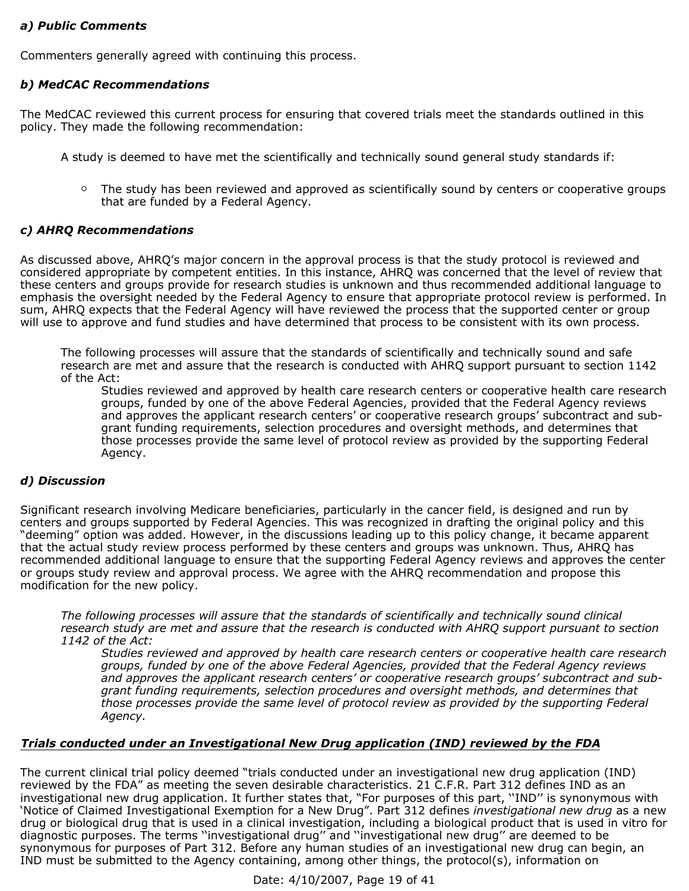***a) Public Comments***

Commenters generally agreed with continuing this process.

***b) MedCAC Recommendations***

The MedCAC reviewed this current process for ensuring that covered trials meet the standards outlined in this policy. They made the following recommendation:

> A study is deemed to have met the scientifically and technically sound general study standards if:
>
> - The study has been reviewed and approved as scientifically sound by centers or cooperative groups that are funded by a Federal Agency.

***c) AHRQ Recommendations***

As discussed above, AHRQ's major concern in the approval process is that the study protocol is reviewed and considered appropriate by competent entities. In this instance, AHRQ was concerned that the level of review that these centers and groups provide for research studies is unknown and thus recommended additional language to emphasis the oversight needed by the Federal Agency to ensure that appropriate protocol review is performed. In sum, AHRQ expects that the Federal Agency will have reviewed the process that the supported center or group will use to approve and fund studies and have determined that process to be consistent with its own process.

> The following processes will assure that the standards of scientifically and technically sound and safe research are met and assure that the research is conducted with AHRQ support pursuant to section 1142 of the Act:
>
> > Studies reviewed and approved by health care research centers or cooperative health care research groups, funded by one of the above Federal Agencies, provided that the Federal Agency reviews and approves the applicant research centers' or cooperative research groups' subcontract and sub-grant funding requirements, selection procedures and oversight methods, and determines that those processes provide the same level of protocol review as provided by the supporting Federal Agency.

***d) Discussion***

Significant research involving Medicare beneficiaries, particularly in the cancer field, is designed and run by centers and groups supported by Federal Agencies. This was recognized in drafting the original policy and this "deeming" option was added. However, in the discussions leading up to this policy change, it became apparent that the actual study review process performed by these centers and groups was unknown. Thus, AHRQ has recommended additional language to ensure that the supporting Federal Agency reviews and approves the center or groups study review and approval process. We agree with the AHRQ recommendation and propose this modification for the new policy.

> *The following processes will assure that the standards of scientifically and technically sound clinical research study are met and assure that the research is conducted with AHRQ support pursuant to section 1142 of the Act:*
>
> > *Studies reviewed and approved by health care research centers or cooperative health care research groups, funded by one of the above Federal Agencies, provided that the Federal Agency reviews and approves the applicant research centers' or cooperative research groups' subcontract and sub-grant funding requirements, selection procedures and oversight methods, and determines that those processes provide the same level of protocol review as provided by the supporting Federal Agency.*

***Trials conducted under an Investigational New Drug application (IND) reviewed by the FDA***

The current clinical trial policy deemed "trials conducted under an investigational new drug application (IND) reviewed by the FDA" as meeting the seven desirable characteristics. 21 C.F.R. Part 312 defines IND as an investigational new drug application. It further states that, "For purposes of this part, ''IND'' is synonymous with 'Notice of Claimed Investigational Exemption for a New Drug". Part 312 defines *investigational new drug* as a new drug or biological drug that is used in a clinical investigation, including a biological product that is used in vitro for diagnostic purposes. The terms ''investigational drug'' and ''investigational new drug'' are deemed to be synonymous for purposes of Part 312. Before any human studies of an investigational new drug can begin, an IND must be submitted to the Agency containing, among other things, the protocol(s), information on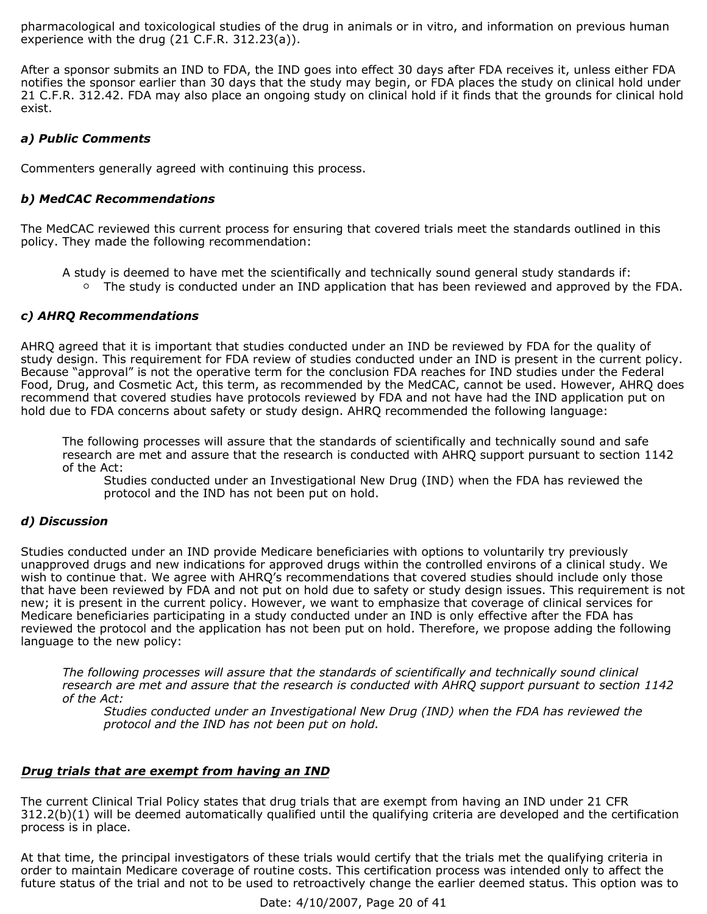pharmacological and toxicological studies of the drug in animals or in vitro, and information on previous human experience with the drug (21 C.F.R. 312.23(a)).

After a sponsor submits an IND to FDA, the IND goes into effect 30 days after FDA receives it, unless either FDA notifies the sponsor earlier than 30 days that the study may begin, or FDA places the study on clinical hold under 21 C.F.R. 312.42. FDA may also place an ongoing study on clinical hold if it finds that the grounds for clinical hold exist.

***a) Public Comments***

Commenters generally agreed with continuing this process.

***b) MedCAC Recommendations***

The MedCAC reviewed this current process for ensuring that covered trials meet the standards outlined in this policy. They made the following recommendation:

> A study is deemed to have met the scientifically and technically sound general study standards if:
> - The study is conducted under an IND application that has been reviewed and approved by the FDA.

***c) AHRQ Recommendations***

AHRQ agreed that it is important that studies conducted under an IND be reviewed by FDA for the quality of study design. This requirement for FDA review of studies conducted under an IND is present in the current policy. Because "approval" is not the operative term for the conclusion FDA reaches for IND studies under the Federal Food, Drug, and Cosmetic Act, this term, as recommended by the MedCAC, cannot be used. However, AHRQ does recommend that covered studies have protocols reviewed by FDA and not have had the IND application put on hold due to FDA concerns about safety or study design. AHRQ recommended the following language:

> The following processes will assure that the standards of scientifically and technically sound and safe research are met and assure that the research is conducted with AHRQ support pursuant to section 1142 of the Act:
>
> Studies conducted under an Investigational New Drug (IND) when the FDA has reviewed the protocol and the IND has not been put on hold.

***d) Discussion***

Studies conducted under an IND provide Medicare beneficiaries with options to voluntarily try previously unapproved drugs and new indications for approved drugs within the controlled environs of a clinical study. We wish to continue that. We agree with AHRQ's recommendations that covered studies should include only those that have been reviewed by FDA and not put on hold due to safety or study design issues. This requirement is not new; it is present in the current policy. However, we want to emphasize that coverage of clinical services for Medicare beneficiaries participating in a study conducted under an IND is only effective after the FDA has reviewed the protocol and the application has not been put on hold. Therefore, we propose adding the following language to the new policy:

> *The following processes will assure that the standards of scientifically and technically sound clinical research are met and assure that the research is conducted with AHRQ support pursuant to section 1142 of the Act:*
>
> *Studies conducted under an Investigational New Drug (IND) when the FDA has reviewed the protocol and the IND has not been put on hold.*

***Drug trials that are exempt from having an IND***

The current Clinical Trial Policy states that drug trials that are exempt from having an IND under 21 CFR 312.2(b)(1) will be deemed automatically qualified until the qualifying criteria are developed and the certification process is in place.

At that time, the principal investigators of these trials would certify that the trials met the qualifying criteria in order to maintain Medicare coverage of routine costs. This certification process was intended only to affect the future status of the trial and not to be used to retroactively change the earlier deemed status. This option was to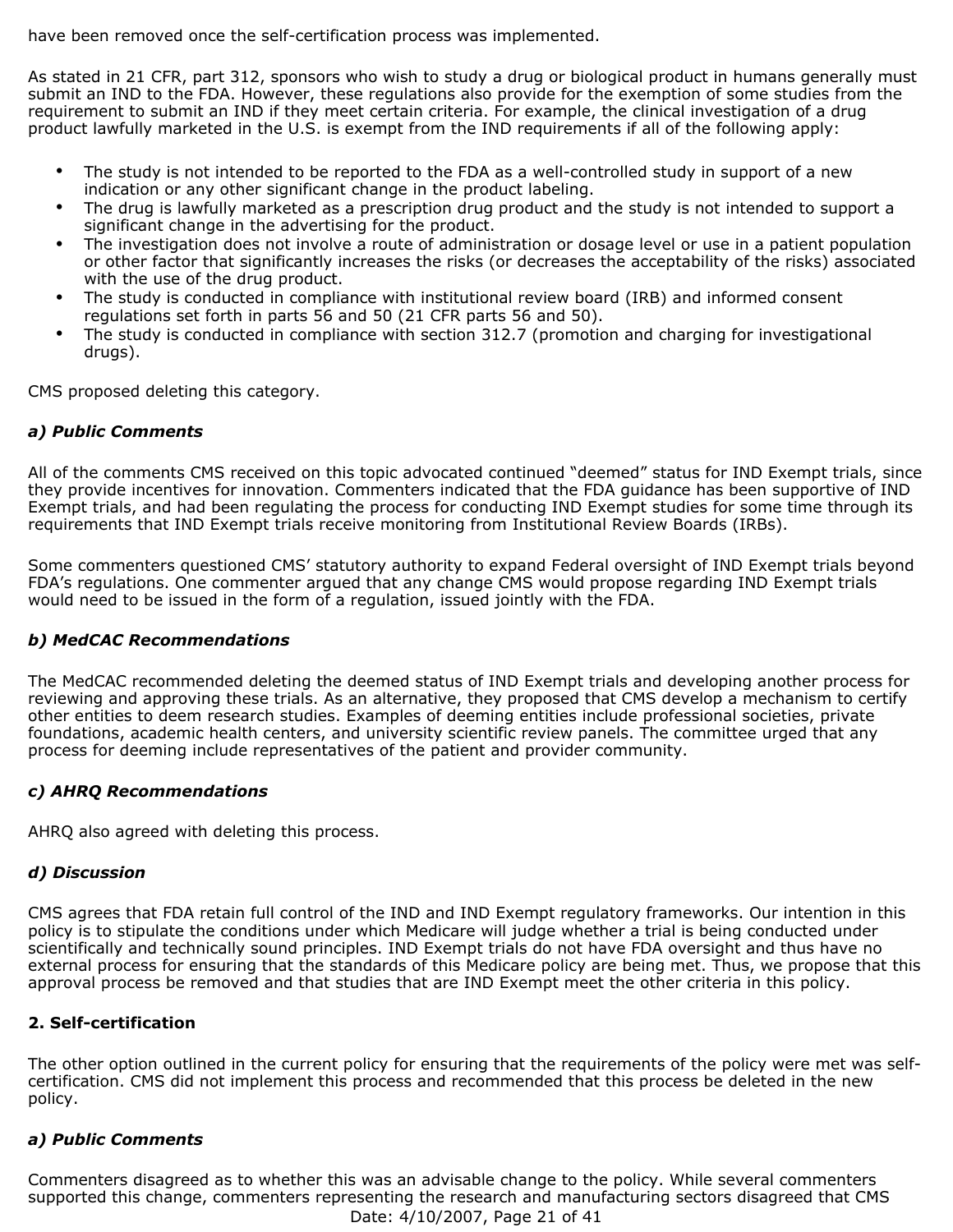have been removed once the self-certification process was implemented.

As stated in 21 CFR, part 312, sponsors who wish to study a drug or biological product in humans generally must submit an IND to the FDA. However, these regulations also provide for the exemption of some studies from the requirement to submit an IND if they meet certain criteria. For example, the clinical investigation of a drug product lawfully marketed in the U.S. is exempt from the IND requirements if all of the following apply:

- The study is not intended to be reported to the FDA as a well-controlled study in support of a new indication or any other significant change in the product labeling.
- The drug is lawfully marketed as a prescription drug product and the study is not intended to support a significant change in the advertising for the product.
- The investigation does not involve a route of administration or dosage level or use in a patient population or other factor that significantly increases the risks (or decreases the acceptability of the risks) associated with the use of the drug product.
- The study is conducted in compliance with institutional review board (IRB) and informed consent regulations set forth in parts 56 and 50 (21 CFR parts 56 and 50).
- The study is conducted in compliance with section 312.7 (promotion and charging for investigational drugs).

CMS proposed deleting this category.

***a) Public Comments***

All of the comments CMS received on this topic advocated continued “deemed” status for IND Exempt trials, since they provide incentives for innovation. Commenters indicated that the FDA guidance has been supportive of IND Exempt trials, and had been regulating the process for conducting IND Exempt studies for some time through its requirements that IND Exempt trials receive monitoring from Institutional Review Boards (IRBs).

Some commenters questioned CMS’ statutory authority to expand Federal oversight of IND Exempt trials beyond FDA’s regulations. One commenter argued that any change CMS would propose regarding IND Exempt trials would need to be issued in the form of a regulation, issued jointly with the FDA.

***b) MedCAC Recommendations***

The MedCAC recommended deleting the deemed status of IND Exempt trials and developing another process for reviewing and approving these trials. As an alternative, they proposed that CMS develop a mechanism to certify other entities to deem research studies. Examples of deeming entities include professional societies, private foundations, academic health centers, and university scientific review panels. The committee urged that any process for deeming include representatives of the patient and provider community.

***c) AHRQ Recommendations***

AHRQ also agreed with deleting this process.

***d) Discussion***

CMS agrees that FDA retain full control of the IND and IND Exempt regulatory frameworks. Our intention in this policy is to stipulate the conditions under which Medicare will judge whether a trial is being conducted under scientifically and technically sound principles. IND Exempt trials do not have FDA oversight and thus have no external process for ensuring that the standards of this Medicare policy are being met. Thus, we propose that this approval process be removed and that studies that are IND Exempt meet the other criteria in this policy.

**2. Self-certification**

The other option outlined in the current policy for ensuring that the requirements of the policy were met was self-certification. CMS did not implement this process and recommended that this process be deleted in the new policy.

***a) Public Comments***

Commenters disagreed as to whether this was an advisable change to the policy. While several commenters supported this change, commenters representing the research and manufacturing sectors disagreed that CMS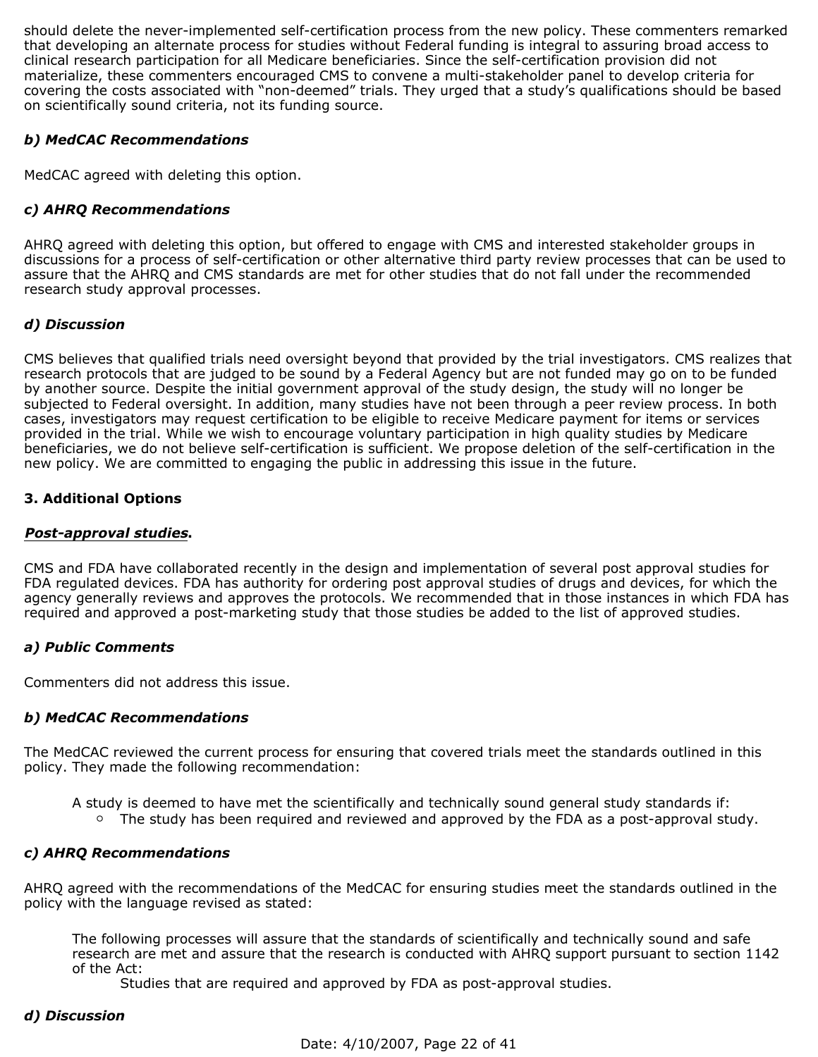should delete the never-implemented self-certification process from the new policy. These commenters remarked that developing an alternate process for studies without Federal funding is integral to assuring broad access to clinical research participation for all Medicare beneficiaries. Since the self-certification provision did not materialize, these commenters encouraged CMS to convene a multi-stakeholder panel to develop criteria for covering the costs associated with “non-deemed” trials. They urged that a study’s qualifications should be based on scientifically sound criteria, not its funding source.

***b) MedCAC Recommendations***

MedCAC agreed with deleting this option.

***c) AHRQ Recommendations***

AHRQ agreed with deleting this option, but offered to engage with CMS and interested stakeholder groups in discussions for a process of self-certification or other alternative third party review processes that can be used to assure that the AHRQ and CMS standards are met for other studies that do not fall under the recommended research study approval processes.

***d) Discussion***

CMS believes that qualified trials need oversight beyond that provided by the trial investigators. CMS realizes that research protocols that are judged to be sound by a Federal Agency but are not funded may go on to be funded by another source. Despite the initial government approval of the study design, the study will no longer be subjected to Federal oversight. In addition, many studies have not been through a peer review process. In both cases, investigators may request certification to be eligible to receive Medicare payment for items or services provided in the trial. While we wish to encourage voluntary participation in high quality studies by Medicare beneficiaries, we do not believe self-certification is sufficient. We propose deletion of the self-certification in the new policy. We are committed to engaging the public in addressing this issue in the future.

**3. Additional Options**

***Post-approval studies*.**

CMS and FDA have collaborated recently in the design and implementation of several post approval studies for FDA regulated devices. FDA has authority for ordering post approval studies of drugs and devices, for which the agency generally reviews and approves the protocols. We recommended that in those instances in which FDA has required and approved a post-marketing study that those studies be added to the list of approved studies.

***a) Public Comments***

Commenters did not address this issue.

***b) MedCAC Recommendations***

The MedCAC reviewed the current process for ensuring that covered trials meet the standards outlined in this policy. They made the following recommendation:

> A study is deemed to have met the scientifically and technically sound general study standards if:
>
> - The study has been required and reviewed and approved by the FDA as a post-approval study.

***c) AHRQ Recommendations***

AHRQ agreed with the recommendations of the MedCAC for ensuring studies meet the standards outlined in the policy with the language revised as stated:

> The following processes will assure that the standards of scientifically and technically sound and safe research are met and assure that the research is conducted with AHRQ support pursuant to section 1142 of the Act:
>
> Studies that are required and approved by FDA as post-approval studies.

***d) Discussion***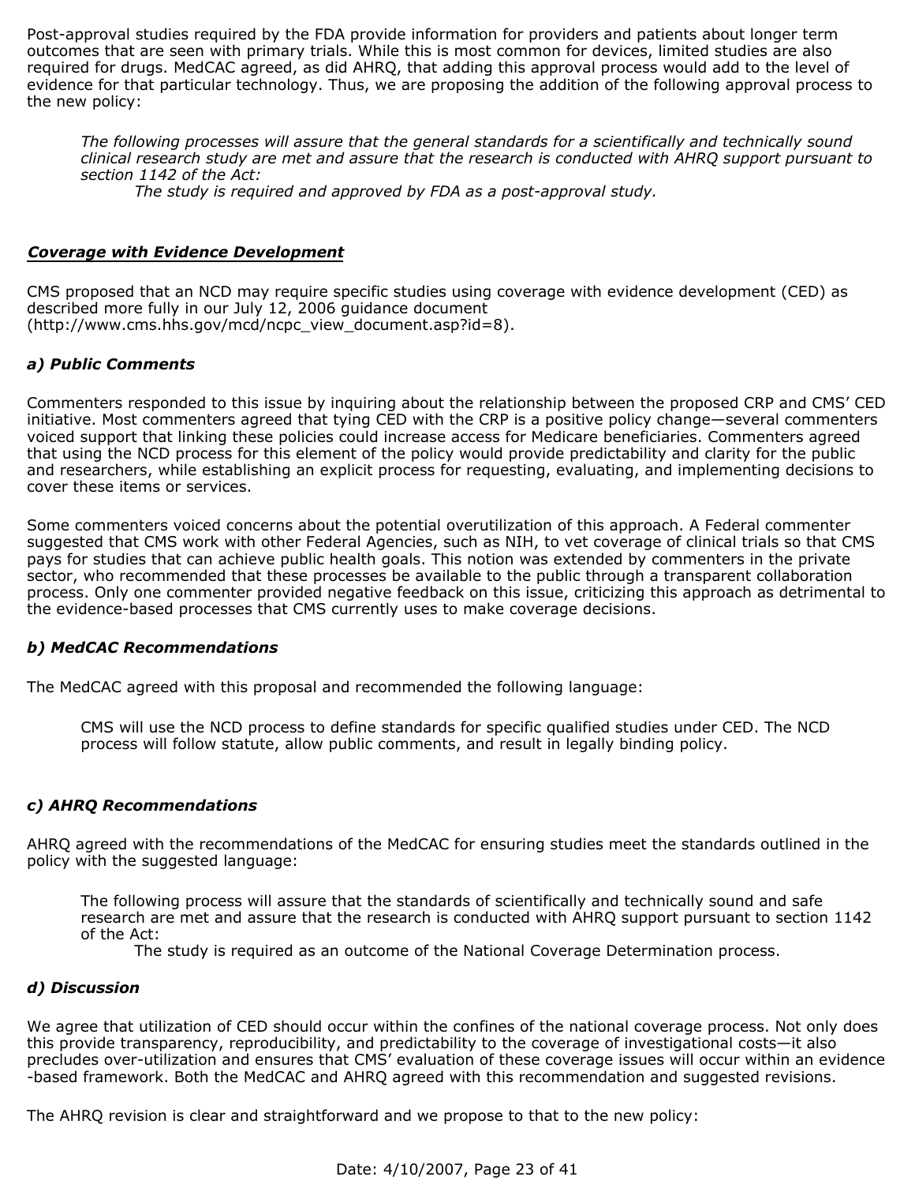Post-approval studies required by the FDA provide information for providers and patients about longer term outcomes that are seen with primary trials. While this is most common for devices, limited studies are also required for drugs. MedCAC agreed, as did AHRQ, that adding this approval process would add to the level of evidence for that particular technology. Thus, we are proposing the addition of the following approval process to the new policy:

> *The following processes will assure that the general standards for a scientifically and technically sound clinical research study are met and assure that the research is conducted with AHRQ support pursuant to section 1142 of the Act:*
>
> *The study is required and approved by FDA as a post-approval study.*

## *Coverage with Evidence Development*

CMS proposed that an NCD may require specific studies using coverage with evidence development (CED) as described more fully in our July 12, 2006 guidance document (http://www.cms.hhs.gov/mcd/ncpc_view_document.asp?id=8).

### *a) Public Comments*

Commenters responded to this issue by inquiring about the relationship between the proposed CRP and CMS' CED initiative. Most commenters agreed that tying CED with the CRP is a positive policy change—several commenters voiced support that linking these policies could increase access for Medicare beneficiaries. Commenters agreed that using the NCD process for this element of the policy would provide predictability and clarity for the public and researchers, while establishing an explicit process for requesting, evaluating, and implementing decisions to cover these items or services.

Some commenters voiced concerns about the potential overutilization of this approach. A Federal commenter suggested that CMS work with other Federal Agencies, such as NIH, to vet coverage of clinical trials so that CMS pays for studies that can achieve public health goals. This notion was extended by commenters in the private sector, who recommended that these processes be available to the public through a transparent collaboration process. Only one commenter provided negative feedback on this issue, criticizing this approach as detrimental to the evidence-based processes that CMS currently uses to make coverage decisions.

### *b) MedCAC Recommendations*

The MedCAC agreed with this proposal and recommended the following language:

> CMS will use the NCD process to define standards for specific qualified studies under CED. The NCD process will follow statute, allow public comments, and result in legally binding policy.

### *c) AHRQ Recommendations*

AHRQ agreed with the recommendations of the MedCAC for ensuring studies meet the standards outlined in the policy with the suggested language:

> The following process will assure that the standards of scientifically and technically sound and safe research are met and assure that the research is conducted with AHRQ support pursuant to section 1142 of the Act:
>
> The study is required as an outcome of the National Coverage Determination process.

### *d) Discussion*

We agree that utilization of CED should occur within the confines of the national coverage process. Not only does this provide transparency, reproducibility, and predictability to the coverage of investigational costs—it also precludes over-utilization and ensures that CMS' evaluation of these coverage issues will occur within an evidence-based framework. Both the MedCAC and AHRQ agreed with this recommendation and suggested revisions.

The AHRQ revision is clear and straightforward and we propose to that to the new policy: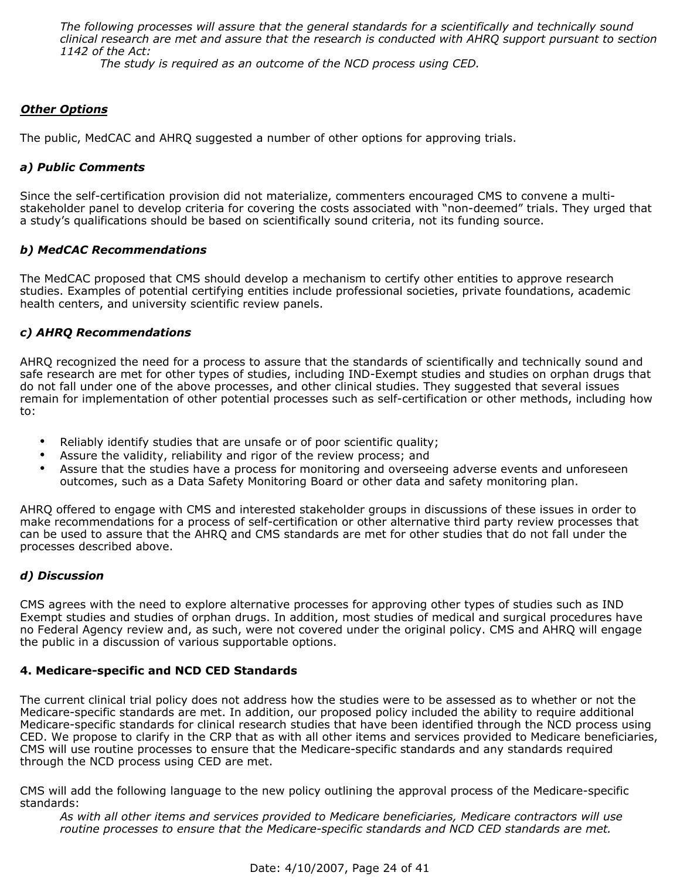*The following processes will assure that the general standards for a scientifically and technically sound clinical research are met and assure that the research is conducted with AHRQ support pursuant to section 1142 of the Act:*

*The study is required as an outcome of the NCD process using CED.*

***Other Options***

The public, MedCAC and AHRQ suggested a number of other options for approving trials.

***a) Public Comments***

Since the self-certification provision did not materialize, commenters encouraged CMS to convene a multi-stakeholder panel to develop criteria for covering the costs associated with "non-deemed" trials. They urged that a study's qualifications should be based on scientifically sound criteria, not its funding source.

***b) MedCAC Recommendations***

The MedCAC proposed that CMS should develop a mechanism to certify other entities to approve research studies. Examples of potential certifying entities include professional societies, private foundations, academic health centers, and university scientific review panels.

***c) AHRQ Recommendations***

AHRQ recognized the need for a process to assure that the standards of scientifically and technically sound and safe research are met for other types of studies, including IND-Exempt studies and studies on orphan drugs that do not fall under one of the above processes, and other clinical studies. They suggested that several issues remain for implementation of other potential processes such as self-certification or other methods, including how to:

- Reliably identify studies that are unsafe or of poor scientific quality;
- Assure the validity, reliability and rigor of the review process; and
- Assure that the studies have a process for monitoring and overseeing adverse events and unforeseen outcomes, such as a Data Safety Monitoring Board or other data and safety monitoring plan.

AHRQ offered to engage with CMS and interested stakeholder groups in discussions of these issues in order to make recommendations for a process of self-certification or other alternative third party review processes that can be used to assure that the AHRQ and CMS standards are met for other studies that do not fall under the processes described above.

***d) Discussion***

CMS agrees with the need to explore alternative processes for approving other types of studies such as IND Exempt studies and studies of orphan drugs. In addition, most studies of medical and surgical procedures have no Federal Agency review and, as such, were not covered under the original policy. CMS and AHRQ will engage the public in a discussion of various supportable options.

**4. Medicare-specific and NCD CED Standards**

The current clinical trial policy does not address how the studies were to be assessed as to whether or not the Medicare-specific standards are met. In addition, our proposed policy included the ability to require additional Medicare-specific standards for clinical research studies that have been identified through the NCD process using CED. We propose to clarify in the CRP that as with all other items and services provided to Medicare beneficiaries, CMS will use routine processes to ensure that the Medicare-specific standards and any standards required through the NCD process using CED are met.

CMS will add the following language to the new policy outlining the approval process of the Medicare-specific standards:

*As with all other items and services provided to Medicare beneficiaries, Medicare contractors will use routine processes to ensure that the Medicare-specific standards and NCD CED standards are met.*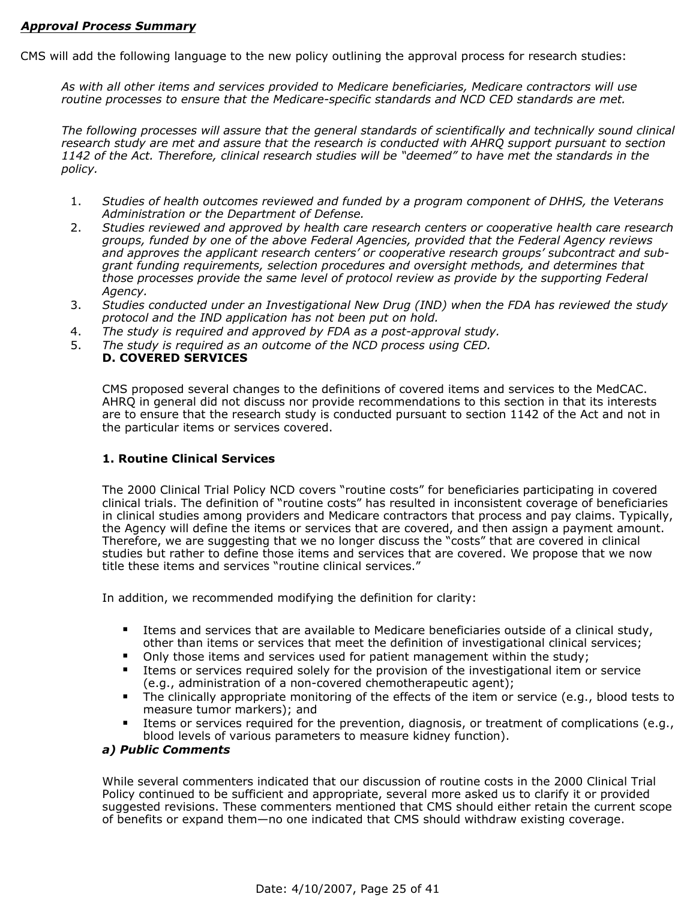***Approval Process Summary***

CMS will add the following language to the new policy outlining the approval process for research studies:

*As with all other items and services provided to Medicare beneficiaries, Medicare contractors will use routine processes to ensure that the Medicare-specific standards and NCD CED standards are met.*

*The following processes will assure that the general standards of scientifically and technically sound clinical research study are met and assure that the research is conducted with AHRQ support pursuant to section 1142 of the Act. Therefore, clinical research studies will be "deemed" to have met the standards in the policy.*

1. *Studies of health outcomes reviewed and funded by a program component of DHHS, the Veterans Administration or the Department of Defense.*
2. *Studies reviewed and approved by health care research centers or cooperative health care research groups, funded by one of the above Federal Agencies, provided that the Federal Agency reviews and approves the applicant research centers' or cooperative research groups' subcontract and sub-grant funding requirements, selection procedures and oversight methods, and determines that those processes provide the same level of protocol review as provide by the supporting Federal Agency.*
3. *Studies conducted under an Investigational New Drug (IND) when the FDA has reviewed the study protocol and the IND application has not been put on hold.*
4. *The study is required and approved by FDA as a post-approval study.*
5. *The study is required as an outcome of the NCD process using CED.*

**D. COVERED SERVICES**

CMS proposed several changes to the definitions of covered items and services to the MedCAC. AHRQ in general did not discuss nor provide recommendations to this section in that its interests are to ensure that the research study is conducted pursuant to section 1142 of the Act and not in the particular items or services covered.

**1. Routine Clinical Services**

The 2000 Clinical Trial Policy NCD covers "routine costs" for beneficiaries participating in covered clinical trials. The definition of "routine costs" has resulted in inconsistent coverage of beneficiaries in clinical studies among providers and Medicare contractors that process and pay claims. Typically, the Agency will define the items or services that are covered, and then assign a payment amount. Therefore, we are suggesting that we no longer discuss the "costs" that are covered in clinical studies but rather to define those items and services that are covered. We propose that we now title these items and services "routine clinical services."

In addition, we recommended modifying the definition for clarity:

- Items and services that are available to Medicare beneficiaries outside of a clinical study, other than items or services that meet the definition of investigational clinical services;
- Only those items and services used for patient management within the study;
- Items or services required solely for the provision of the investigational item or service (e.g., administration of a non-covered chemotherapeutic agent);
- The clinically appropriate monitoring of the effects of the item or service (e.g., blood tests to measure tumor markers); and
- Items or services required for the prevention, diagnosis, or treatment of complications (e.g., blood levels of various parameters to measure kidney function).

***a) Public Comments***

While several commenters indicated that our discussion of routine costs in the 2000 Clinical Trial Policy continued to be sufficient and appropriate, several more asked us to clarify it or provided suggested revisions. These commenters mentioned that CMS should either retain the current scope of benefits or expand them—no one indicated that CMS should withdraw existing coverage.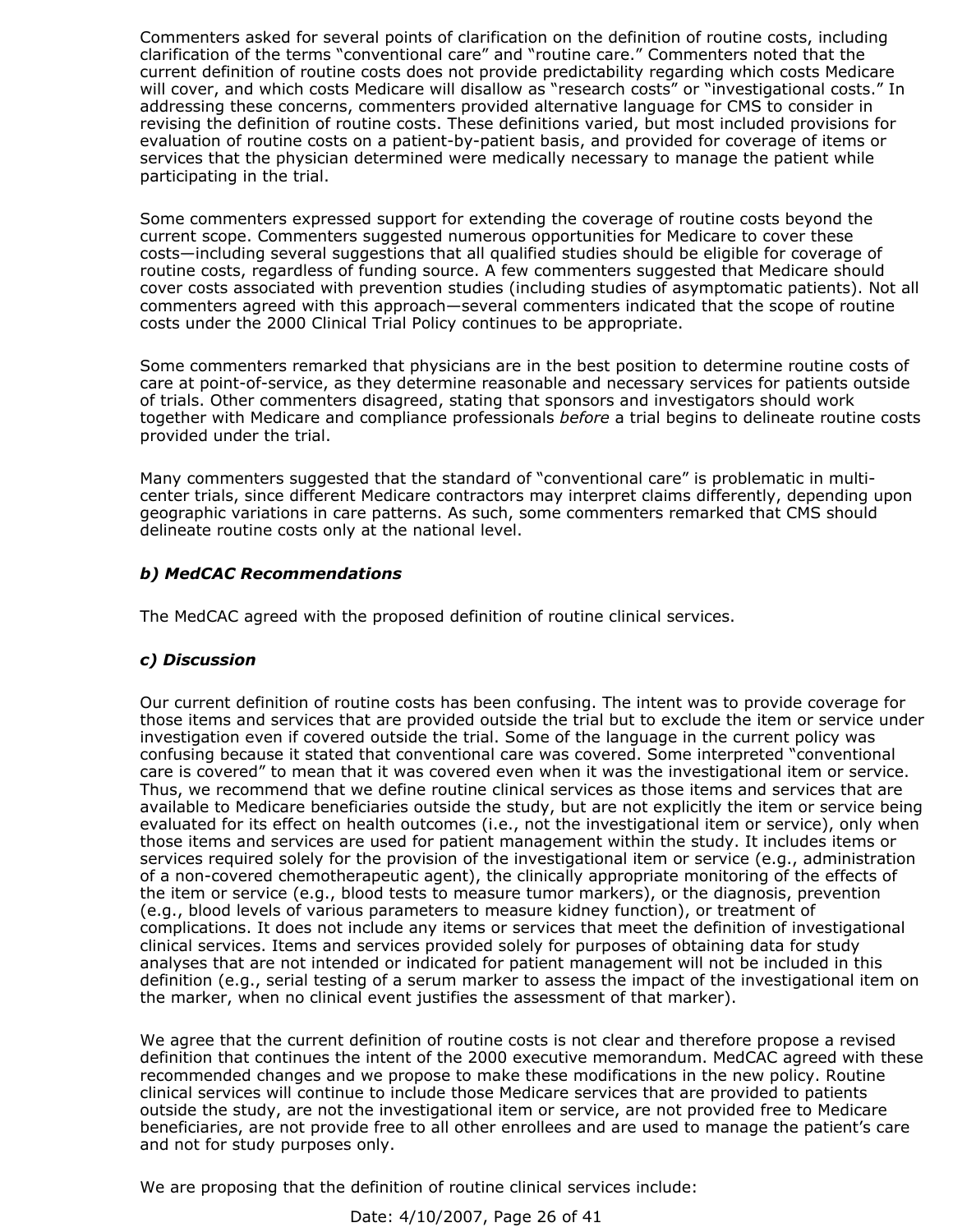Commenters asked for several points of clarification on the definition of routine costs, including clarification of the terms "conventional care" and "routine care." Commenters noted that the current definition of routine costs does not provide predictability regarding which costs Medicare will cover, and which costs Medicare will disallow as "research costs" or "investigational costs." In addressing these concerns, commenters provided alternative language for CMS to consider in revising the definition of routine costs. These definitions varied, but most included provisions for evaluation of routine costs on a patient-by-patient basis, and provided for coverage of items or services that the physician determined were medically necessary to manage the patient while participating in the trial.

Some commenters expressed support for extending the coverage of routine costs beyond the current scope. Commenters suggested numerous opportunities for Medicare to cover these costs—including several suggestions that all qualified studies should be eligible for coverage of routine costs, regardless of funding source. A few commenters suggested that Medicare should cover costs associated with prevention studies (including studies of asymptomatic patients). Not all commenters agreed with this approach—several commenters indicated that the scope of routine costs under the 2000 Clinical Trial Policy continues to be appropriate.

Some commenters remarked that physicians are in the best position to determine routine costs of care at point-of-service, as they determine reasonable and necessary services for patients outside of trials. Other commenters disagreed, stating that sponsors and investigators should work together with Medicare and compliance professionals *before* a trial begins to delineate routine costs provided under the trial.

Many commenters suggested that the standard of "conventional care" is problematic in multi-center trials, since different Medicare contractors may interpret claims differently, depending upon geographic variations in care patterns. As such, some commenters remarked that CMS should delineate routine costs only at the national level.

***b) MedCAC Recommendations***

The MedCAC agreed with the proposed definition of routine clinical services.

***c) Discussion***

Our current definition of routine costs has been confusing. The intent was to provide coverage for those items and services that are provided outside the trial but to exclude the item or service under investigation even if covered outside the trial. Some of the language in the current policy was confusing because it stated that conventional care was covered. Some interpreted "conventional care is covered" to mean that it was covered even when it was the investigational item or service. Thus, we recommend that we define routine clinical services as those items and services that are available to Medicare beneficiaries outside the study, but are not explicitly the item or service being evaluated for its effect on health outcomes (i.e., not the investigational item or service), only when those items and services are used for patient management within the study. It includes items or services required solely for the provision of the investigational item or service (e.g., administration of a non-covered chemotherapeutic agent), the clinically appropriate monitoring of the effects of the item or service (e.g., blood tests to measure tumor markers), or the diagnosis, prevention (e.g., blood levels of various parameters to measure kidney function), or treatment of complications. It does not include any items or services that meet the definition of investigational clinical services. Items and services provided solely for purposes of obtaining data for study analyses that are not intended or indicated for patient management will not be included in this definition (e.g., serial testing of a serum marker to assess the impact of the investigational item on the marker, when no clinical event justifies the assessment of that marker).

We agree that the current definition of routine costs is not clear and therefore propose a revised definition that continues the intent of the 2000 executive memorandum. MedCAC agreed with these recommended changes and we propose to make these modifications in the new policy. Routine clinical services will continue to include those Medicare services that are provided to patients outside the study, are not the investigational item or service, are not provided free to Medicare beneficiaries, are not provide free to all other enrollees and are used to manage the patient's care and not for study purposes only.

We are proposing that the definition of routine clinical services include: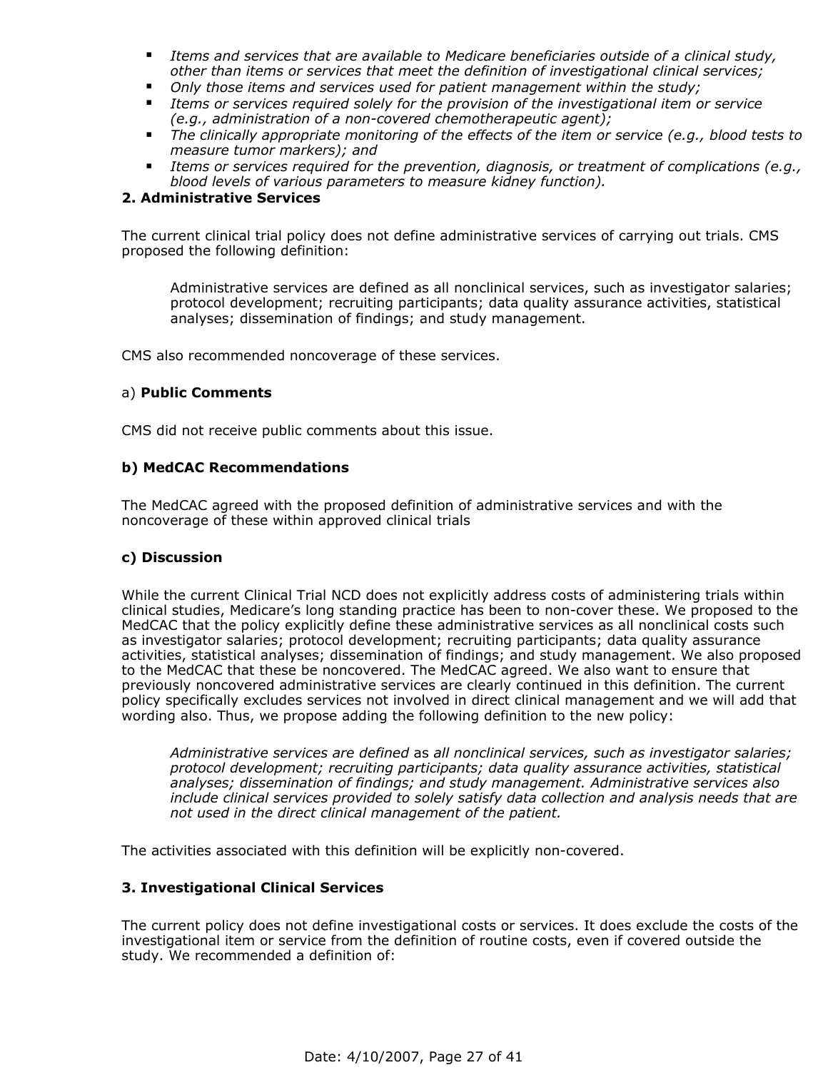- *Items and services that are available to Medicare beneficiaries outside of a clinical study, other than items or services that meet the definition of investigational clinical services;*
- *Only those items and services used for patient management within the study;*
- *Items or services required solely for the provision of the investigational item or service (e.g., administration of a non-covered chemotherapeutic agent);*
- *The clinically appropriate monitoring of the effects of the item or service (e.g., blood tests to measure tumor markers); and*
- *Items or services required for the prevention, diagnosis, or treatment of complications (e.g., blood levels of various parameters to measure kidney function).*

**2. Administrative Services**

The current clinical trial policy does not define administrative services of carrying out trials. CMS proposed the following definition:

> Administrative services are defined as all nonclinical services, such as investigator salaries; protocol development; recruiting participants; data quality assurance activities, statistical analyses; dissemination of findings; and study management.

CMS also recommended noncoverage of these services.

a) **Public Comments**

CMS did not receive public comments about this issue.

**b) MedCAC Recommendations**

The MedCAC agreed with the proposed definition of administrative services and with the noncoverage of these within approved clinical trials

**c) Discussion**

While the current Clinical Trial NCD does not explicitly address costs of administering trials within clinical studies, Medicare's long standing practice has been to non-cover these. We proposed to the MedCAC that the policy explicitly define these administrative services as all nonclinical costs such as investigator salaries; protocol development; recruiting participants; data quality assurance activities, statistical analyses; dissemination of findings; and study management. We also proposed to the MedCAC that these be noncovered. The MedCAC agreed. We also want to ensure that previously noncovered administrative services are clearly continued in this definition. The current policy specifically excludes services not involved in direct clinical management and we will add that wording also. Thus, we propose adding the following definition to the new policy:

> *Administrative services are defined* as *all nonclinical services, such as investigator salaries; protocol development; recruiting participants; data quality assurance activities, statistical analyses; dissemination of findings; and study management. Administrative services also include clinical services provided to solely satisfy data collection and analysis needs that are not used in the direct clinical management of the patient.*

The activities associated with this definition will be explicitly non-covered.

**3. Investigational Clinical Services**

The current policy does not define investigational costs or services. It does exclude the costs of the investigational item or service from the definition of routine costs, even if covered outside the study. We recommended a definition of: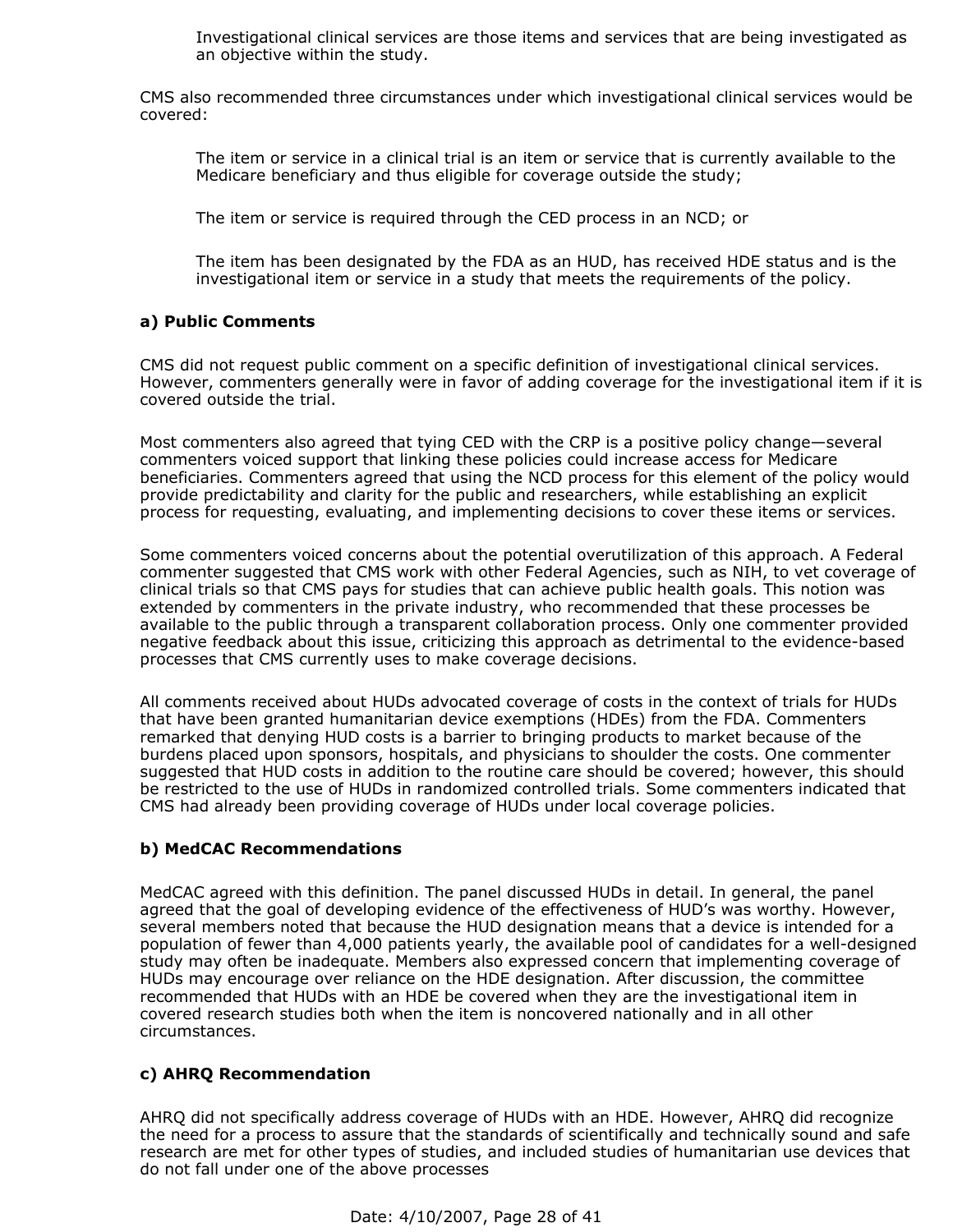Investigational clinical services are those items and services that are being investigated as an objective within the study.

CMS also recommended three circumstances under which investigational clinical services would be covered:

The item or service in a clinical trial is an item or service that is currently available to the Medicare beneficiary and thus eligible for coverage outside the study;

The item or service is required through the CED process in an NCD; or

The item has been designated by the FDA as an HUD, has received HDE status and is the investigational item or service in a study that meets the requirements of the policy.

**a) Public Comments**

CMS did not request public comment on a specific definition of investigational clinical services. However, commenters generally were in favor of adding coverage for the investigational item if it is covered outside the trial.

Most commenters also agreed that tying CED with the CRP is a positive policy change—several commenters voiced support that linking these policies could increase access for Medicare beneficiaries. Commenters agreed that using the NCD process for this element of the policy would provide predictability and clarity for the public and researchers, while establishing an explicit process for requesting, evaluating, and implementing decisions to cover these items or services.

Some commenters voiced concerns about the potential overutilization of this approach. A Federal commenter suggested that CMS work with other Federal Agencies, such as NIH, to vet coverage of clinical trials so that CMS pays for studies that can achieve public health goals. This notion was extended by commenters in the private industry, who recommended that these processes be available to the public through a transparent collaboration process. Only one commenter provided negative feedback about this issue, criticizing this approach as detrimental to the evidence-based processes that CMS currently uses to make coverage decisions.

All comments received about HUDs advocated coverage of costs in the context of trials for HUDs that have been granted humanitarian device exemptions (HDEs) from the FDA. Commenters remarked that denying HUD costs is a barrier to bringing products to market because of the burdens placed upon sponsors, hospitals, and physicians to shoulder the costs. One commenter suggested that HUD costs in addition to the routine care should be covered; however, this should be restricted to the use of HUDs in randomized controlled trials. Some commenters indicated that CMS had already been providing coverage of HUDs under local coverage policies.

**b) MedCAC Recommendations**

MedCAC agreed with this definition. The panel discussed HUDs in detail. In general, the panel agreed that the goal of developing evidence of the effectiveness of HUD's was worthy. However, several members noted that because the HUD designation means that a device is intended for a population of fewer than 4,000 patients yearly, the available pool of candidates for a well-designed study may often be inadequate. Members also expressed concern that implementing coverage of HUDs may encourage over reliance on the HDE designation. After discussion, the committee recommended that HUDs with an HDE be covered when they are the investigational item in covered research studies both when the item is noncovered nationally and in all other circumstances.

**c) AHRQ Recommendation**

AHRQ did not specifically address coverage of HUDs with an HDE. However, AHRQ did recognize the need for a process to assure that the standards of scientifically and technically sound and safe research are met for other types of studies, and included studies of humanitarian use devices that do not fall under one of the above processes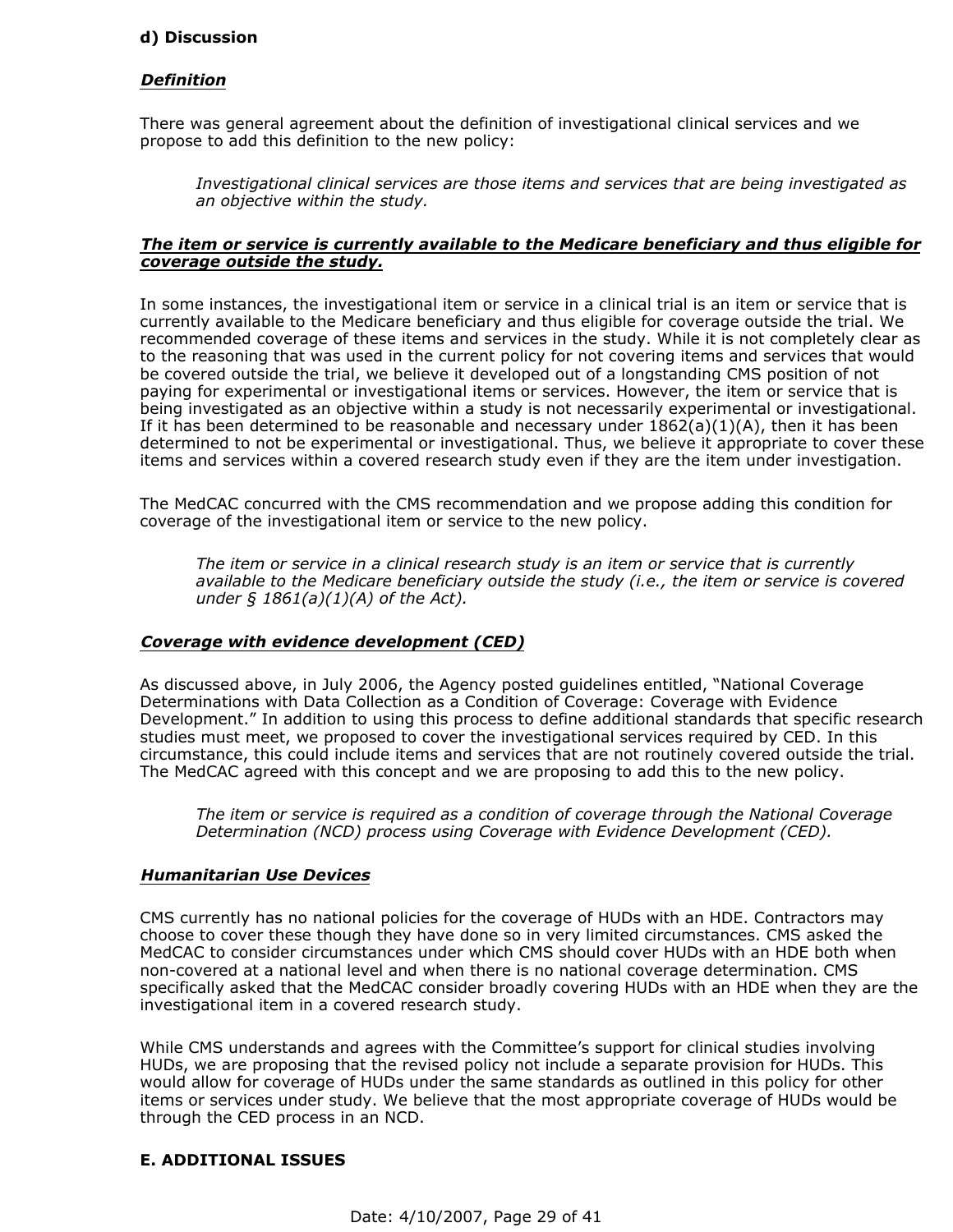**d) Discussion**

***Definition***

There was general agreement about the definition of investigational clinical services and we propose to add this definition to the new policy:

> *Investigational clinical services are those items and services that are being investigated as an objective within the study.*

***The item or service is currently available to the Medicare beneficiary and thus eligible for coverage outside the study.***

In some instances, the investigational item or service in a clinical trial is an item or service that is currently available to the Medicare beneficiary and thus eligible for coverage outside the trial. We recommended coverage of these items and services in the study. While it is not completely clear as to the reasoning that was used in the current policy for not covering items and services that would be covered outside the trial, we believe it developed out of a longstanding CMS position of not paying for experimental or investigational items or services. However, the item or service that is being investigated as an objective within a study is not necessarily experimental or investigational. If it has been determined to be reasonable and necessary under 1862(a)(1)(A), then it has been determined to not be experimental or investigational. Thus, we believe it appropriate to cover these items and services within a covered research study even if they are the item under investigation.

The MedCAC concurred with the CMS recommendation and we propose adding this condition for coverage of the investigational item or service to the new policy.

> *The item or service in a clinical research study is an item or service that is currently available to the Medicare beneficiary outside the study (i.e., the item or service is covered under § 1861(a)(1)(A) of the Act).*

***Coverage with evidence development (CED)***

As discussed above, in July 2006, the Agency posted guidelines entitled, "National Coverage Determinations with Data Collection as a Condition of Coverage: Coverage with Evidence Development." In addition to using this process to define additional standards that specific research studies must meet, we proposed to cover the investigational services required by CED. In this circumstance, this could include items and services that are not routinely covered outside the trial. The MedCAC agreed with this concept and we are proposing to add this to the new policy.

> *The item or service is required as a condition of coverage through the National Coverage Determination (NCD) process using Coverage with Evidence Development (CED).*

***Humanitarian Use Devices***

CMS currently has no national policies for the coverage of HUDs with an HDE. Contractors may choose to cover these though they have done so in very limited circumstances. CMS asked the MedCAC to consider circumstances under which CMS should cover HUDs with an HDE both when non-covered at a national level and when there is no national coverage determination. CMS specifically asked that the MedCAC consider broadly covering HUDs with an HDE when they are the investigational item in a covered research study.

While CMS understands and agrees with the Committee's support for clinical studies involving HUDs, we are proposing that the revised policy not include a separate provision for HUDs. This would allow for coverage of HUDs under the same standards as outlined in this policy for other items or services under study. We believe that the most appropriate coverage of HUDs would be through the CED process in an NCD.

**E. ADDITIONAL ISSUES**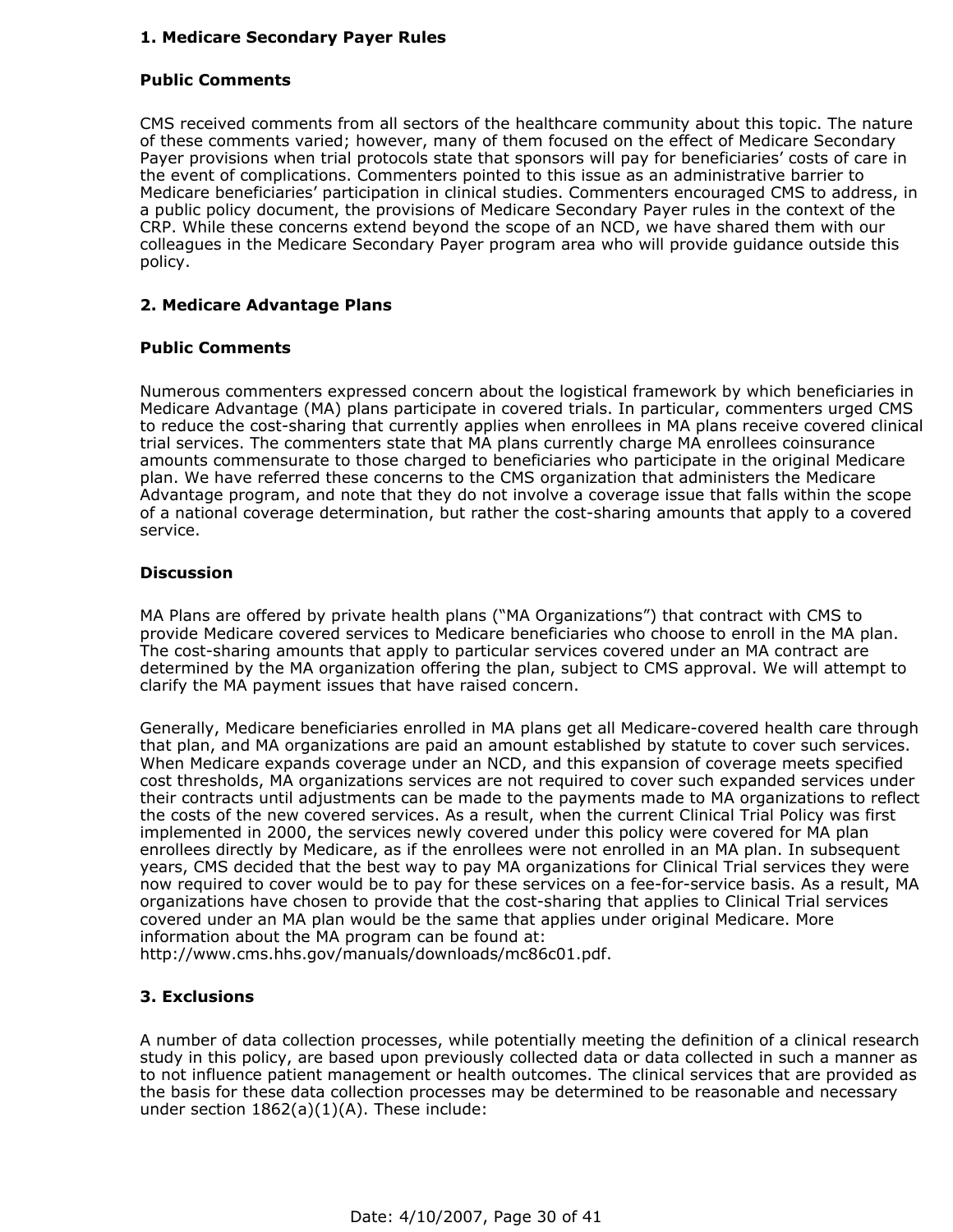### 1. Medicare Secondary Payer Rules

#### Public Comments

CMS received comments from all sectors of the healthcare community about this topic. The nature of these comments varied; however, many of them focused on the effect of Medicare Secondary Payer provisions when trial protocols state that sponsors will pay for beneficiaries' costs of care in the event of complications. Commenters pointed to this issue as an administrative barrier to Medicare beneficiaries' participation in clinical studies. Commenters encouraged CMS to address, in a public policy document, the provisions of Medicare Secondary Payer rules in the context of the CRP. While these concerns extend beyond the scope of an NCD, we have shared them with our colleagues in the Medicare Secondary Payer program area who will provide guidance outside this policy.

### 2. Medicare Advantage Plans

#### Public Comments

Numerous commenters expressed concern about the logistical framework by which beneficiaries in Medicare Advantage (MA) plans participate in covered trials. In particular, commenters urged CMS to reduce the cost-sharing that currently applies when enrollees in MA plans receive covered clinical trial services. The commenters state that MA plans currently charge MA enrollees coinsurance amounts commensurate to those charged to beneficiaries who participate in the original Medicare plan. We have referred these concerns to the CMS organization that administers the Medicare Advantage program, and note that they do not involve a coverage issue that falls within the scope of a national coverage determination, but rather the cost-sharing amounts that apply to a covered service.

#### Discussion

MA Plans are offered by private health plans ("MA Organizations") that contract with CMS to provide Medicare covered services to Medicare beneficiaries who choose to enroll in the MA plan. The cost-sharing amounts that apply to particular services covered under an MA contract are determined by the MA organization offering the plan, subject to CMS approval. We will attempt to clarify the MA payment issues that have raised concern.

Generally, Medicare beneficiaries enrolled in MA plans get all Medicare-covered health care through that plan, and MA organizations are paid an amount established by statute to cover such services. When Medicare expands coverage under an NCD, and this expansion of coverage meets specified cost thresholds, MA organizations services are not required to cover such expanded services under their contracts until adjustments can be made to the payments made to MA organizations to reflect the costs of the new covered services. As a result, when the current Clinical Trial Policy was first implemented in 2000, the services newly covered under this policy were covered for MA plan enrollees directly by Medicare, as if the enrollees were not enrolled in an MA plan. In subsequent years, CMS decided that the best way to pay MA organizations for Clinical Trial services they were now required to cover would be to pay for these services on a fee-for-service basis. As a result, MA organizations have chosen to provide that the cost-sharing that applies to Clinical Trial services covered under an MA plan would be the same that applies under original Medicare. More information about the MA program can be found at: http://www.cms.hhs.gov/manuals/downloads/mc86c01.pdf.

### 3. Exclusions

A number of data collection processes, while potentially meeting the definition of a clinical research study in this policy, are based upon previously collected data or data collected in such a manner as to not influence patient management or health outcomes. The clinical services that are provided as the basis for these data collection processes may be determined to be reasonable and necessary under section 1862(a)(1)(A). These include: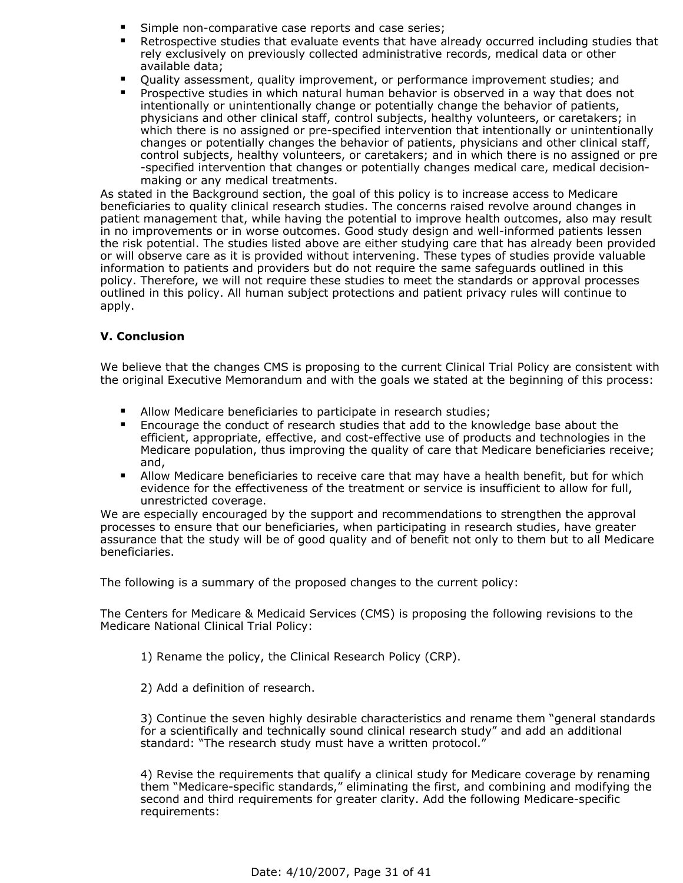- Simple non-comparative case reports and case series;
- Retrospective studies that evaluate events that have already occurred including studies that rely exclusively on previously collected administrative records, medical data or other available data;
- Quality assessment, quality improvement, or performance improvement studies; and
- Prospective studies in which natural human behavior is observed in a way that does not intentionally or unintentionally change or potentially change the behavior of patients, physicians and other clinical staff, control subjects, healthy volunteers, or caretakers; in which there is no assigned or pre-specified intervention that intentionally or unintentionally changes or potentially changes the behavior of patients, physicians and other clinical staff, control subjects, healthy volunteers, or caretakers; and in which there is no assigned or pre-specified intervention that changes or potentially changes medical care, medical decision-making or any medical treatments.

As stated in the Background section, the goal of this policy is to increase access to Medicare beneficiaries to quality clinical research studies. The concerns raised revolve around changes in patient management that, while having the potential to improve health outcomes, also may result in no improvements or in worse outcomes. Good study design and well-informed patients lessen the risk potential. The studies listed above are either studying care that has already been provided or will observe care as it is provided without intervening. These types of studies provide valuable information to patients and providers but do not require the same safeguards outlined in this policy. Therefore, we will not require these studies to meet the standards or approval processes outlined in this policy. All human subject protections and patient privacy rules will continue to apply.

**V. Conclusion**

We believe that the changes CMS is proposing to the current Clinical Trial Policy are consistent with the original Executive Memorandum and with the goals we stated at the beginning of this process:

- Allow Medicare beneficiaries to participate in research studies;
- Encourage the conduct of research studies that add to the knowledge base about the efficient, appropriate, effective, and cost-effective use of products and technologies in the Medicare population, thus improving the quality of care that Medicare beneficiaries receive; and,
- Allow Medicare beneficiaries to receive care that may have a health benefit, but for which evidence for the effectiveness of the treatment or service is insufficient to allow for full, unrestricted coverage.

We are especially encouraged by the support and recommendations to strengthen the approval processes to ensure that our beneficiaries, when participating in research studies, have greater assurance that the study will be of good quality and of benefit not only to them but to all Medicare beneficiaries.

The following is a summary of the proposed changes to the current policy:

The Centers for Medicare & Medicaid Services (CMS) is proposing the following revisions to the Medicare National Clinical Trial Policy:

1) Rename the policy, the Clinical Research Policy (CRP).

2) Add a definition of research.

3) Continue the seven highly desirable characteristics and rename them "general standards for a scientifically and technically sound clinical research study" and add an additional standard: "The research study must have a written protocol."

4) Revise the requirements that qualify a clinical study for Medicare coverage by renaming them "Medicare-specific standards," eliminating the first, and combining and modifying the second and third requirements for greater clarity. Add the following Medicare-specific requirements: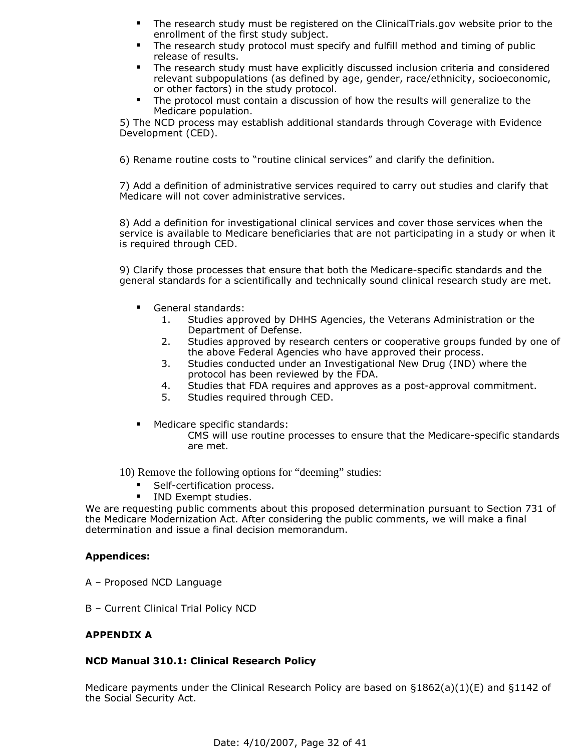- The research study must be registered on the ClinicalTrials.gov website prior to the enrollment of the first study subject.
- The research study protocol must specify and fulfill method and timing of public release of results.
- The research study must have explicitly discussed inclusion criteria and considered relevant subpopulations (as defined by age, gender, race/ethnicity, socioeconomic, or other factors) in the study protocol.
- The protocol must contain a discussion of how the results will generalize to the Medicare population.

5) The NCD process may establish additional standards through Coverage with Evidence Development (CED).

6) Rename routine costs to "routine clinical services" and clarify the definition.

7) Add a definition of administrative services required to carry out studies and clarify that Medicare will not cover administrative services.

8) Add a definition for investigational clinical services and cover those services when the service is available to Medicare beneficiaries that are not participating in a study or when it is required through CED.

9) Clarify those processes that ensure that both the Medicare-specific standards and the general standards for a scientifically and technically sound clinical research study are met.

- General standards:
  1. Studies approved by DHHS Agencies, the Veterans Administration or the Department of Defense.
  2. Studies approved by research centers or cooperative groups funded by one of the above Federal Agencies who have approved their process.
  3. Studies conducted under an Investigational New Drug (IND) where the protocol has been reviewed by the FDA.
  4. Studies that FDA requires and approves as a post-approval commitment.
  5. Studies required through CED.

- Medicare specific standards:
  CMS will use routine processes to ensure that the Medicare-specific standards are met.

10) Remove the following options for "deeming" studies:

- Self-certification process.
- IND Exempt studies.

We are requesting public comments about this proposed determination pursuant to Section 731 of the Medicare Modernization Act. After considering the public comments, we will make a final determination and issue a final decision memorandum.

**Appendices:**

A – Proposed NCD Language

B – Current Clinical Trial Policy NCD

**APPENDIX A**

**NCD Manual 310.1: Clinical Research Policy**

Medicare payments under the Clinical Research Policy are based on §1862(a)(1)(E) and §1142 of the Social Security Act.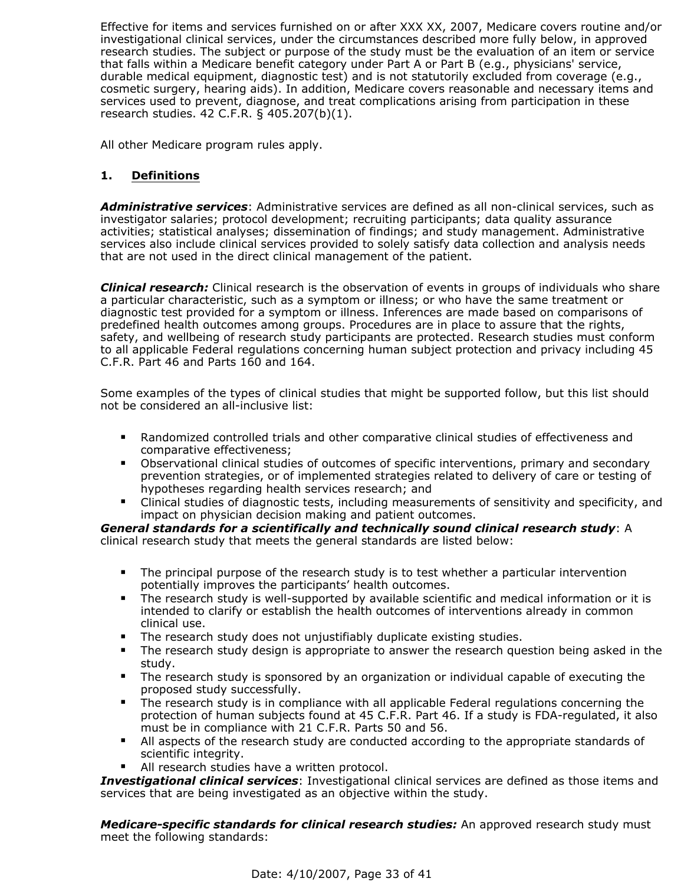Effective for items and services furnished on or after XXX XX, 2007, Medicare covers routine and/or investigational clinical services, under the circumstances described more fully below, in approved research studies. The subject or purpose of the study must be the evaluation of an item or service that falls within a Medicare benefit category under Part A or Part B (e.g., physicians' service, durable medical equipment, diagnostic test) and is not statutorily excluded from coverage (e.g., cosmetic surgery, hearing aids). In addition, Medicare covers reasonable and necessary items and services used to prevent, diagnose, and treat complications arising from participation in these research studies. 42 C.F.R. § 405.207(b)(1).

All other Medicare program rules apply.

## 1. Definitions

***Administrative services***: Administrative services are defined as all non-clinical services, such as investigator salaries; protocol development; recruiting participants; data quality assurance activities; statistical analyses; dissemination of findings; and study management. Administrative services also include clinical services provided to solely satisfy data collection and analysis needs that are not used in the direct clinical management of the patient.

***Clinical research:*** Clinical research is the observation of events in groups of individuals who share a particular characteristic, such as a symptom or illness; or who have the same treatment or diagnostic test provided for a symptom or illness. Inferences are made based on comparisons of predefined health outcomes among groups. Procedures are in place to assure that the rights, safety, and wellbeing of research study participants are protected. Research studies must conform to all applicable Federal regulations concerning human subject protection and privacy including 45 C.F.R. Part 46 and Parts 160 and 164.

Some examples of the types of clinical studies that might be supported follow, but this list should not be considered an all-inclusive list:

- Randomized controlled trials and other comparative clinical studies of effectiveness and comparative effectiveness;
- Observational clinical studies of outcomes of specific interventions, primary and secondary prevention strategies, or of implemented strategies related to delivery of care or testing of hypotheses regarding health services research; and
- Clinical studies of diagnostic tests, including measurements of sensitivity and specificity, and impact on physician decision making and patient outcomes.

***General standards for a scientifically and technically sound clinical research study***: A clinical research study that meets the general standards are listed below:

- The principal purpose of the research study is to test whether a particular intervention potentially improves the participants' health outcomes.
- The research study is well-supported by available scientific and medical information or it is intended to clarify or establish the health outcomes of interventions already in common clinical use.
- The research study does not unjustifiably duplicate existing studies.
- The research study design is appropriate to answer the research question being asked in the study.
- The research study is sponsored by an organization or individual capable of executing the proposed study successfully.
- The research study is in compliance with all applicable Federal regulations concerning the protection of human subjects found at 45 C.F.R. Part 46. If a study is FDA-regulated, it also must be in compliance with 21 C.F.R. Parts 50 and 56.
- All aspects of the research study are conducted according to the appropriate standards of scientific integrity.
- All research studies have a written protocol.

***Investigational clinical services***: Investigational clinical services are defined as those items and services that are being investigated as an objective within the study.

***Medicare-specific standards for clinical research studies:*** An approved research study must meet the following standards: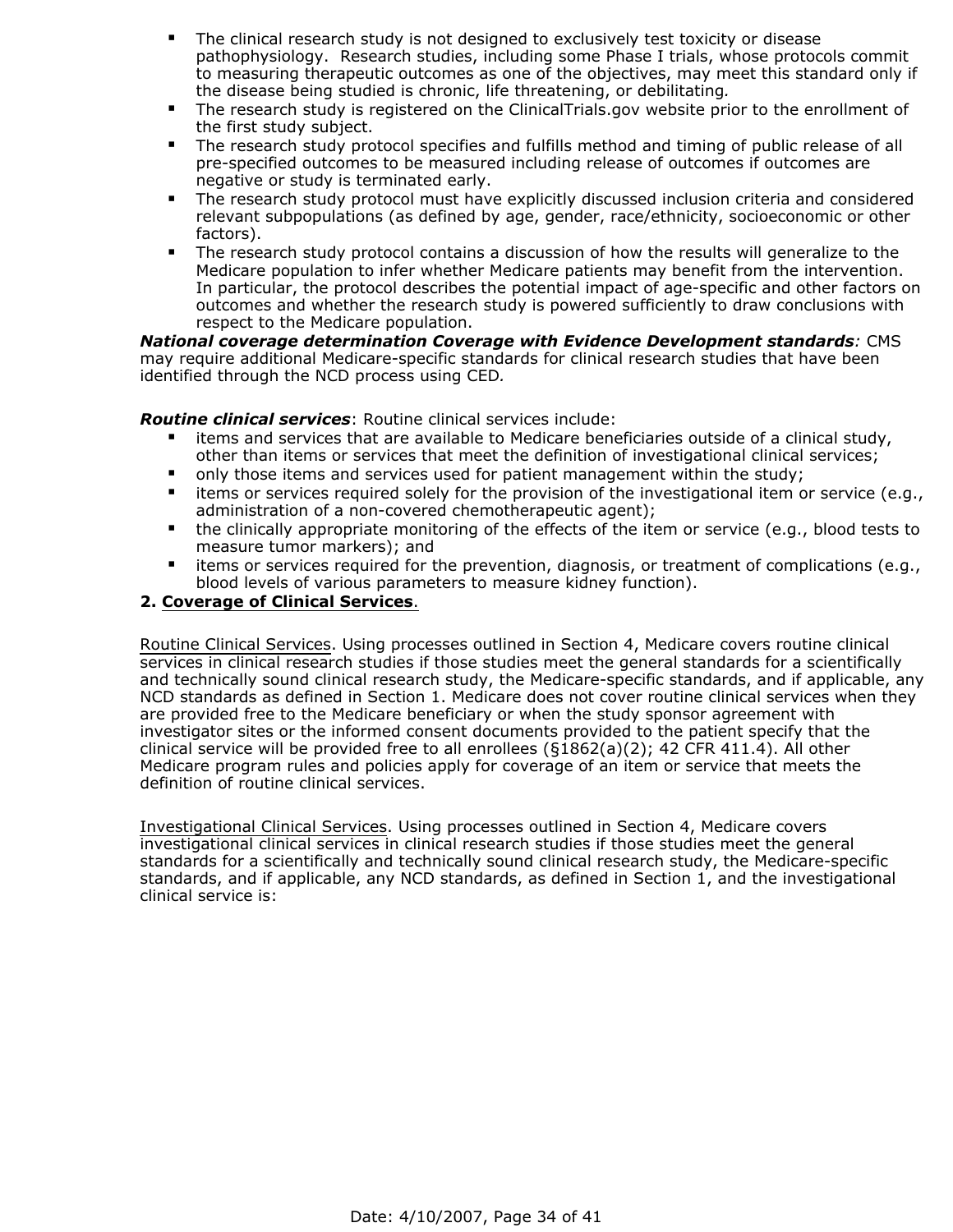- The clinical research study is not designed to exclusively test toxicity or disease pathophysiology. Research studies, including some Phase I trials, whose protocols commit to measuring therapeutic outcomes as one of the objectives, may meet this standard only if the disease being studied is chronic, life threatening, or debilitating.
- The research study is registered on the ClinicalTrials.gov website prior to the enrollment of the first study subject.
- The research study protocol specifies and fulfills method and timing of public release of all pre-specified outcomes to be measured including release of outcomes if outcomes are negative or study is terminated early.
- The research study protocol must have explicitly discussed inclusion criteria and considered relevant subpopulations (as defined by age, gender, race/ethnicity, socioeconomic or other factors).
- The research study protocol contains a discussion of how the results will generalize to the Medicare population to infer whether Medicare patients may benefit from the intervention. In particular, the protocol describes the potential impact of age-specific and other factors on outcomes and whether the research study is powered sufficiently to draw conclusions with respect to the Medicare population.

***National coverage determination Coverage with Evidence Development standards****:* CMS may require additional Medicare-specific standards for clinical research studies that have been identified through the NCD process using CED.

***Routine clinical services***: Routine clinical services include:

- items and services that are available to Medicare beneficiaries outside of a clinical study, other than items or services that meet the definition of investigational clinical services;
- only those items and services used for patient management within the study;
- items or services required solely for the provision of the investigational item or service (e.g., administration of a non-covered chemotherapeutic agent);
- the clinically appropriate monitoring of the effects of the item or service (e.g., blood tests to measure tumor markers); and
- items or services required for the prevention, diagnosis, or treatment of complications (e.g., blood levels of various parameters to measure kidney function).

**2. Coverage of Clinical Services**.

Routine Clinical Services. Using processes outlined in Section 4, Medicare covers routine clinical services in clinical research studies if those studies meet the general standards for a scientifically and technically sound clinical research study, the Medicare-specific standards, and if applicable, any NCD standards as defined in Section 1. Medicare does not cover routine clinical services when they are provided free to the Medicare beneficiary or when the study sponsor agreement with investigator sites or the informed consent documents provided to the patient specify that the clinical service will be provided free to all enrollees (§1862(a)(2); 42 CFR 411.4). All other Medicare program rules and policies apply for coverage of an item or service that meets the definition of routine clinical services.

Investigational Clinical Services. Using processes outlined in Section 4, Medicare covers investigational clinical services in clinical research studies if those studies meet the general standards for a scientifically and technically sound clinical research study, the Medicare-specific standards, and if applicable, any NCD standards, as defined in Section 1, and the investigational clinical service is: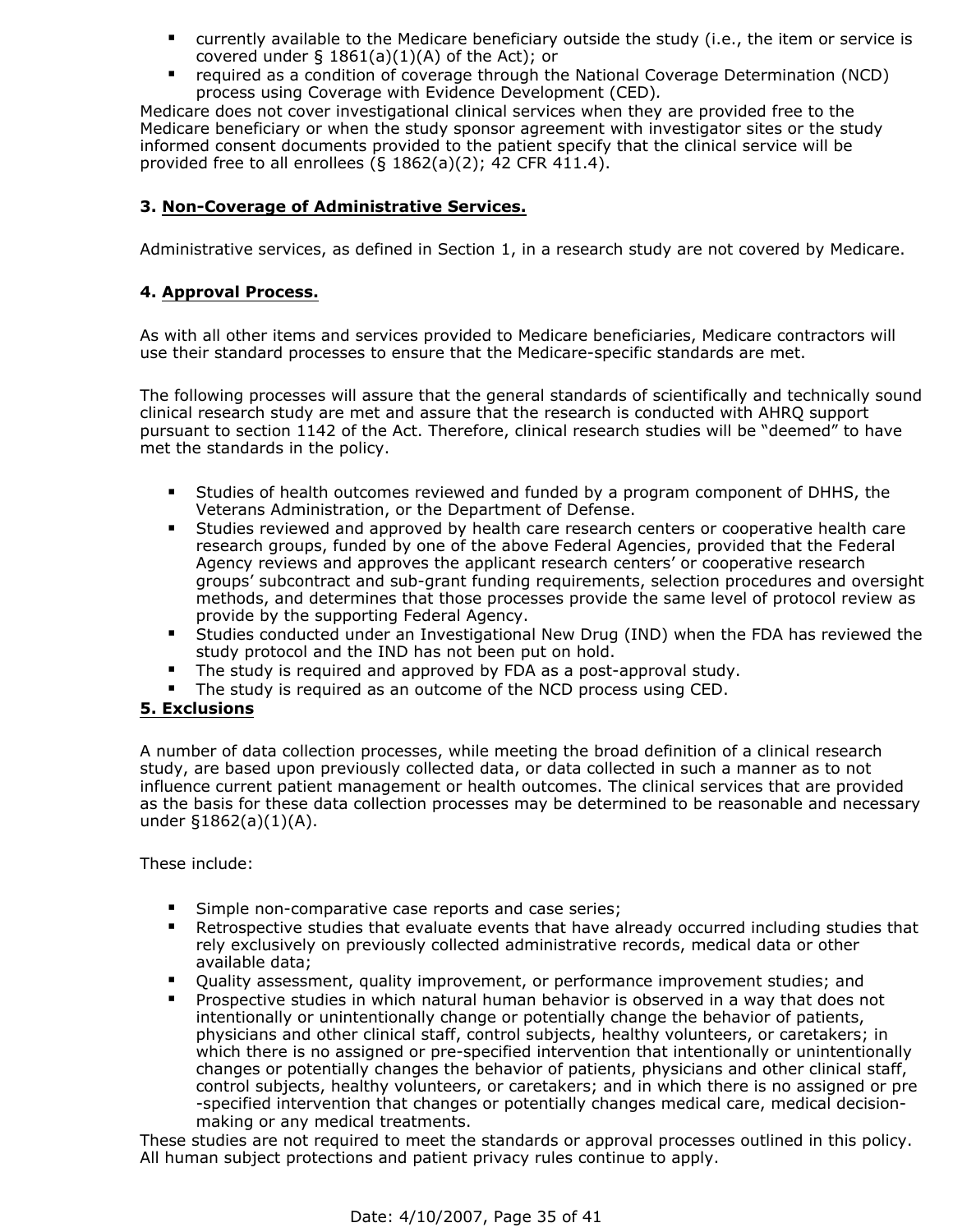- currently available to the Medicare beneficiary outside the study (i.e., the item or service is covered under § 1861(a)(1)(A) of the Act); or
- required as a condition of coverage through the National Coverage Determination (NCD) process using Coverage with Evidence Development (CED).

Medicare does not cover investigational clinical services when they are provided free to the Medicare beneficiary or when the study sponsor agreement with investigator sites or the study informed consent documents provided to the patient specify that the clinical service will be provided free to all enrollees (§ 1862(a)(2); 42 CFR 411.4).

**3. Non-Coverage of Administrative Services.**

Administrative services, as defined in Section 1, in a research study are not covered by Medicare.

**4. Approval Process.**

As with all other items and services provided to Medicare beneficiaries, Medicare contractors will use their standard processes to ensure that the Medicare-specific standards are met.

The following processes will assure that the general standards of scientifically and technically sound clinical research study are met and assure that the research is conducted with AHRQ support pursuant to section 1142 of the Act. Therefore, clinical research studies will be "deemed" to have met the standards in the policy.

- Studies of health outcomes reviewed and funded by a program component of DHHS, the Veterans Administration, or the Department of Defense.
- Studies reviewed and approved by health care research centers or cooperative health care research groups, funded by one of the above Federal Agencies, provided that the Federal Agency reviews and approves the applicant research centers' or cooperative research groups' subcontract and sub-grant funding requirements, selection procedures and oversight methods, and determines that those processes provide the same level of protocol review as provide by the supporting Federal Agency.
- Studies conducted under an Investigational New Drug (IND) when the FDA has reviewed the study protocol and the IND has not been put on hold.
- The study is required and approved by FDA as a post-approval study.
- The study is required as an outcome of the NCD process using CED.

**5. Exclusions**

A number of data collection processes, while meeting the broad definition of a clinical research study, are based upon previously collected data, or data collected in such a manner as to not influence current patient management or health outcomes. The clinical services that are provided as the basis for these data collection processes may be determined to be reasonable and necessary under §1862(a)(1)(A).

These include:

- Simple non-comparative case reports and case series;
- Retrospective studies that evaluate events that have already occurred including studies that rely exclusively on previously collected administrative records, medical data or other available data;
- Quality assessment, quality improvement, or performance improvement studies; and
- Prospective studies in which natural human behavior is observed in a way that does not intentionally or unintentionally change or potentially change the behavior of patients, physicians and other clinical staff, control subjects, healthy volunteers, or caretakers; in which there is no assigned or pre-specified intervention that intentionally or unintentionally changes or potentially changes the behavior of patients, physicians and other clinical staff, control subjects, healthy volunteers, or caretakers; and in which there is no assigned or pre-specified intervention that changes or potentially changes medical care, medical decision-making or any medical treatments.

These studies are not required to meet the standards or approval processes outlined in this policy. All human subject protections and patient privacy rules continue to apply.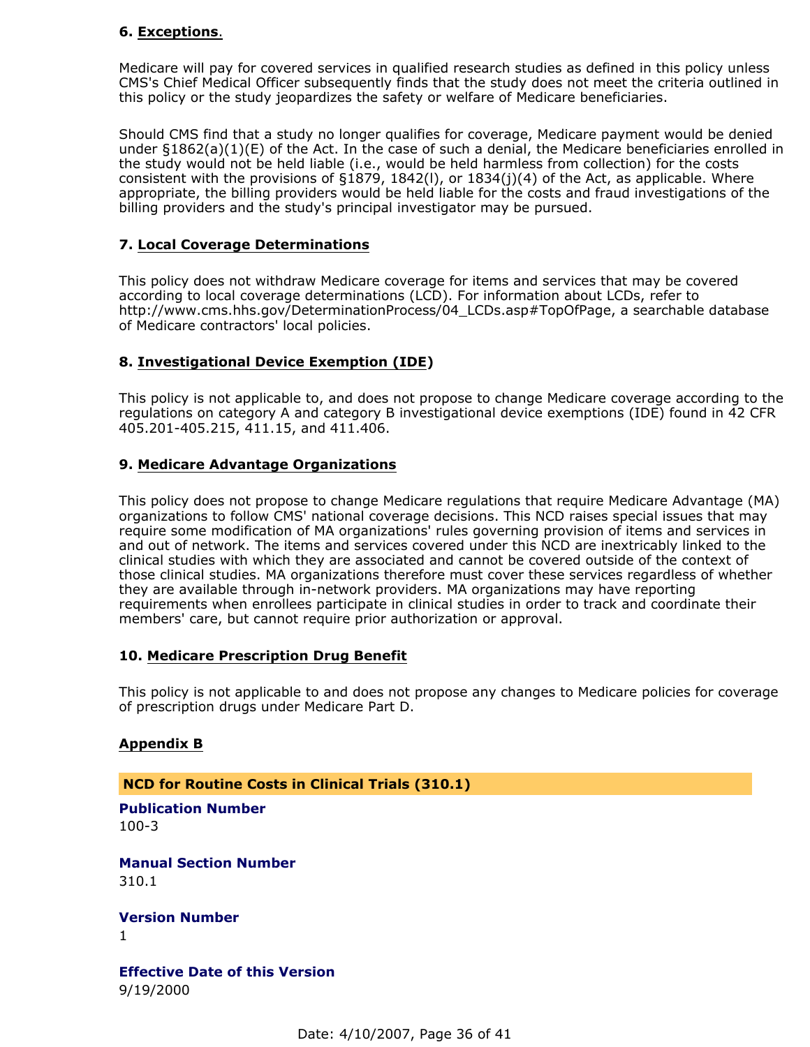**6. Exceptions.**

Medicare will pay for covered services in qualified research studies as defined in this policy unless CMS's Chief Medical Officer subsequently finds that the study does not meet the criteria outlined in this policy or the study jeopardizes the safety or welfare of Medicare beneficiaries.

Should CMS find that a study no longer qualifies for coverage, Medicare payment would be denied under §1862(a)(1)(E) of the Act. In the case of such a denial, the Medicare beneficiaries enrolled in the study would not be held liable (i.e., would be held harmless from collection) for the costs consistent with the provisions of §1879, 1842(l), or 1834(j)(4) of the Act, as applicable. Where appropriate, the billing providers would be held liable for the costs and fraud investigations of the billing providers and the study's principal investigator may be pursued.

**7. Local Coverage Determinations**

This policy does not withdraw Medicare coverage for items and services that may be covered according to local coverage determinations (LCD). For information about LCDs, refer to http://www.cms.hhs.gov/DeterminationProcess/04_LCDs.asp#TopOfPage, a searchable database of Medicare contractors' local policies.

**8. Investigational Device Exemption (IDE)**

This policy is not applicable to, and does not propose to change Medicare coverage according to the regulations on category A and category B investigational device exemptions (IDE) found in 42 CFR 405.201-405.215, 411.15, and 411.406.

**9. Medicare Advantage Organizations**

This policy does not propose to change Medicare regulations that require Medicare Advantage (MA) organizations to follow CMS' national coverage decisions. This NCD raises special issues that may require some modification of MA organizations' rules governing provision of items and services in and out of network. The items and services covered under this NCD are inextricably linked to the clinical studies with which they are associated and cannot be covered outside of the context of those clinical studies. MA organizations therefore must cover these services regardless of whether they are available through in-network providers. MA organizations may have reporting requirements when enrollees participate in clinical studies in order to track and coordinate their members' care, but cannot require prior authorization or approval.

**10. Medicare Prescription Drug Benefit**

This policy is not applicable to and does not propose any changes to Medicare policies for coverage of prescription drugs under Medicare Part D.

## Appendix B

### NCD for Routine Costs in Clinical Trials (310.1)

**Publication Number**
100-3

**Manual Section Number**
310.1

**Version Number**
1

**Effective Date of this Version**
9/19/2000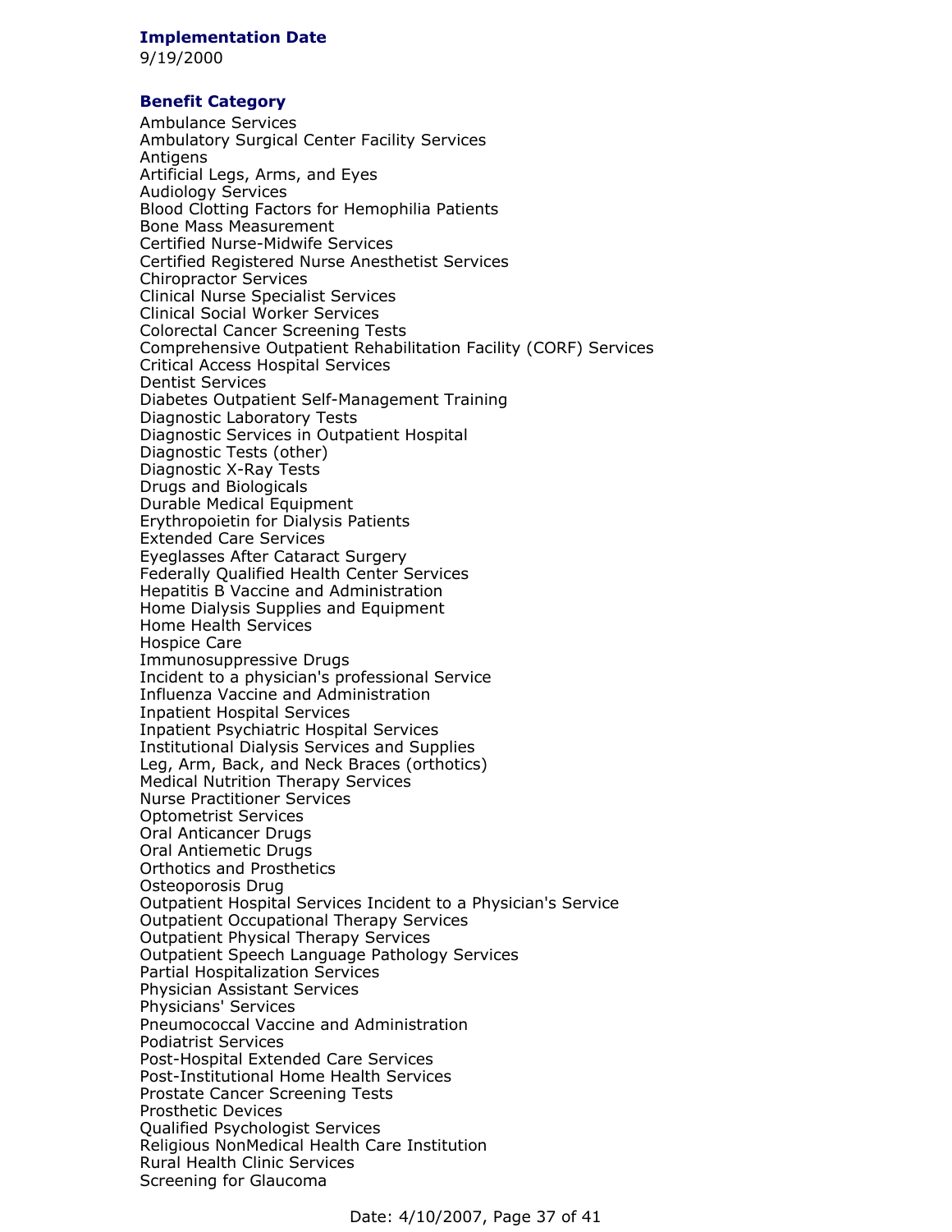**Implementation Date**

9/19/2000

**Benefit Category**

Ambulance Services
Ambulatory Surgical Center Facility Services
Antigens
Artificial Legs, Arms, and Eyes
Audiology Services
Blood Clotting Factors for Hemophilia Patients
Bone Mass Measurement
Certified Nurse-Midwife Services
Certified Registered Nurse Anesthetist Services
Chiropractor Services
Clinical Nurse Specialist Services
Clinical Social Worker Services
Colorectal Cancer Screening Tests
Comprehensive Outpatient Rehabilitation Facility (CORF) Services
Critical Access Hospital Services
Dentist Services
Diabetes Outpatient Self-Management Training
Diagnostic Laboratory Tests
Diagnostic Services in Outpatient Hospital
Diagnostic Tests (other)
Diagnostic X-Ray Tests
Drugs and Biologicals
Durable Medical Equipment
Erythropoietin for Dialysis Patients
Extended Care Services
Eyeglasses After Cataract Surgery
Federally Qualified Health Center Services
Hepatitis B Vaccine and Administration
Home Dialysis Supplies and Equipment
Home Health Services
Hospice Care
Immunosuppressive Drugs
Incident to a physician's professional Service
Influenza Vaccine and Administration
Inpatient Hospital Services
Inpatient Psychiatric Hospital Services
Institutional Dialysis Services and Supplies
Leg, Arm, Back, and Neck Braces (orthotics)
Medical Nutrition Therapy Services
Nurse Practitioner Services
Optometrist Services
Oral Anticancer Drugs
Oral Antiemetic Drugs
Orthotics and Prosthetics
Osteoporosis Drug
Outpatient Hospital Services Incident to a Physician's Service
Outpatient Occupational Therapy Services
Outpatient Physical Therapy Services
Outpatient Speech Language Pathology Services
Partial Hospitalization Services
Physician Assistant Services
Physicians' Services
Pneumococcal Vaccine and Administration
Podiatrist Services
Post-Hospital Extended Care Services
Post-Institutional Home Health Services
Prostate Cancer Screening Tests
Prosthetic Devices
Qualified Psychologist Services
Religious NonMedical Health Care Institution
Rural Health Clinic Services
Screening for Glaucoma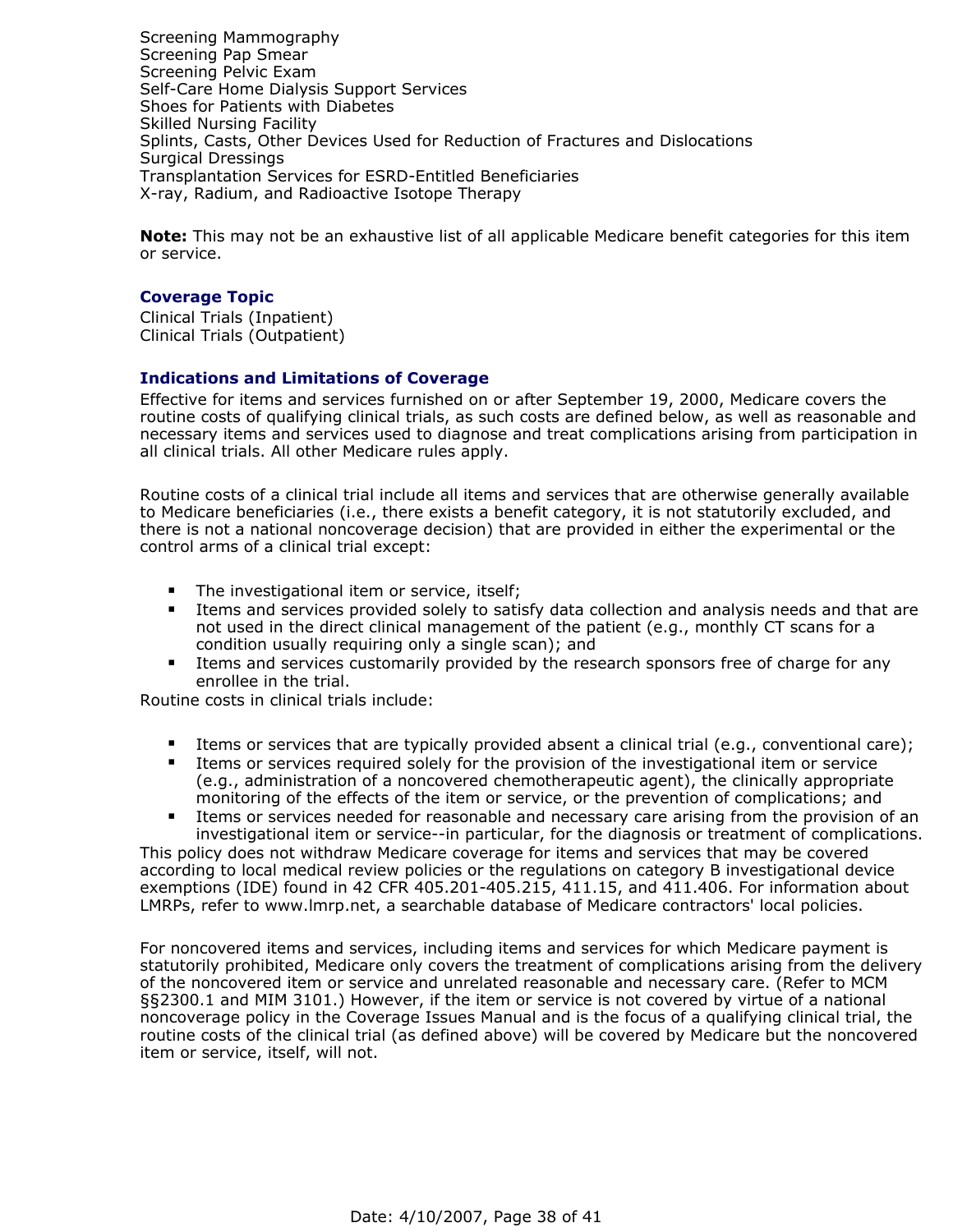Screening Mammography
Screening Pap Smear
Screening Pelvic Exam
Self-Care Home Dialysis Support Services
Shoes for Patients with Diabetes
Skilled Nursing Facility
Splints, Casts, Other Devices Used for Reduction of Fractures and Dislocations
Surgical Dressings
Transplantation Services for ESRD-Entitled Beneficiaries
X-ray, Radium, and Radioactive Isotope Therapy

**Note:** This may not be an exhaustive list of all applicable Medicare benefit categories for this item or service.

### Coverage Topic

Clinical Trials (Inpatient)
Clinical Trials (Outpatient)

### Indications and Limitations of Coverage

Effective for items and services furnished on or after September 19, 2000, Medicare covers the routine costs of qualifying clinical trials, as such costs are defined below, as well as reasonable and necessary items and services used to diagnose and treat complications arising from participation in all clinical trials. All other Medicare rules apply.

Routine costs of a clinical trial include all items and services that are otherwise generally available to Medicare beneficiaries (i.e., there exists a benefit category, it is not statutorily excluded, and there is not a national noncoverage decision) that are provided in either the experimental or the control arms of a clinical trial except:

- The investigational item or service, itself;
- Items and services provided solely to satisfy data collection and analysis needs and that are not used in the direct clinical management of the patient (e.g., monthly CT scans for a condition usually requiring only a single scan); and
- Items and services customarily provided by the research sponsors free of charge for any enrollee in the trial.

Routine costs in clinical trials include:

- Items or services that are typically provided absent a clinical trial (e.g., conventional care);
- Items or services required solely for the provision of the investigational item or service (e.g., administration of a noncovered chemotherapeutic agent), the clinically appropriate monitoring of the effects of the item or service, or the prevention of complications; and
- Items or services needed for reasonable and necessary care arising from the provision of an investigational item or service--in particular, for the diagnosis or treatment of complications.

This policy does not withdraw Medicare coverage for items and services that may be covered according to local medical review policies or the regulations on category B investigational device exemptions (IDE) found in 42 CFR 405.201-405.215, 411.15, and 411.406. For information about LMRPs, refer to www.lmrp.net, a searchable database of Medicare contractors' local policies.

For noncovered items and services, including items and services for which Medicare payment is statutorily prohibited, Medicare only covers the treatment of complications arising from the delivery of the noncovered item or service and unrelated reasonable and necessary care. (Refer to MCM §§2300.1 and MIM 3101.) However, if the item or service is not covered by virtue of a national noncoverage policy in the Coverage Issues Manual and is the focus of a qualifying clinical trial, the routine costs of the clinical trial (as defined above) will be covered by Medicare but the noncovered item or service, itself, will not.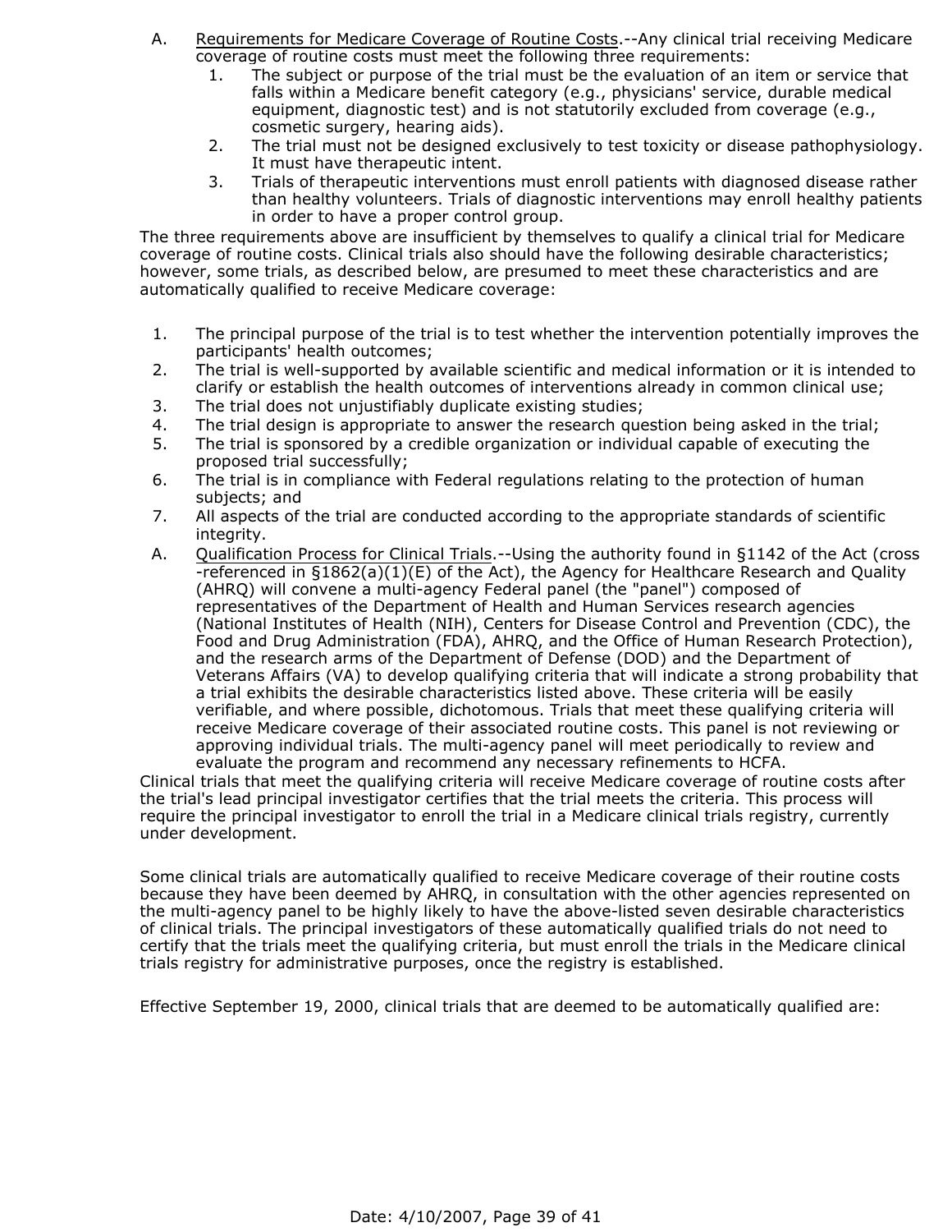A. Requirements for Medicare Coverage of Routine Costs.--Any clinical trial receiving Medicare coverage of routine costs must meet the following three requirements:

1. The subject or purpose of the trial must be the evaluation of an item or service that falls within a Medicare benefit category (e.g., physicians' service, durable medical equipment, diagnostic test) and is not statutorily excluded from coverage (e.g., cosmetic surgery, hearing aids).
2. The trial must not be designed exclusively to test toxicity or disease pathophysiology. It must have therapeutic intent.
3. Trials of therapeutic interventions must enroll patients with diagnosed disease rather than healthy volunteers. Trials of diagnostic interventions may enroll healthy patients in order to have a proper control group.

The three requirements above are insufficient by themselves to qualify a clinical trial for Medicare coverage of routine costs. Clinical trials also should have the following desirable characteristics; however, some trials, as described below, are presumed to meet these characteristics and are automatically qualified to receive Medicare coverage:

1. The principal purpose of the trial is to test whether the intervention potentially improves the participants' health outcomes;
2. The trial is well-supported by available scientific and medical information or it is intended to clarify or establish the health outcomes of interventions already in common clinical use;
3. The trial does not unjustifiably duplicate existing studies;
4. The trial design is appropriate to answer the research question being asked in the trial;
5. The trial is sponsored by a credible organization or individual capable of executing the proposed trial successfully;
6. The trial is in compliance with Federal regulations relating to the protection of human subjects; and
7. All aspects of the trial are conducted according to the appropriate standards of scientific integrity.

A. Qualification Process for Clinical Trials.--Using the authority found in §1142 of the Act (cross -referenced in §1862(a)(1)(E) of the Act), the Agency for Healthcare Research and Quality (AHRQ) will convene a multi-agency Federal panel (the "panel") composed of representatives of the Department of Health and Human Services research agencies (National Institutes of Health (NIH), Centers for Disease Control and Prevention (CDC), the Food and Drug Administration (FDA), AHRQ, and the Office of Human Research Protection), and the research arms of the Department of Defense (DOD) and the Department of Veterans Affairs (VA) to develop qualifying criteria that will indicate a strong probability that a trial exhibits the desirable characteristics listed above. These criteria will be easily verifiable, and where possible, dichotomous. Trials that meet these qualifying criteria will receive Medicare coverage of their associated routine costs. This panel is not reviewing or approving individual trials. The multi-agency panel will meet periodically to review and evaluate the program and recommend any necessary refinements to HCFA.

Clinical trials that meet the qualifying criteria will receive Medicare coverage of routine costs after the trial's lead principal investigator certifies that the trial meets the criteria. This process will require the principal investigator to enroll the trial in a Medicare clinical trials registry, currently under development.

Some clinical trials are automatically qualified to receive Medicare coverage of their routine costs because they have been deemed by AHRQ, in consultation with the other agencies represented on the multi-agency panel to be highly likely to have the above-listed seven desirable characteristics of clinical trials. The principal investigators of these automatically qualified trials do not need to certify that the trials meet the qualifying criteria, but must enroll the trials in the Medicare clinical trials registry for administrative purposes, once the registry is established.

Effective September 19, 2000, clinical trials that are deemed to be automatically qualified are: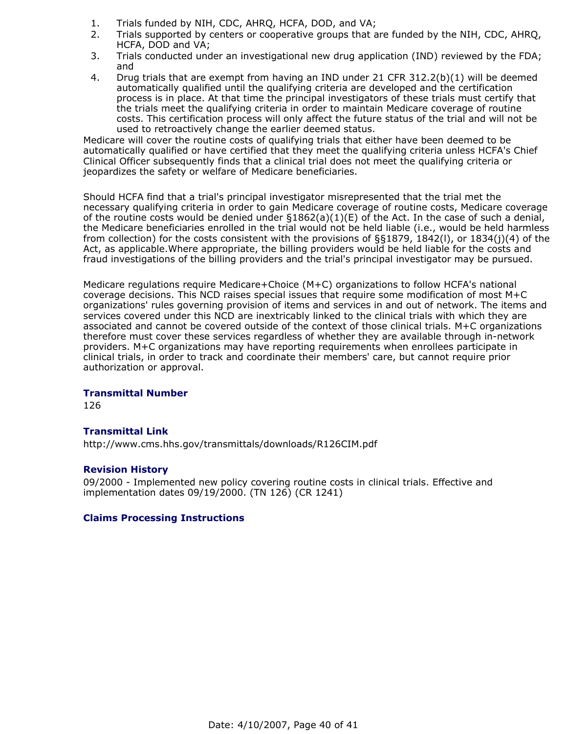1. Trials funded by NIH, CDC, AHRQ, HCFA, DOD, and VA;
2. Trials supported by centers or cooperative groups that are funded by the NIH, CDC, AHRQ, HCFA, DOD and VA;
3. Trials conducted under an investigational new drug application (IND) reviewed by the FDA; and
4. Drug trials that are exempt from having an IND under 21 CFR 312.2(b)(1) will be deemed automatically qualified until the qualifying criteria are developed and the certification process is in place. At that time the principal investigators of these trials must certify that the trials meet the qualifying criteria in order to maintain Medicare coverage of routine costs. This certification process will only affect the future status of the trial and will not be used to retroactively change the earlier deemed status.

Medicare will cover the routine costs of qualifying trials that either have been deemed to be automatically qualified or have certified that they meet the qualifying criteria unless HCFA's Chief Clinical Officer subsequently finds that a clinical trial does not meet the qualifying criteria or jeopardizes the safety or welfare of Medicare beneficiaries.

Should HCFA find that a trial's principal investigator misrepresented that the trial met the necessary qualifying criteria in order to gain Medicare coverage of routine costs, Medicare coverage of the routine costs would be denied under §1862(a)(1)(E) of the Act. In the case of such a denial, the Medicare beneficiaries enrolled in the trial would not be held liable (i.e., would be held harmless from collection) for the costs consistent with the provisions of §§1879, 1842(l), or 1834(j)(4) of the Act, as applicable.Where appropriate, the billing providers would be held liable for the costs and fraud investigations of the billing providers and the trial's principal investigator may be pursued.

Medicare regulations require Medicare+Choice (M+C) organizations to follow HCFA's national coverage decisions. This NCD raises special issues that require some modification of most M+C organizations' rules governing provision of items and services in and out of network. The items and services covered under this NCD are inextricably linked to the clinical trials with which they are associated and cannot be covered outside of the context of those clinical trials. M+C organizations therefore must cover these services regardless of whether they are available through in-network providers. M+C organizations may have reporting requirements when enrollees participate in clinical trials, in order to track and coordinate their members' care, but cannot require prior authorization or approval.

### Transmittal Number

126

### Transmittal Link

http://www.cms.hhs.gov/transmittals/downloads/R126CIM.pdf

### Revision History

09/2000 - Implemented new policy covering routine costs in clinical trials. Effective and implementation dates 09/19/2000. (TN 126) (CR 1241)

### Claims Processing Instructions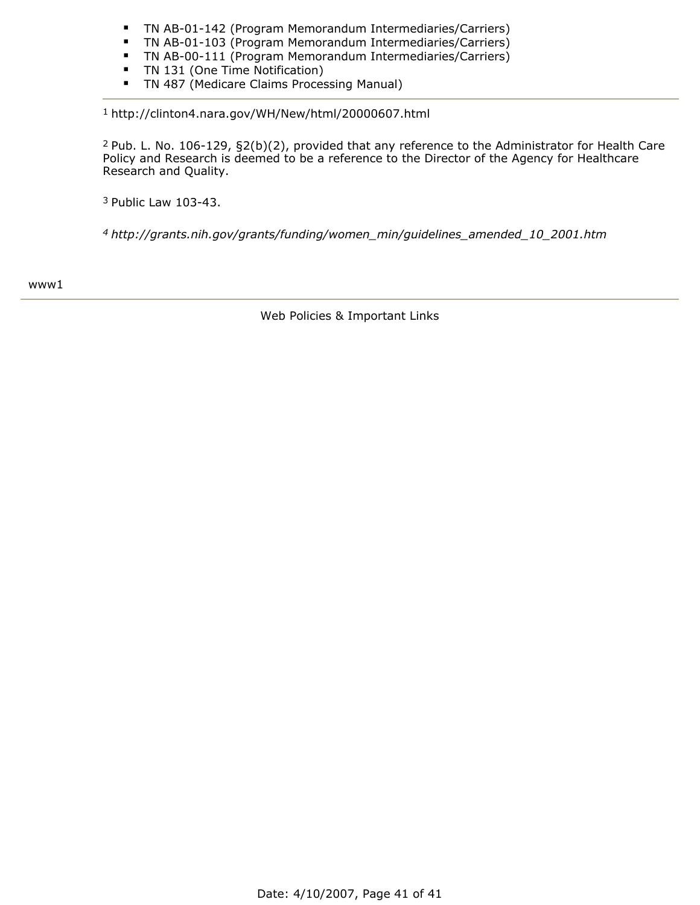- TN AB-01-142 (Program Memorandum Intermediaries/Carriers)
- TN AB-01-103 (Program Memorandum Intermediaries/Carriers)
- TN AB-00-111 (Program Memorandum Intermediaries/Carriers)
- TN 131 (One Time Notification)
- TN 487 (Medicare Claims Processing Manual)

---

[1] http://clinton4.nara.gov/WH/New/html/20000607.html

[2] Pub. L. No. 106-129, §2(b)(2), provided that any reference to the Administrator for Health Care Policy and Research is deemed to be a reference to the Director of the Agency for Healthcare Research and Quality.

[3] Public Law 103-43.

[4] *http://grants.nih.gov/grants/funding/women_min/guidelines_amended_10_2001.htm*

www1

---

Web Policies & Important Links